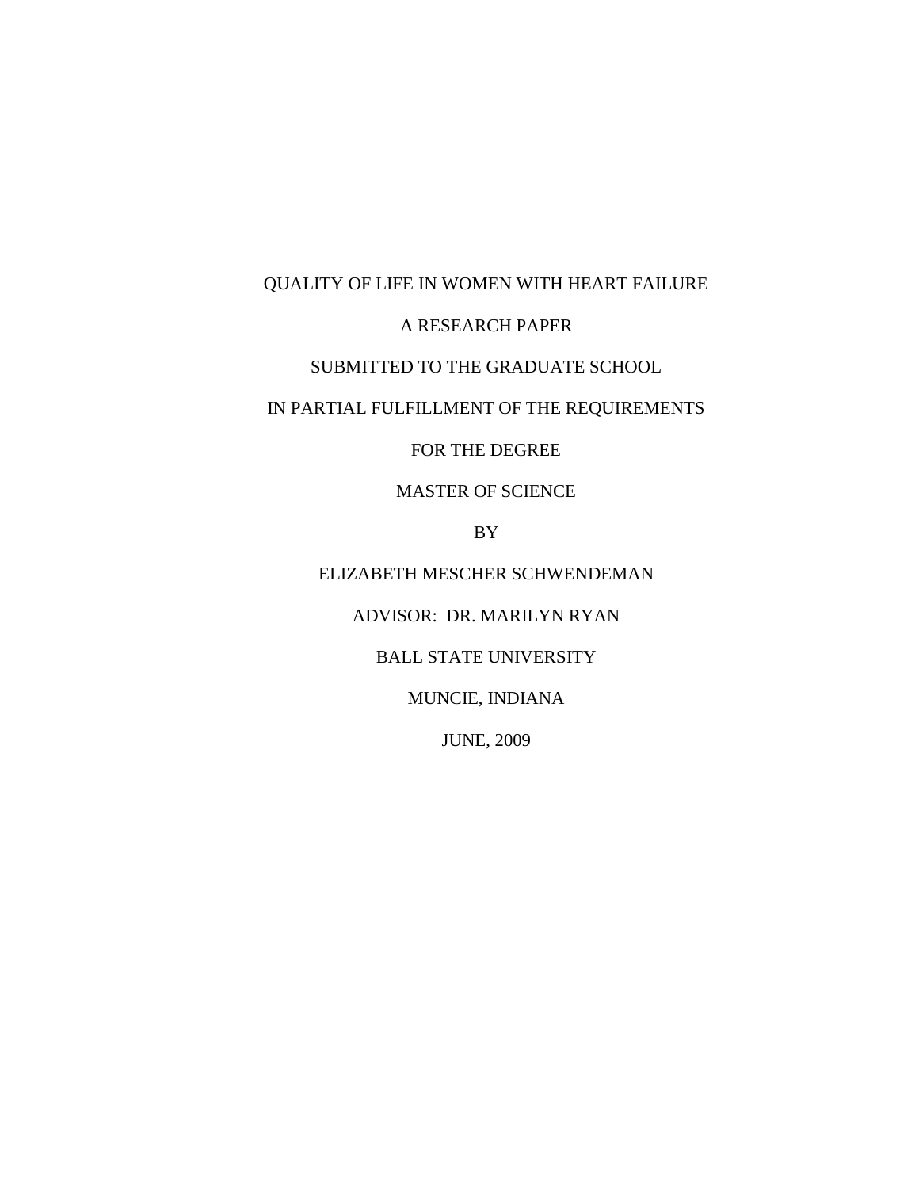# QUALITY OF LIFE IN WOMEN WITH HEART FAILURE

A RESEARCH PAPER

SUBMITTED TO THE GRADUATE SCHOOL

IN PARTIAL FULFILLMENT OF THE REQUIREMENTS

FOR THE DEGREE

MASTER OF SCIENCE

BY

ELIZABETH MESCHER SCHWENDEMAN

ADVISOR: DR. MARILYN RYAN

BALL STATE UNIVERSITY

MUNCIE, INDIANA

JUNE, 2009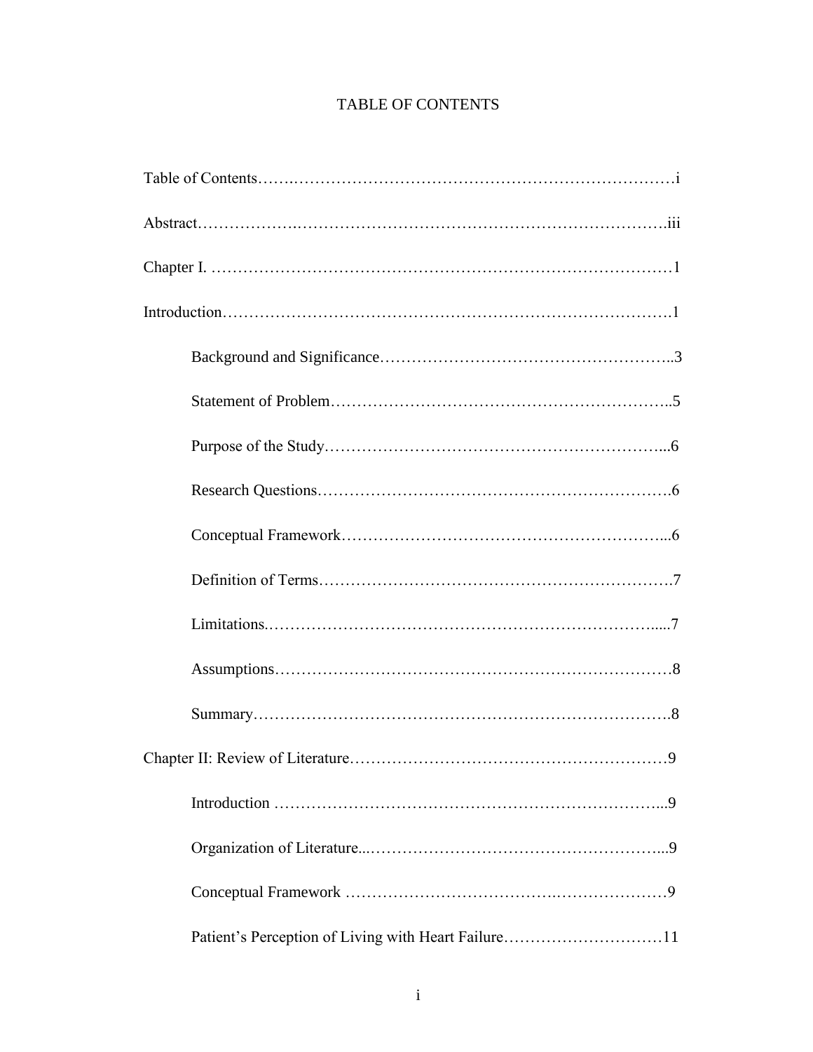# TABLE OF CONTENTS

Table of Contents……………………………………………………………………i

Abstract…………………………………………………………………………….iii

Chapter I. …………………………………………………………………………1

Introduction…………………………………………………………………………1

- Background and Significance……………………………………………..3
- Statement of Problem……………………………………………………..5
- Purpose of the Study……………………………………………………...6
- Research Questions……………………………………………………….6
- Conceptual Framework…………………………………………………...6
- Definition of Terms……………………………………………………….7
- Limitations.……………………………………………………………....7
- Assumptions………………………………………………………………8
- Summary…………………………………………………………………….8

Chapter II: Review of Literature……………………………………………………9

- Introduction ………………………………………………………………...9
- Organization of Literature...………………………………………………...9
- Conceptual Framework ……………………………………………………9
- Patient's Perception of Living with Heart Failure…………………………11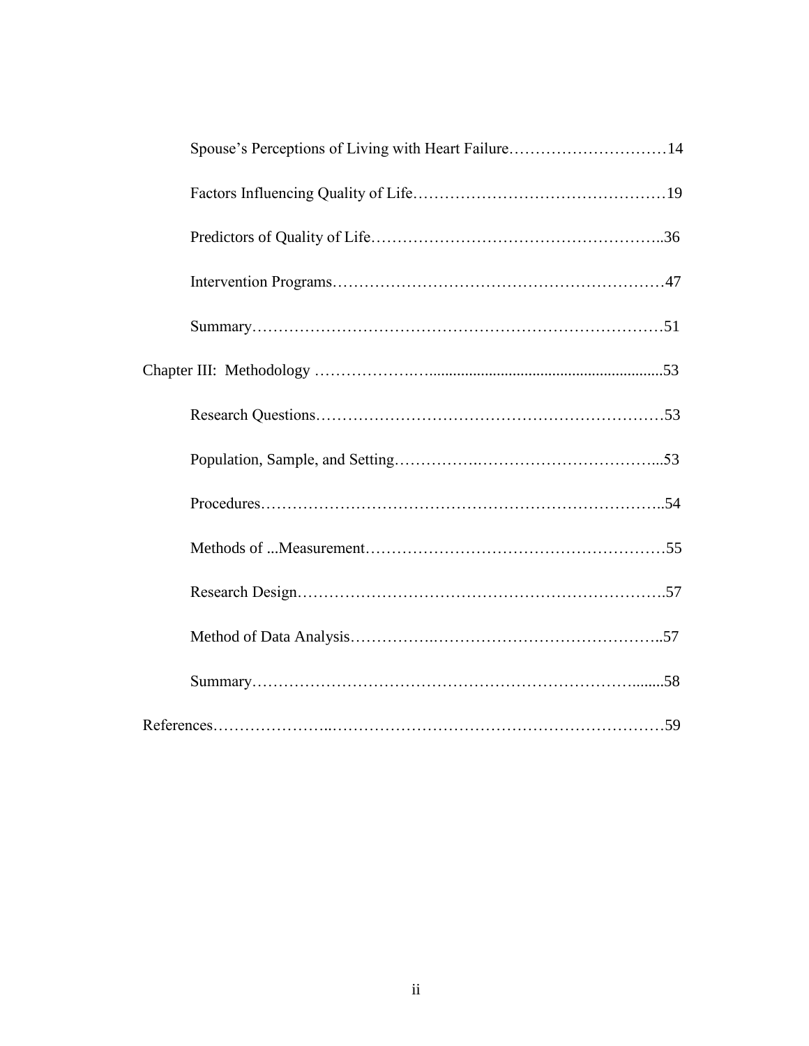Spouse's Perceptions of Living with Heart Failure…………………………14

Factors Influencing Quality of Life…………………………………………19

Predictors of Quality of Life……………………………………………..36

Intervention Programs……………………………………………………47

Summary……………………………………………………………………51

Chapter III: Methodology ……………….…........................................................53

Research Questions…………………………………………………………53

Population, Sample, and Setting…………….……………………………...53

Procedures…………………………………………………………………..54

Methods of ...Measurement…………………………………………………55

Research Design…………………………………………………………….57

Method of Data Analysis…………….……………………………………..57

Summary………………………………………………………………........58

References…………………..……………………………………………………59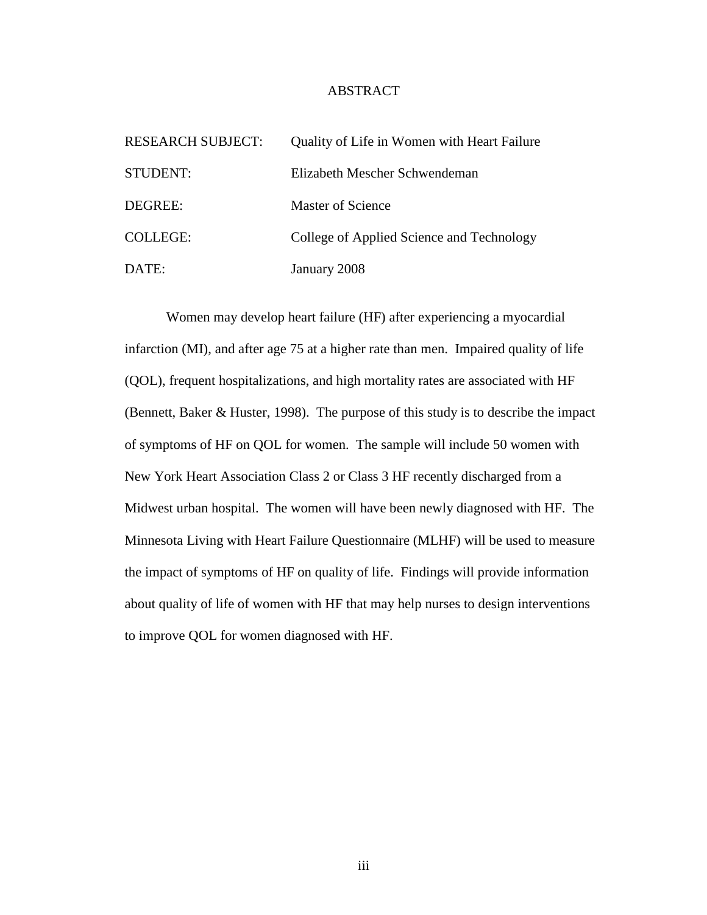# ABSTRACT

| | |
|---|---|
| RESEARCH SUBJECT: | Quality of Life in Women with Heart Failure |
| STUDENT: | Elizabeth Mescher Schwendeman |
| DEGREE: | Master of Science |
| COLLEGE: | College of Applied Science and Technology |
| DATE: | January 2008 |

Women may develop heart failure (HF) after experiencing a myocardial infarction (MI), and after age 75 at a higher rate than men. Impaired quality of life (QOL), frequent hospitalizations, and high mortality rates are associated with HF (Bennett, Baker & Huster, 1998). The purpose of this study is to describe the impact of symptoms of HF on QOL for women. The sample will include 50 women with New York Heart Association Class 2 or Class 3 HF recently discharged from a Midwest urban hospital. The women will have been newly diagnosed with HF. The Minnesota Living with Heart Failure Questionnaire (MLHF) will be used to measure the impact of symptoms of HF on quality of life. Findings will provide information about quality of life of women with HF that may help nurses to design interventions to improve QOL for women diagnosed with HF.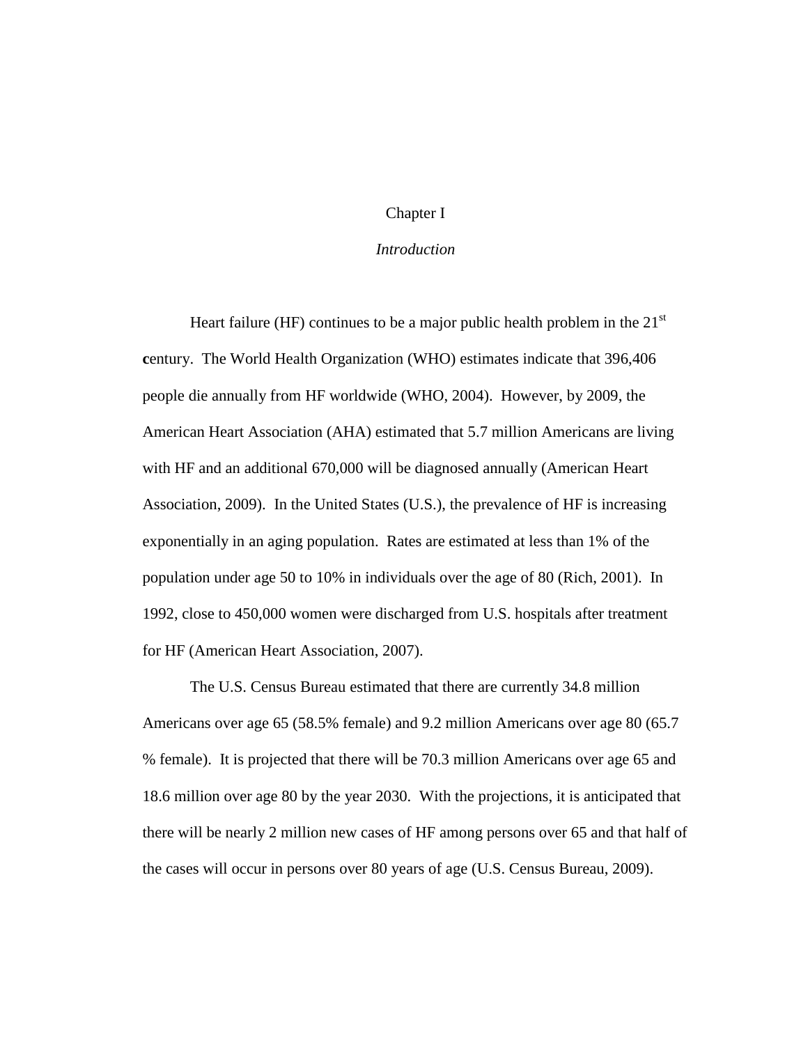# Chapter I

## *Introduction*

Heart failure (HF) continues to be a major public health problem in the $21^{st}$ century. The World Health Organization (WHO) estimates indicate that 396,406 people die annually from HF worldwide (WHO, 2004). However, by 2009, the American Heart Association (AHA) estimated that 5.7 million Americans are living with HF and an additional 670,000 will be diagnosed annually (American Heart Association, 2009). In the United States (U.S.), the prevalence of HF is increasing exponentially in an aging population. Rates are estimated at less than 1% of the population under age 50 to 10% in individuals over the age of 80 (Rich, 2001). In 1992, close to 450,000 women were discharged from U.S. hospitals after treatment for HF (American Heart Association, 2007).

The U.S. Census Bureau estimated that there are currently 34.8 million Americans over age 65 (58.5% female) and 9.2 million Americans over age 80 (65.7 % female). It is projected that there will be 70.3 million Americans over age 65 and 18.6 million over age 80 by the year 2030. With the projections, it is anticipated that there will be nearly 2 million new cases of HF among persons over 65 and that half of the cases will occur in persons over 80 years of age (U.S. Census Bureau, 2009).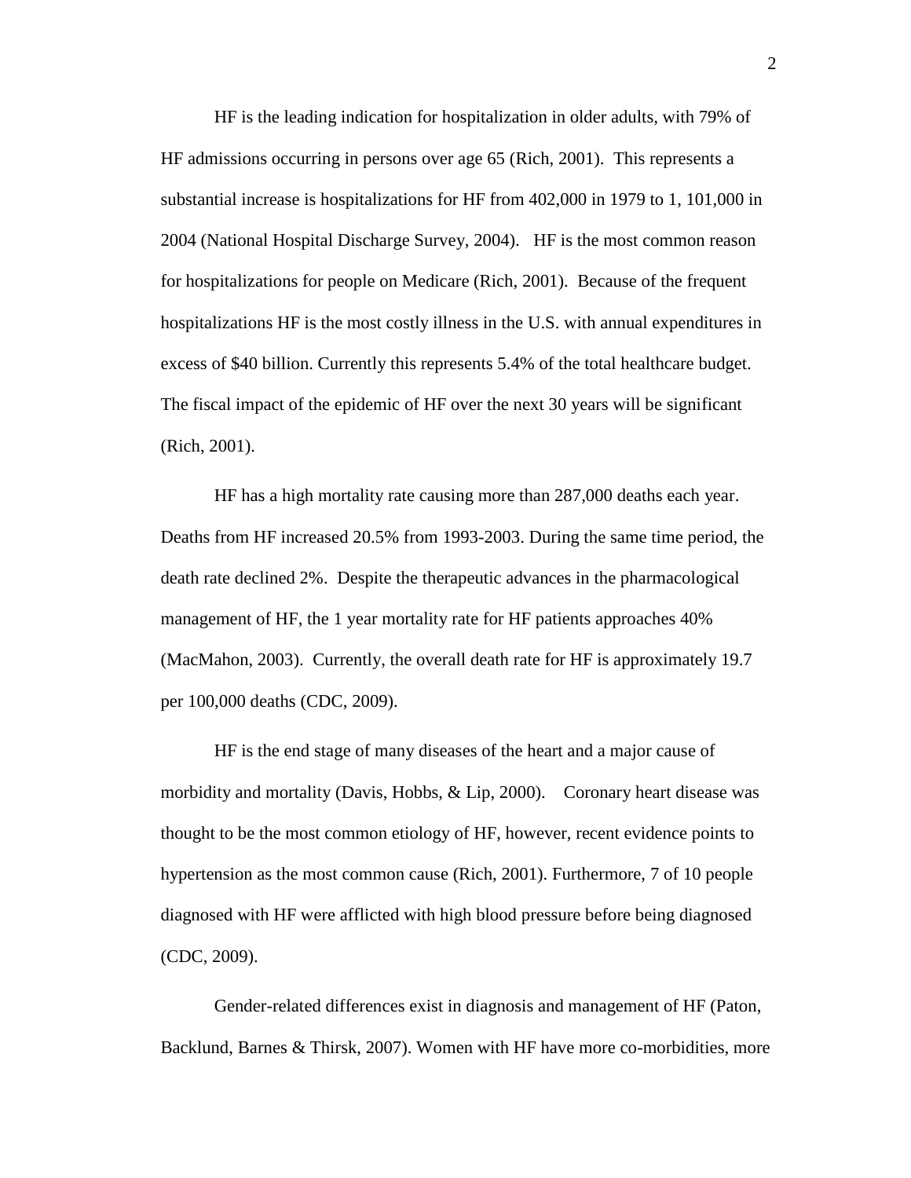HF is the leading indication for hospitalization in older adults, with 79% of HF admissions occurring in persons over age 65 (Rich, 2001). This represents a substantial increase is hospitalizations for HF from 402,000 in 1979 to 1, 101,000 in 2004 (National Hospital Discharge Survey, 2004). HF is the most common reason for hospitalizations for people on Medicare (Rich, 2001). Because of the frequent hospitalizations HF is the most costly illness in the U.S. with annual expenditures in excess of $40 billion. Currently this represents 5.4% of the total healthcare budget. The fiscal impact of the epidemic of HF over the next 30 years will be significant (Rich, 2001).

HF has a high mortality rate causing more than 287,000 deaths each year. Deaths from HF increased 20.5% from 1993-2003. During the same time period, the death rate declined 2%. Despite the therapeutic advances in the pharmacological management of HF, the 1 year mortality rate for HF patients approaches 40% (MacMahon, 2003). Currently, the overall death rate for HF is approximately 19.7 per 100,000 deaths (CDC, 2009).

HF is the end stage of many diseases of the heart and a major cause of morbidity and mortality (Davis, Hobbs, & Lip, 2000). Coronary heart disease was thought to be the most common etiology of HF, however, recent evidence points to hypertension as the most common cause (Rich, 2001). Furthermore, 7 of 10 people diagnosed with HF were afflicted with high blood pressure before being diagnosed (CDC, 2009).

Gender-related differences exist in diagnosis and management of HF (Paton, Backlund, Barnes & Thirsk, 2007). Women with HF have more co-morbidities, more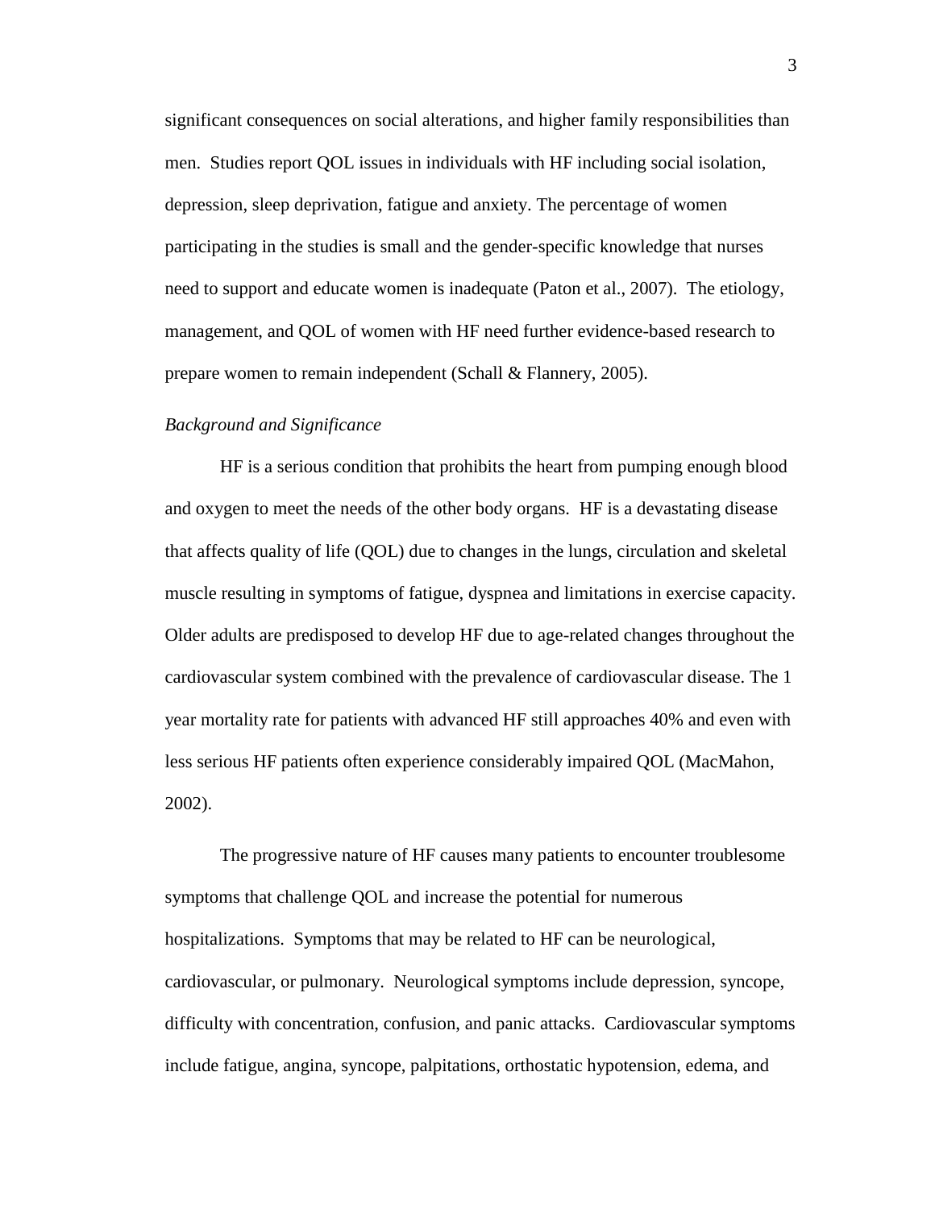significant consequences on social alterations, and higher family responsibilities than men. Studies report QOL issues in individuals with HF including social isolation, depression, sleep deprivation, fatigue and anxiety. The percentage of women participating in the studies is small and the gender-specific knowledge that nurses need to support and educate women is inadequate (Paton et al., 2007). The etiology, management, and QOL of women with HF need further evidence-based research to prepare women to remain independent (Schall & Flannery, 2005).

### *Background and Significance*

HF is a serious condition that prohibits the heart from pumping enough blood and oxygen to meet the needs of the other body organs. HF is a devastating disease that affects quality of life (QOL) due to changes in the lungs, circulation and skeletal muscle resulting in symptoms of fatigue, dyspnea and limitations in exercise capacity. Older adults are predisposed to develop HF due to age-related changes throughout the cardiovascular system combined with the prevalence of cardiovascular disease. The 1 year mortality rate for patients with advanced HF still approaches 40% and even with less serious HF patients often experience considerably impaired QOL (MacMahon, 2002).

The progressive nature of HF causes many patients to encounter troublesome symptoms that challenge QOL and increase the potential for numerous hospitalizations. Symptoms that may be related to HF can be neurological, cardiovascular, or pulmonary. Neurological symptoms include depression, syncope, difficulty with concentration, confusion, and panic attacks. Cardiovascular symptoms include fatigue, angina, syncope, palpitations, orthostatic hypotension, edema, and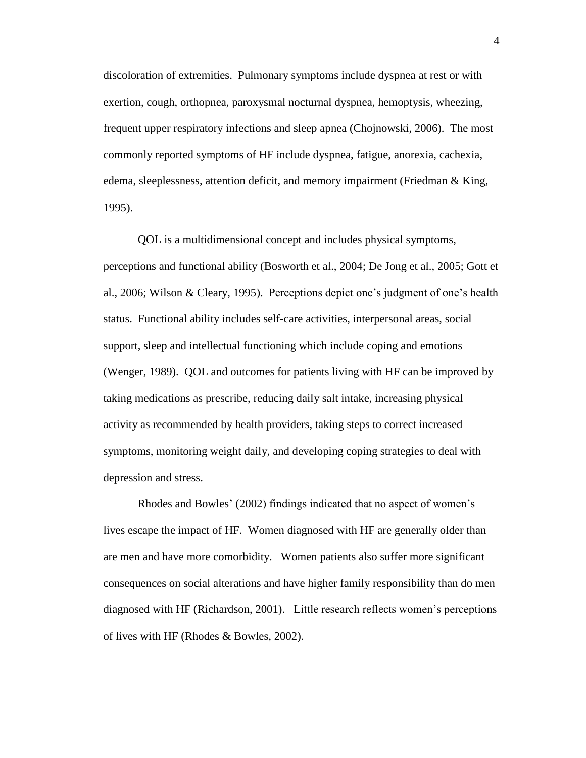discoloration of extremities. Pulmonary symptoms include dyspnea at rest or with exertion, cough, orthopnea, paroxysmal nocturnal dyspnea, hemoptysis, wheezing, frequent upper respiratory infections and sleep apnea (Chojnowski, 2006). The most commonly reported symptoms of HF include dyspnea, fatigue, anorexia, cachexia, edema, sleeplessness, attention deficit, and memory impairment (Friedman & King, 1995).

QOL is a multidimensional concept and includes physical symptoms, perceptions and functional ability (Bosworth et al., 2004; De Jong et al., 2005; Gott et al., 2006; Wilson & Cleary, 1995). Perceptions depict one's judgment of one's health status. Functional ability includes self-care activities, interpersonal areas, social support, sleep and intellectual functioning which include coping and emotions (Wenger, 1989). QOL and outcomes for patients living with HF can be improved by taking medications as prescribe, reducing daily salt intake, increasing physical activity as recommended by health providers, taking steps to correct increased symptoms, monitoring weight daily, and developing coping strategies to deal with depression and stress.

Rhodes and Bowles' (2002) findings indicated that no aspect of women's lives escape the impact of HF. Women diagnosed with HF are generally older than are men and have more comorbidity. Women patients also suffer more significant consequences on social alterations and have higher family responsibility than do men diagnosed with HF (Richardson, 2001). Little research reflects women's perceptions of lives with HF (Rhodes & Bowles, 2002).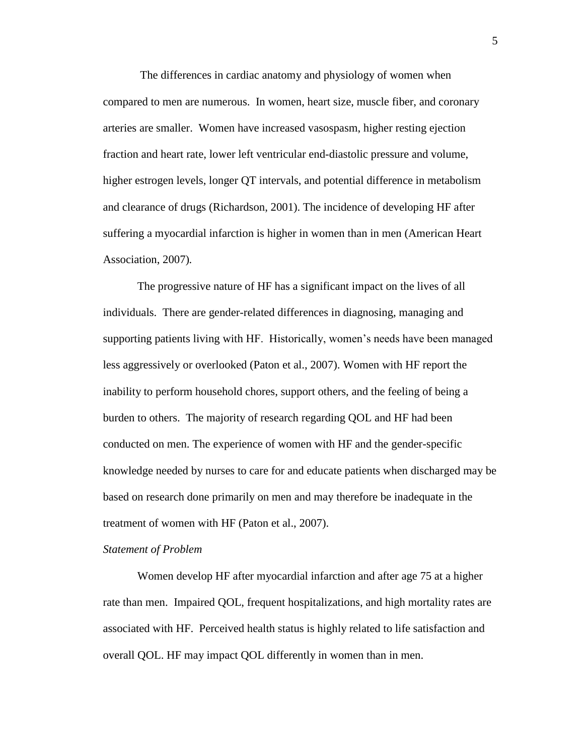The differences in cardiac anatomy and physiology of women when compared to men are numerous. In women, heart size, muscle fiber, and coronary arteries are smaller. Women have increased vasospasm, higher resting ejection fraction and heart rate, lower left ventricular end-diastolic pressure and volume, higher estrogen levels, longer QT intervals, and potential difference in metabolism and clearance of drugs (Richardson, 2001). The incidence of developing HF after suffering a myocardial infarction is higher in women than in men (American Heart Association, 2007).

The progressive nature of HF has a significant impact on the lives of all individuals. There are gender-related differences in diagnosing, managing and supporting patients living with HF. Historically, women's needs have been managed less aggressively or overlooked (Paton et al., 2007). Women with HF report the inability to perform household chores, support others, and the feeling of being a burden to others. The majority of research regarding QOL and HF had been conducted on men. The experience of women with HF and the gender-specific knowledge needed by nurses to care for and educate patients when discharged may be based on research done primarily on men and may therefore be inadequate in the treatment of women with HF (Paton et al., 2007).

*Statement of Problem*

Women develop HF after myocardial infarction and after age 75 at a higher rate than men. Impaired QOL, frequent hospitalizations, and high mortality rates are associated with HF. Perceived health status is highly related to life satisfaction and overall QOL. HF may impact QOL differently in women than in men.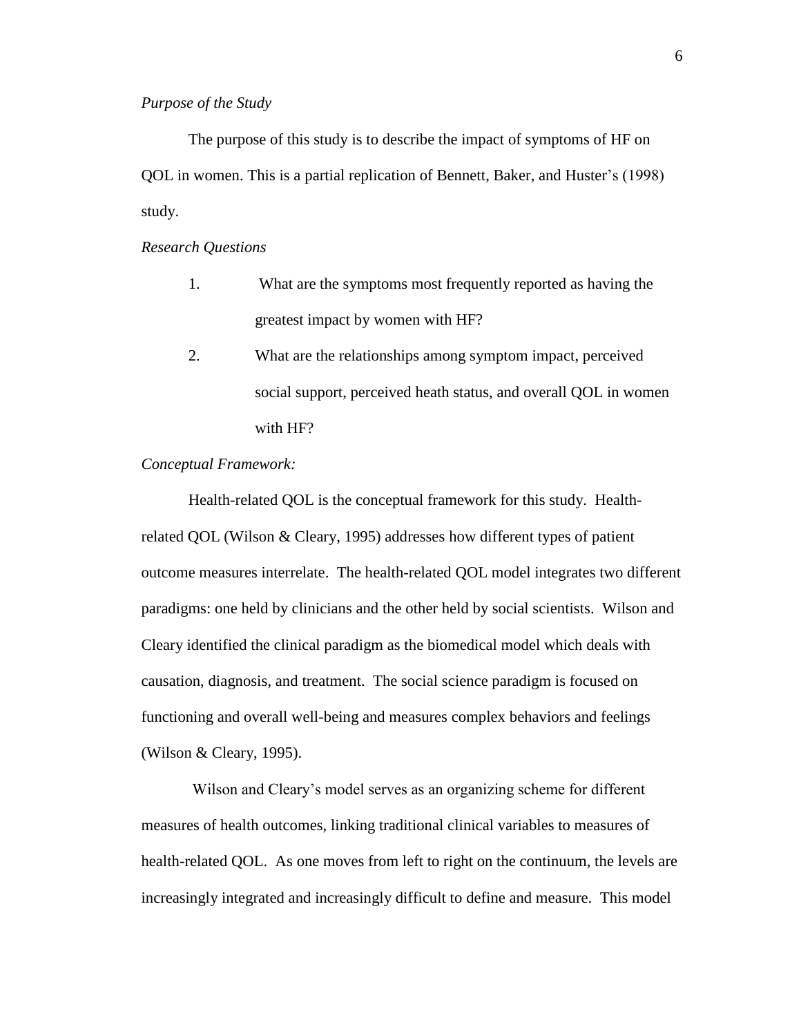*Purpose of the Study*

The purpose of this study is to describe the impact of symptoms of HF on QOL in women. This is a partial replication of Bennett, Baker, and Huster's (1998) study.

*Research Questions*

1. What are the symptoms most frequently reported as having the greatest impact by women with HF?
2. What are the relationships among symptom impact, perceived social support, perceived heath status, and overall QOL in women with HF?

*Conceptual Framework:*

Health-related QOL is the conceptual framework for this study. Health-related QOL (Wilson & Cleary, 1995) addresses how different types of patient outcome measures interrelate. The health-related QOL model integrates two different paradigms: one held by clinicians and the other held by social scientists. Wilson and Cleary identified the clinical paradigm as the biomedical model which deals with causation, diagnosis, and treatment. The social science paradigm is focused on functioning and overall well-being and measures complex behaviors and feelings (Wilson & Cleary, 1995).

Wilson and Cleary's model serves as an organizing scheme for different measures of health outcomes, linking traditional clinical variables to measures of health-related QOL. As one moves from left to right on the continuum, the levels are increasingly integrated and increasingly difficult to define and measure. This model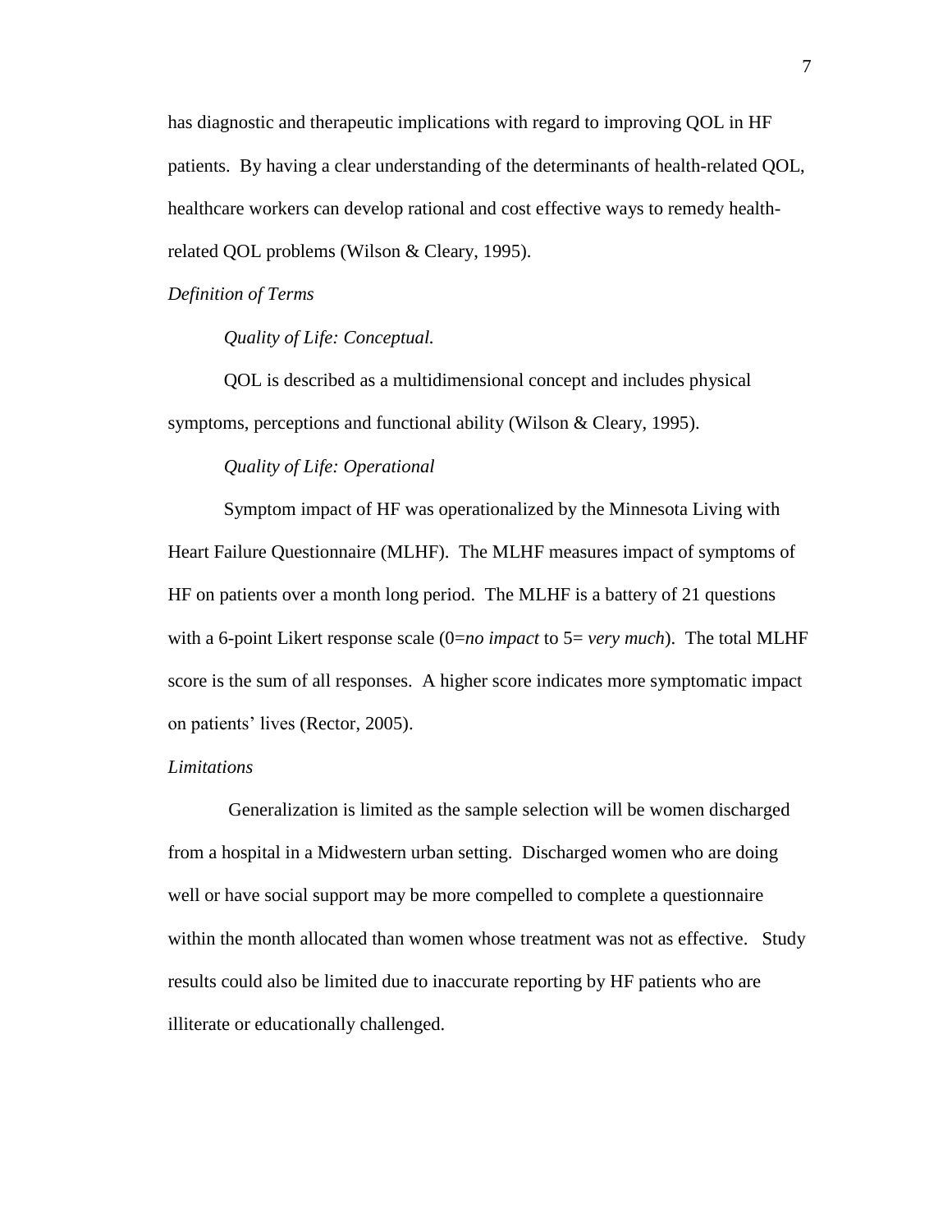has diagnostic and therapeutic implications with regard to improving QOL in HF patients. By having a clear understanding of the determinants of health-related QOL, healthcare workers can develop rational and cost effective ways to remedy health-related QOL problems (Wilson & Cleary, 1995).

### *Definition of Terms*

#### *Quality of Life: Conceptual.*

QOL is described as a multidimensional concept and includes physical symptoms, perceptions and functional ability (Wilson & Cleary, 1995).

#### *Quality of Life: Operational*

Symptom impact of HF was operationalized by the Minnesota Living with Heart Failure Questionnaire (MLHF). The MLHF measures impact of symptoms of HF on patients over a month long period. The MLHF is a battery of 21 questions with a 6-point Likert response scale (0=*no impact* to 5= *very much*). The total MLHF score is the sum of all responses. A higher score indicates more symptomatic impact on patients' lives (Rector, 2005).

### *Limitations*

Generalization is limited as the sample selection will be women discharged from a hospital in a Midwestern urban setting. Discharged women who are doing well or have social support may be more compelled to complete a questionnaire within the month allocated than women whose treatment was not as effective. Study results could also be limited due to inaccurate reporting by HF patients who are illiterate or educationally challenged.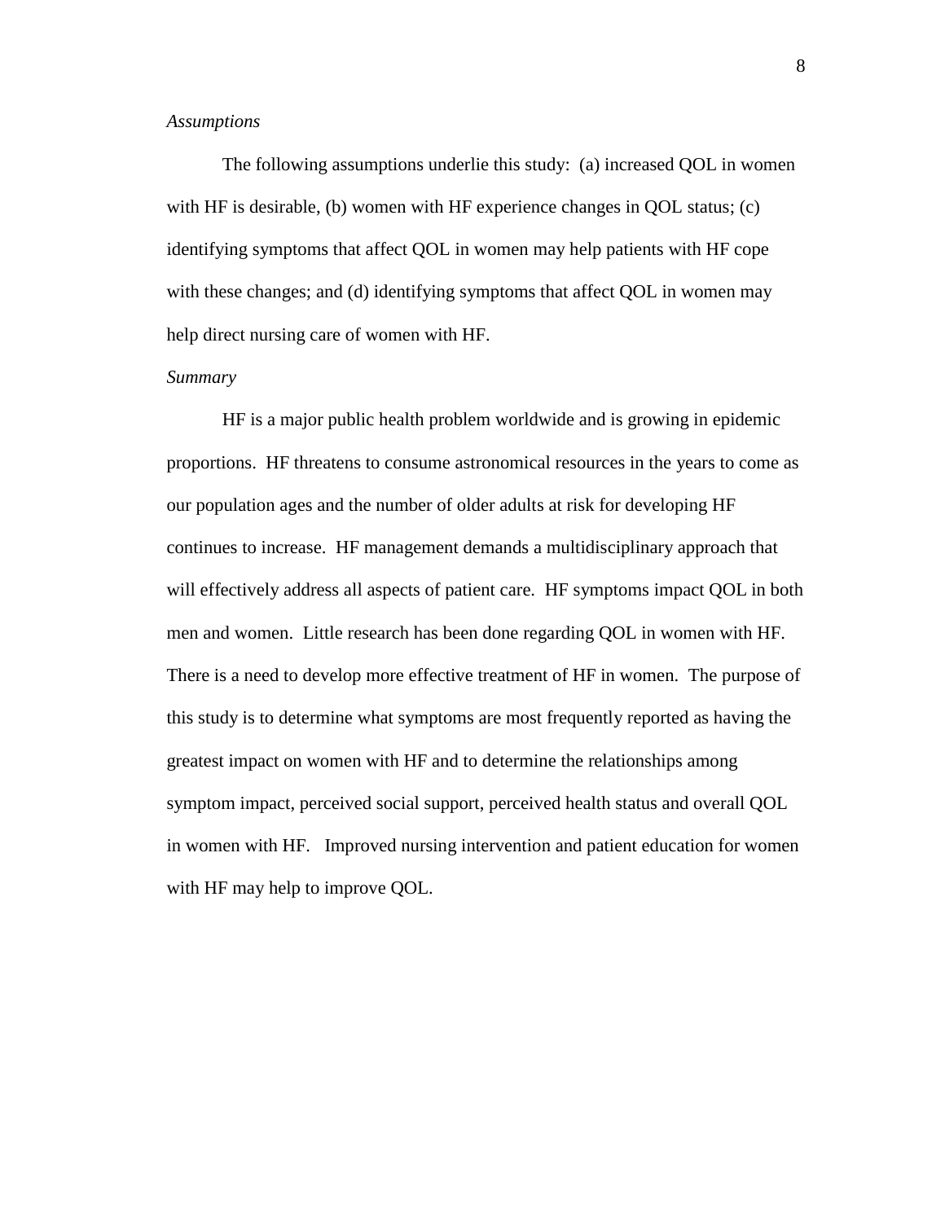*Assumptions*

The following assumptions underlie this study: (a) increased QOL in women with HF is desirable, (b) women with HF experience changes in QOL status; (c) identifying symptoms that affect QOL in women may help patients with HF cope with these changes; and (d) identifying symptoms that affect QOL in women may help direct nursing care of women with HF.

*Summary*

HF is a major public health problem worldwide and is growing in epidemic proportions. HF threatens to consume astronomical resources in the years to come as our population ages and the number of older adults at risk for developing HF continues to increase. HF management demands a multidisciplinary approach that will effectively address all aspects of patient care. HF symptoms impact QOL in both men and women. Little research has been done regarding QOL in women with HF. There is a need to develop more effective treatment of HF in women. The purpose of this study is to determine what symptoms are most frequently reported as having the greatest impact on women with HF and to determine the relationships among symptom impact, perceived social support, perceived health status and overall QOL in women with HF. Improved nursing intervention and patient education for women with HF may help to improve QOL.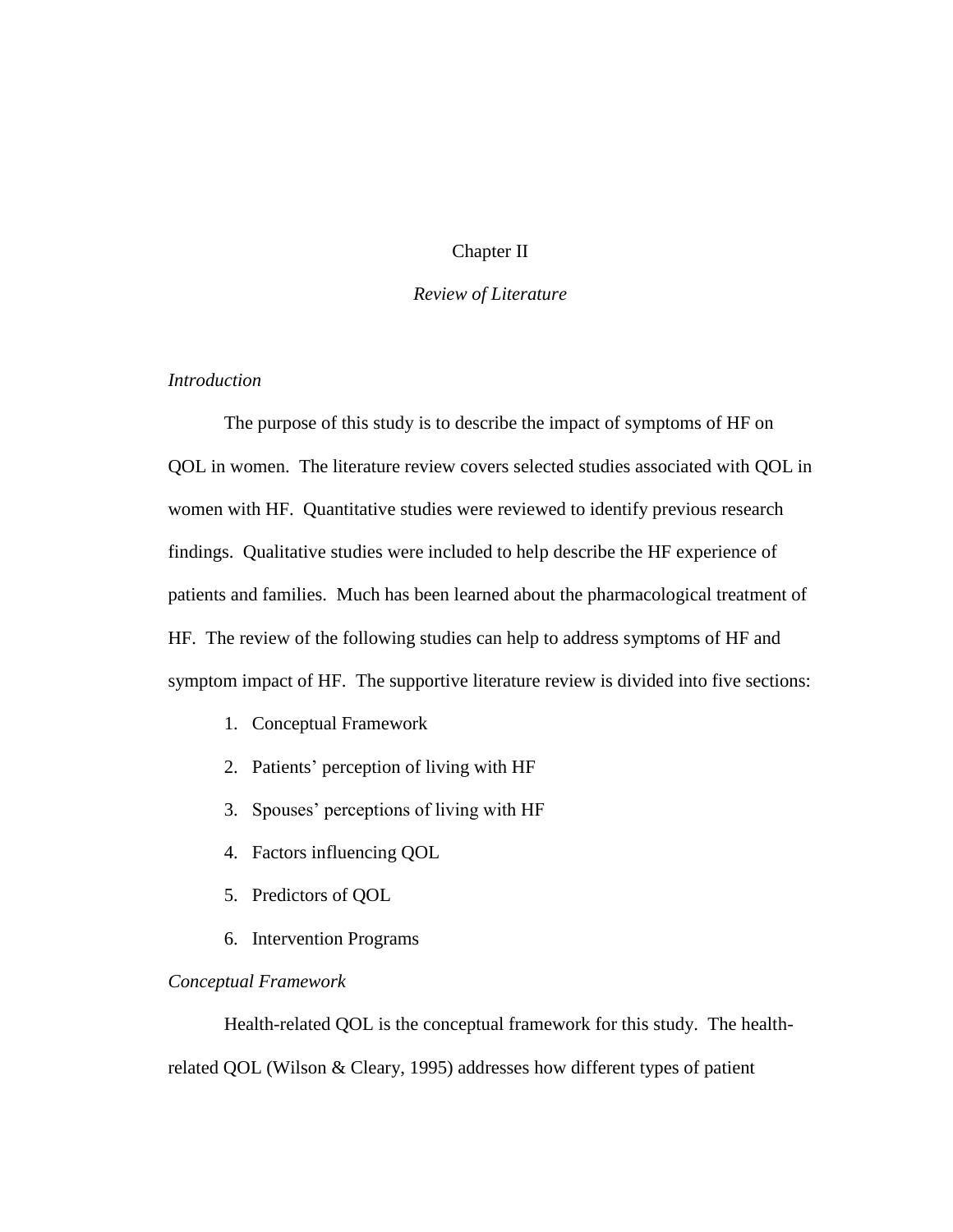# Chapter II

## *Review of Literature*

### *Introduction*

The purpose of this study is to describe the impact of symptoms of HF on QOL in women. The literature review covers selected studies associated with QOL in women with HF. Quantitative studies were reviewed to identify previous research findings. Qualitative studies were included to help describe the HF experience of patients and families. Much has been learned about the pharmacological treatment of HF. The review of the following studies can help to address symptoms of HF and symptom impact of HF. The supportive literature review is divided into five sections:

1. Conceptual Framework
2. Patients' perception of living with HF
3. Spouses' perceptions of living with HF
4. Factors influencing QOL
5. Predictors of QOL
6. Intervention Programs

### *Conceptual Framework*

Health-related QOL is the conceptual framework for this study. The health-related QOL (Wilson & Cleary, 1995) addresses how different types of patient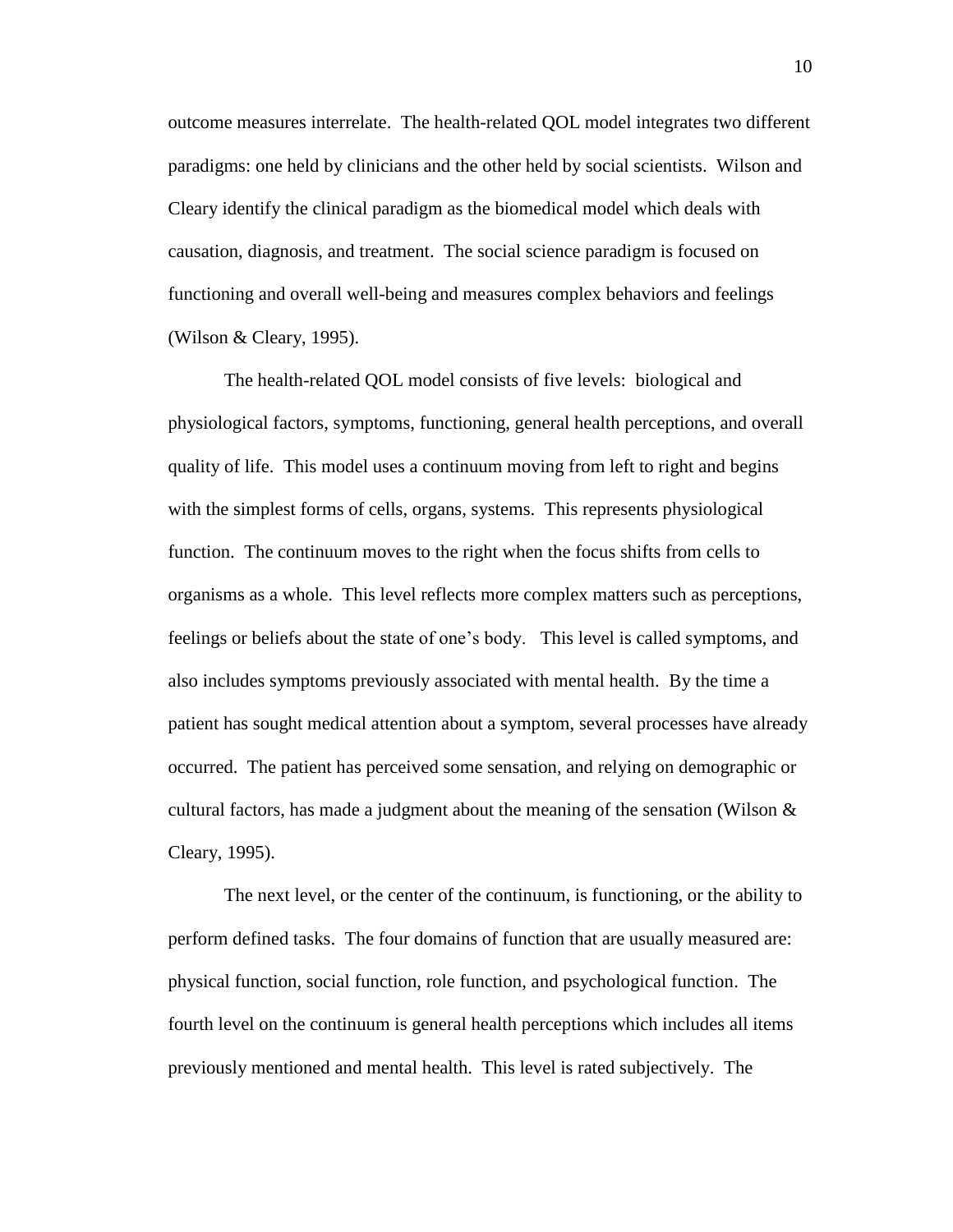outcome measures interrelate. The health-related QOL model integrates two different paradigms: one held by clinicians and the other held by social scientists. Wilson and Cleary identify the clinical paradigm as the biomedical model which deals with causation, diagnosis, and treatment. The social science paradigm is focused on functioning and overall well-being and measures complex behaviors and feelings (Wilson & Cleary, 1995).

The health-related QOL model consists of five levels: biological and physiological factors, symptoms, functioning, general health perceptions, and overall quality of life. This model uses a continuum moving from left to right and begins with the simplest forms of cells, organs, systems. This represents physiological function. The continuum moves to the right when the focus shifts from cells to organisms as a whole. This level reflects more complex matters such as perceptions, feelings or beliefs about the state of one's body. This level is called symptoms, and also includes symptoms previously associated with mental health. By the time a patient has sought medical attention about a symptom, several processes have already occurred. The patient has perceived some sensation, and relying on demographic or cultural factors, has made a judgment about the meaning of the sensation (Wilson & Cleary, 1995).

The next level, or the center of the continuum, is functioning, or the ability to perform defined tasks. The four domains of function that are usually measured are: physical function, social function, role function, and psychological function. The fourth level on the continuum is general health perceptions which includes all items previously mentioned and mental health. This level is rated subjectively. The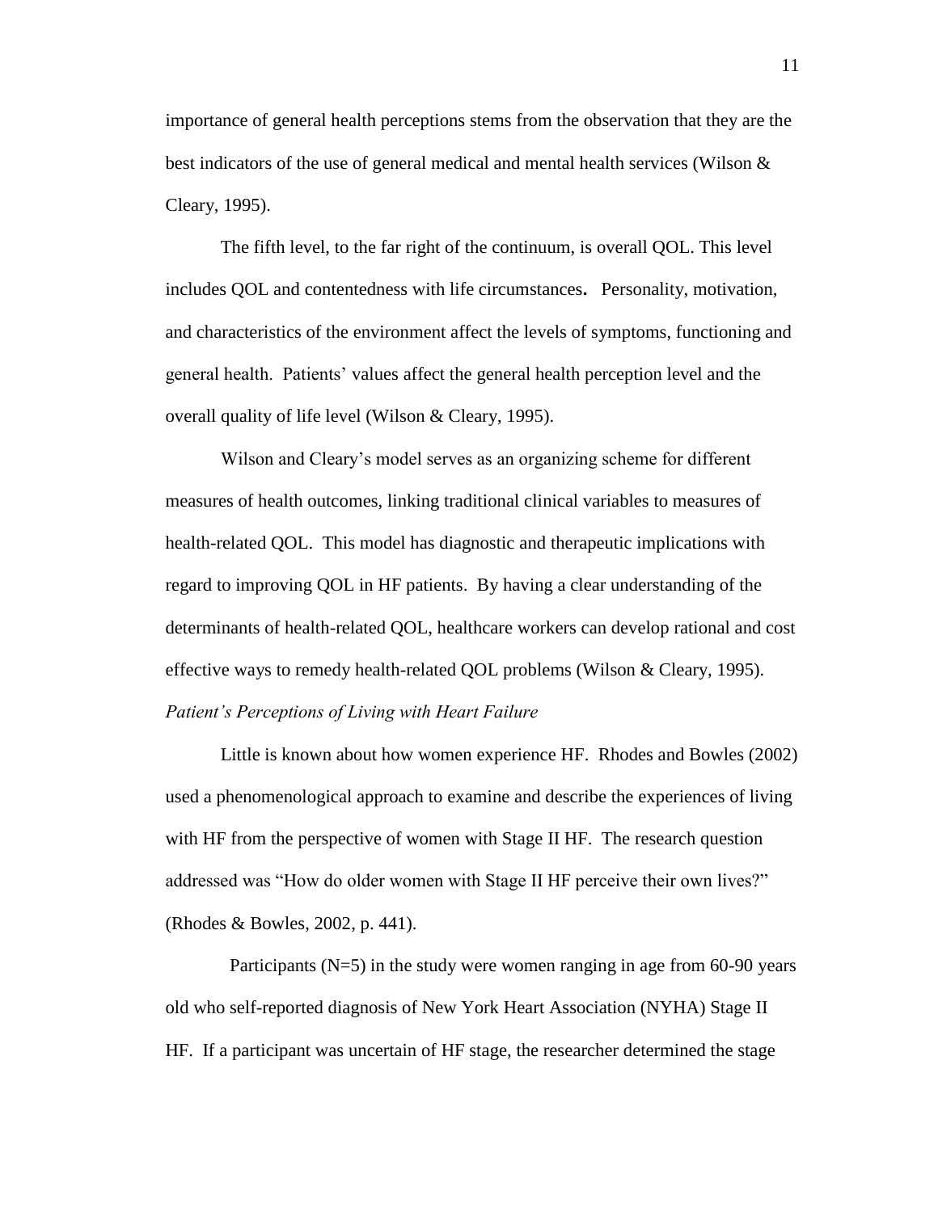importance of general health perceptions stems from the observation that they are the best indicators of the use of general medical and mental health services (Wilson & Cleary, 1995).

The fifth level, to the far right of the continuum, is overall QOL. This level includes QOL and contentedness with life circumstances**.** Personality, motivation, and characteristics of the environment affect the levels of symptoms, functioning and general health. Patients' values affect the general health perception level and the overall quality of life level (Wilson & Cleary, 1995).

Wilson and Cleary's model serves as an organizing scheme for different measures of health outcomes, linking traditional clinical variables to measures of health-related QOL. This model has diagnostic and therapeutic implications with regard to improving QOL in HF patients. By having a clear understanding of the determinants of health-related QOL, healthcare workers can develop rational and cost effective ways to remedy health-related QOL problems (Wilson & Cleary, 1995).

*Patient's Perceptions of Living with Heart Failure*

Little is known about how women experience HF. Rhodes and Bowles (2002) used a phenomenological approach to examine and describe the experiences of living with HF from the perspective of women with Stage II HF. The research question addressed was "How do older women with Stage II HF perceive their own lives?" (Rhodes & Bowles, 2002, p. 441).

Participants (N=5) in the study were women ranging in age from 60-90 years old who self-reported diagnosis of New York Heart Association (NYHA) Stage II HF. If a participant was uncertain of HF stage, the researcher determined the stage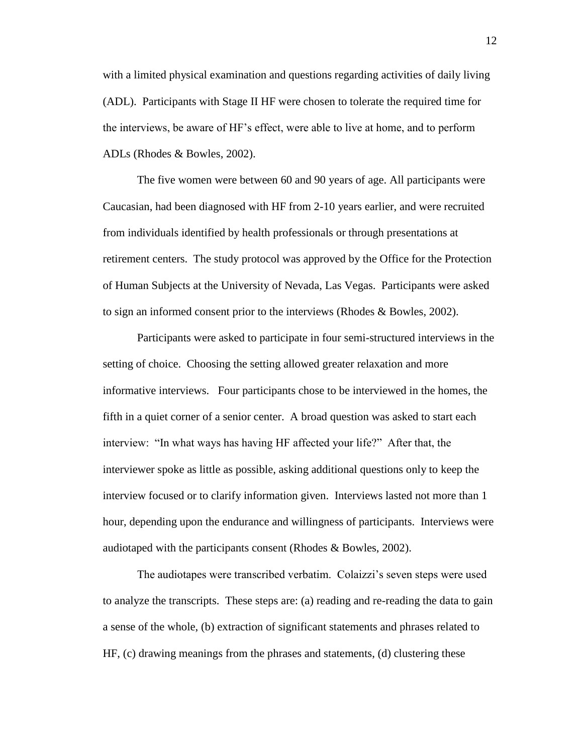with a limited physical examination and questions regarding activities of daily living (ADL). Participants with Stage II HF were chosen to tolerate the required time for the interviews, be aware of HF's effect, were able to live at home, and to perform ADLs (Rhodes & Bowles, 2002).

The five women were between 60 and 90 years of age. All participants were Caucasian, had been diagnosed with HF from 2-10 years earlier, and were recruited from individuals identified by health professionals or through presentations at retirement centers. The study protocol was approved by the Office for the Protection of Human Subjects at the University of Nevada, Las Vegas. Participants were asked to sign an informed consent prior to the interviews (Rhodes & Bowles, 2002).

Participants were asked to participate in four semi-structured interviews in the setting of choice. Choosing the setting allowed greater relaxation and more informative interviews. Four participants chose to be interviewed in the homes, the fifth in a quiet corner of a senior center. A broad question was asked to start each interview: "In what ways has having HF affected your life?" After that, the interviewer spoke as little as possible, asking additional questions only to keep the interview focused or to clarify information given. Interviews lasted not more than 1 hour, depending upon the endurance and willingness of participants. Interviews were audiotaped with the participants consent (Rhodes & Bowles, 2002).

The audiotapes were transcribed verbatim. Colaizzi's seven steps were used to analyze the transcripts. These steps are: (a) reading and re-reading the data to gain a sense of the whole, (b) extraction of significant statements and phrases related to HF, (c) drawing meanings from the phrases and statements, (d) clustering these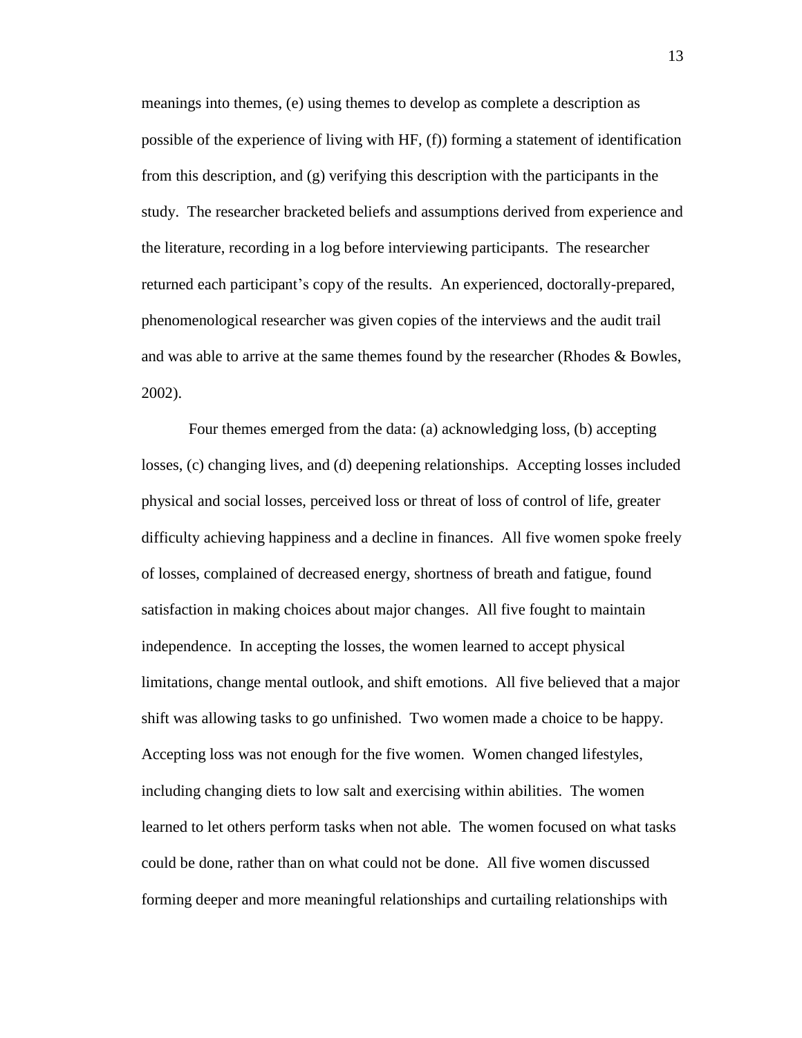meanings into themes, (e) using themes to develop as complete a description as possible of the experience of living with HF, (f)) forming a statement of identification from this description, and (g) verifying this description with the participants in the study. The researcher bracketed beliefs and assumptions derived from experience and the literature, recording in a log before interviewing participants. The researcher returned each participant's copy of the results. An experienced, doctorally-prepared, phenomenological researcher was given copies of the interviews and the audit trail and was able to arrive at the same themes found by the researcher (Rhodes & Bowles, 2002).

Four themes emerged from the data: (a) acknowledging loss, (b) accepting losses, (c) changing lives, and (d) deepening relationships. Accepting losses included physical and social losses, perceived loss or threat of loss of control of life, greater difficulty achieving happiness and a decline in finances. All five women spoke freely of losses, complained of decreased energy, shortness of breath and fatigue, found satisfaction in making choices about major changes. All five fought to maintain independence. In accepting the losses, the women learned to accept physical limitations, change mental outlook, and shift emotions. All five believed that a major shift was allowing tasks to go unfinished. Two women made a choice to be happy. Accepting loss was not enough for the five women. Women changed lifestyles, including changing diets to low salt and exercising within abilities. The women learned to let others perform tasks when not able. The women focused on what tasks could be done, rather than on what could not be done. All five women discussed forming deeper and more meaningful relationships and curtailing relationships with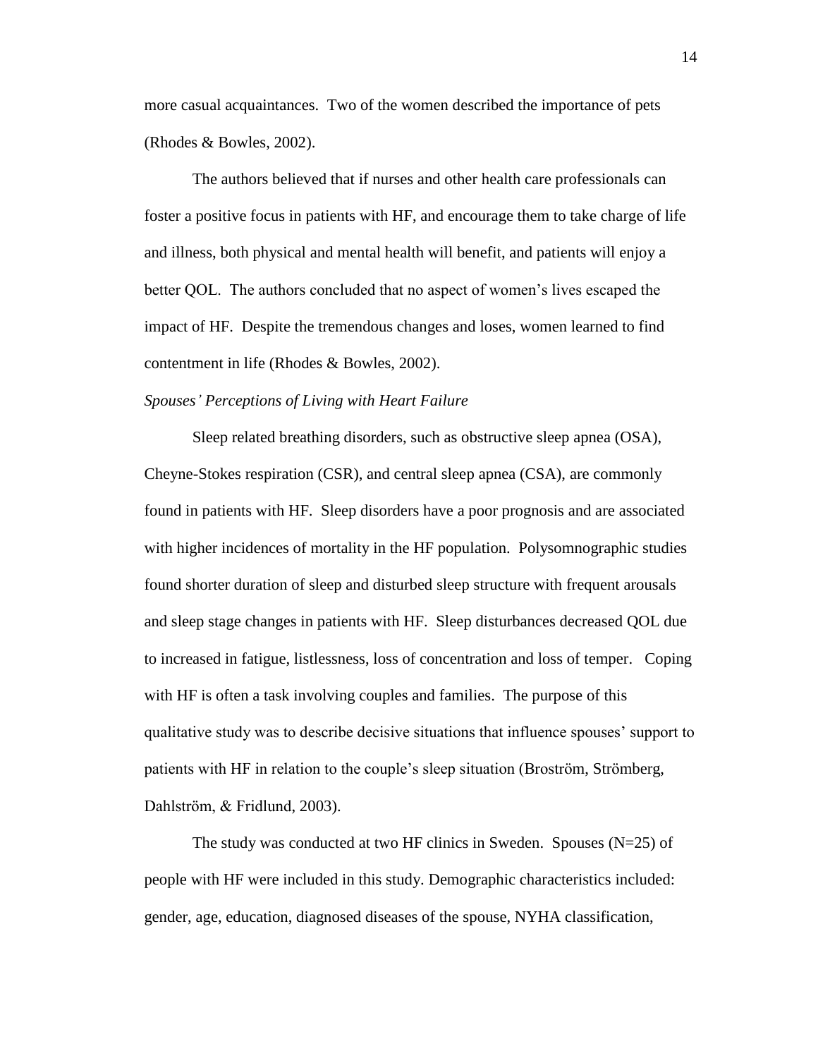more casual acquaintances. Two of the women described the importance of pets (Rhodes & Bowles, 2002).

The authors believed that if nurses and other health care professionals can foster a positive focus in patients with HF, and encourage them to take charge of life and illness, both physical and mental health will benefit, and patients will enjoy a better QOL. The authors concluded that no aspect of women's lives escaped the impact of HF. Despite the tremendous changes and loses, women learned to find contentment in life (Rhodes & Bowles, 2002).

*Spouses' Perceptions of Living with Heart Failure*

Sleep related breathing disorders, such as obstructive sleep apnea (OSA), Cheyne-Stokes respiration (CSR), and central sleep apnea (CSA), are commonly found in patients with HF. Sleep disorders have a poor prognosis and are associated with higher incidences of mortality in the HF population. Polysomnographic studies found shorter duration of sleep and disturbed sleep structure with frequent arousals and sleep stage changes in patients with HF. Sleep disturbances decreased QOL due to increased in fatigue, listlessness, loss of concentration and loss of temper. Coping with HF is often a task involving couples and families. The purpose of this qualitative study was to describe decisive situations that influence spouses' support to patients with HF in relation to the couple's sleep situation (Broström, Strömberg, Dahlström, & Fridlund, 2003).

The study was conducted at two HF clinics in Sweden. Spouses (N=25) of people with HF were included in this study. Demographic characteristics included: gender, age, education, diagnosed diseases of the spouse, NYHA classification,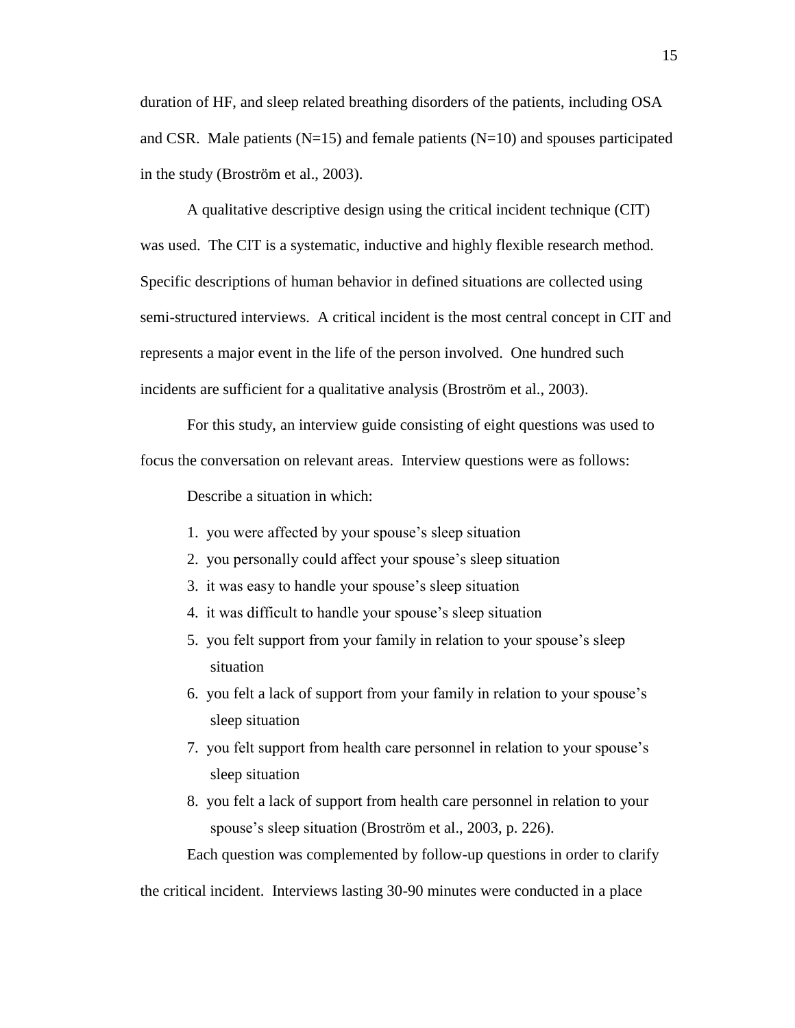duration of HF, and sleep related breathing disorders of the patients, including OSA and CSR. Male patients (N=15) and female patients (N=10) and spouses participated in the study (Broström et al., 2003).

A qualitative descriptive design using the critical incident technique (CIT) was used. The CIT is a systematic, inductive and highly flexible research method. Specific descriptions of human behavior in defined situations are collected using semi-structured interviews. A critical incident is the most central concept in CIT and represents a major event in the life of the person involved. One hundred such incidents are sufficient for a qualitative analysis (Broström et al., 2003).

For this study, an interview guide consisting of eight questions was used to focus the conversation on relevant areas. Interview questions were as follows:

Describe a situation in which:

1. you were affected by your spouse's sleep situation
2. you personally could affect your spouse's sleep situation
3. it was easy to handle your spouse's sleep situation
4. it was difficult to handle your spouse's sleep situation
5. you felt support from your family in relation to your spouse's sleep situation
6. you felt a lack of support from your family in relation to your spouse's sleep situation
7. you felt support from health care personnel in relation to your spouse's sleep situation
8. you felt a lack of support from health care personnel in relation to your spouse's sleep situation (Broström et al., 2003, p. 226).

Each question was complemented by follow-up questions in order to clarify the critical incident. Interviews lasting 30-90 minutes were conducted in a place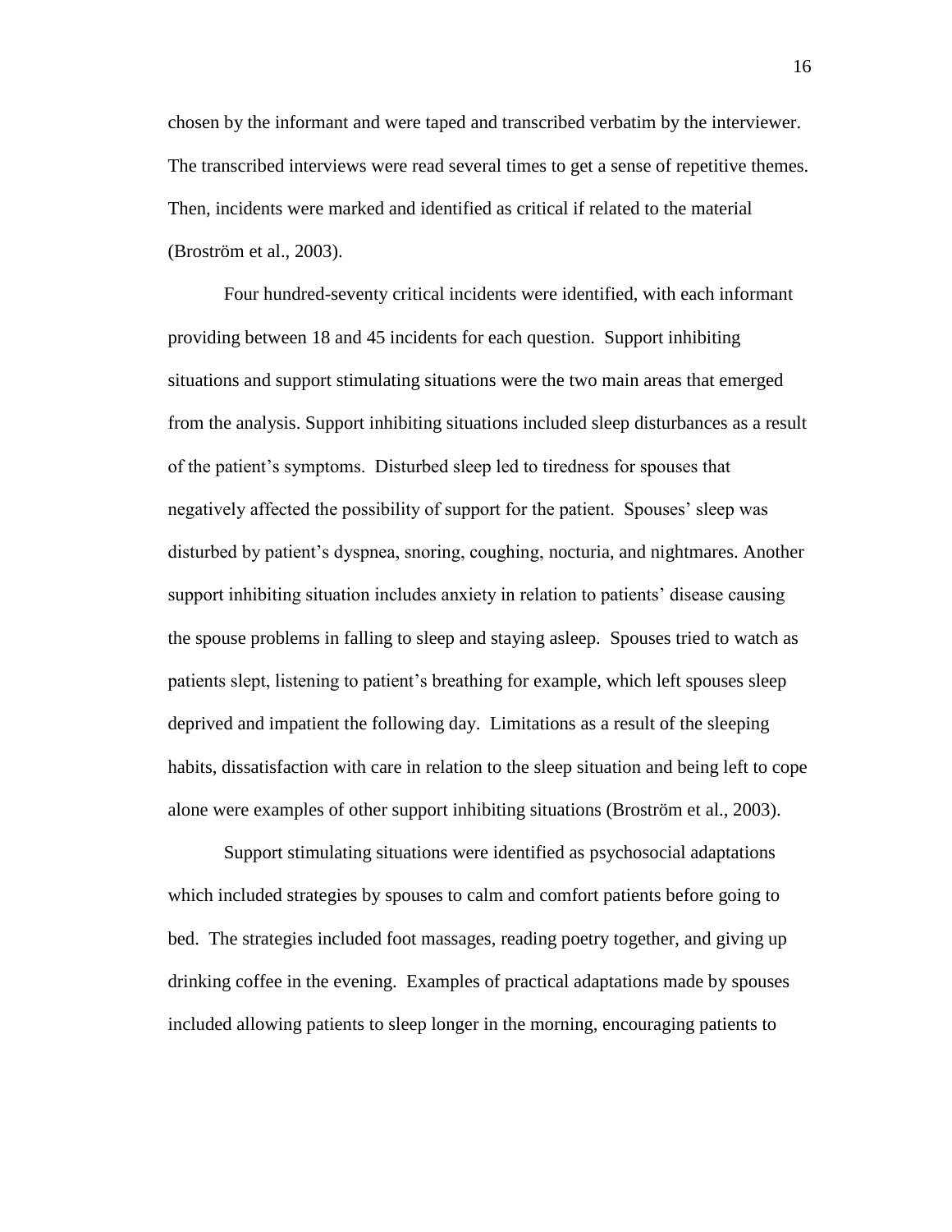chosen by the informant and were taped and transcribed verbatim by the interviewer. The transcribed interviews were read several times to get a sense of repetitive themes. Then, incidents were marked and identified as critical if related to the material (Broström et al., 2003).

Four hundred-seventy critical incidents were identified, with each informant providing between 18 and 45 incidents for each question. Support inhibiting situations and support stimulating situations were the two main areas that emerged from the analysis. Support inhibiting situations included sleep disturbances as a result of the patient's symptoms. Disturbed sleep led to tiredness for spouses that negatively affected the possibility of support for the patient. Spouses' sleep was disturbed by patient's dyspnea, snoring, coughing, nocturia, and nightmares. Another support inhibiting situation includes anxiety in relation to patients' disease causing the spouse problems in falling to sleep and staying asleep. Spouses tried to watch as patients slept, listening to patient's breathing for example, which left spouses sleep deprived and impatient the following day. Limitations as a result of the sleeping habits, dissatisfaction with care in relation to the sleep situation and being left to cope alone were examples of other support inhibiting situations (Broström et al., 2003).

Support stimulating situations were identified as psychosocial adaptations which included strategies by spouses to calm and comfort patients before going to bed. The strategies included foot massages, reading poetry together, and giving up drinking coffee in the evening. Examples of practical adaptations made by spouses included allowing patients to sleep longer in the morning, encouraging patients to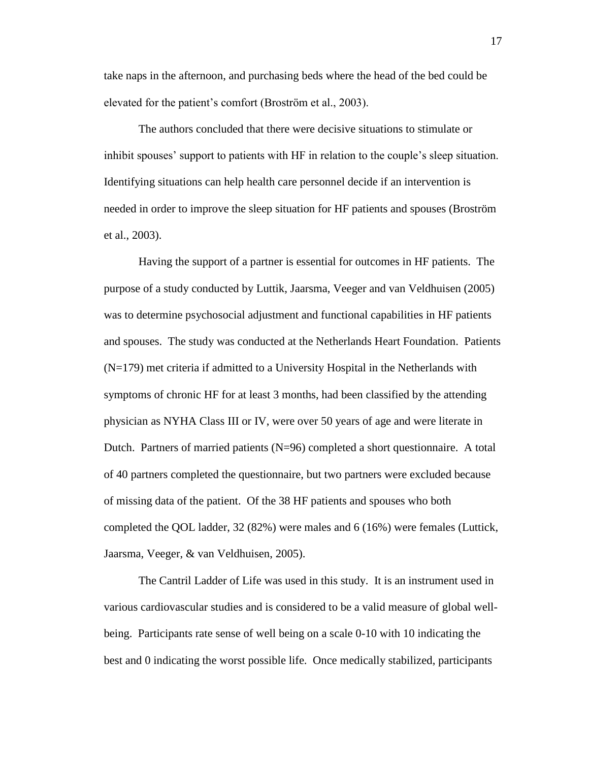take naps in the afternoon, and purchasing beds where the head of the bed could be elevated for the patient's comfort (Broström et al., 2003).

The authors concluded that there were decisive situations to stimulate or inhibit spouses' support to patients with HF in relation to the couple's sleep situation. Identifying situations can help health care personnel decide if an intervention is needed in order to improve the sleep situation for HF patients and spouses (Broström et al., 2003).

Having the support of a partner is essential for outcomes in HF patients. The purpose of a study conducted by Luttik, Jaarsma, Veeger and van Veldhuisen (2005) was to determine psychosocial adjustment and functional capabilities in HF patients and spouses. The study was conducted at the Netherlands Heart Foundation. Patients (N=179) met criteria if admitted to a University Hospital in the Netherlands with symptoms of chronic HF for at least 3 months, had been classified by the attending physician as NYHA Class III or IV, were over 50 years of age and were literate in Dutch. Partners of married patients (N=96) completed a short questionnaire. A total of 40 partners completed the questionnaire, but two partners were excluded because of missing data of the patient. Of the 38 HF patients and spouses who both completed the QOL ladder, 32 (82%) were males and 6 (16%) were females (Luttick, Jaarsma, Veeger, & van Veldhuisen, 2005).

The Cantril Ladder of Life was used in this study. It is an instrument used in various cardiovascular studies and is considered to be a valid measure of global well-being. Participants rate sense of well being on a scale 0-10 with 10 indicating the best and 0 indicating the worst possible life. Once medically stabilized, participants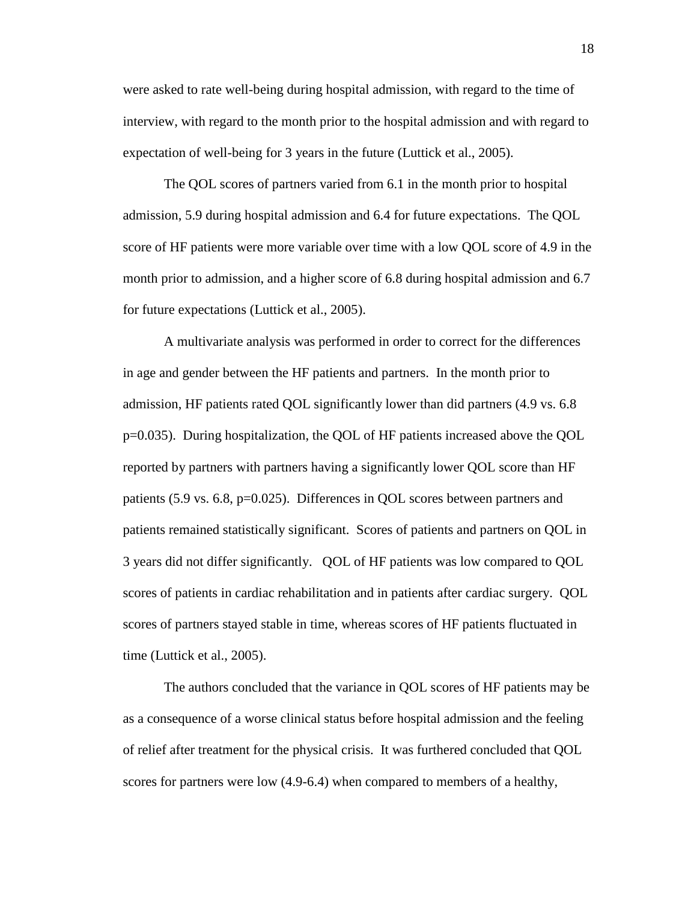were asked to rate well-being during hospital admission, with regard to the time of interview, with regard to the month prior to the hospital admission and with regard to expectation of well-being for 3 years in the future (Luttick et al., 2005).

The QOL scores of partners varied from 6.1 in the month prior to hospital admission, 5.9 during hospital admission and 6.4 for future expectations. The QOL score of HF patients were more variable over time with a low QOL score of 4.9 in the month prior to admission, and a higher score of 6.8 during hospital admission and 6.7 for future expectations (Luttick et al., 2005).

A multivariate analysis was performed in order to correct for the differences in age and gender between the HF patients and partners. In the month prior to admission, HF patients rated QOL significantly lower than did partners (4.9 vs. 6.8 p=0.035). During hospitalization, the QOL of HF patients increased above the QOL reported by partners with partners having a significantly lower QOL score than HF patients (5.9 vs. 6.8, p=0.025). Differences in QOL scores between partners and patients remained statistically significant. Scores of patients and partners on QOL in 3 years did not differ significantly. QOL of HF patients was low compared to QOL scores of patients in cardiac rehabilitation and in patients after cardiac surgery. QOL scores of partners stayed stable in time, whereas scores of HF patients fluctuated in time (Luttick et al., 2005).

The authors concluded that the variance in QOL scores of HF patients may be as a consequence of a worse clinical status before hospital admission and the feeling of relief after treatment for the physical crisis. It was furthered concluded that QOL scores for partners were low (4.9-6.4) when compared to members of a healthy,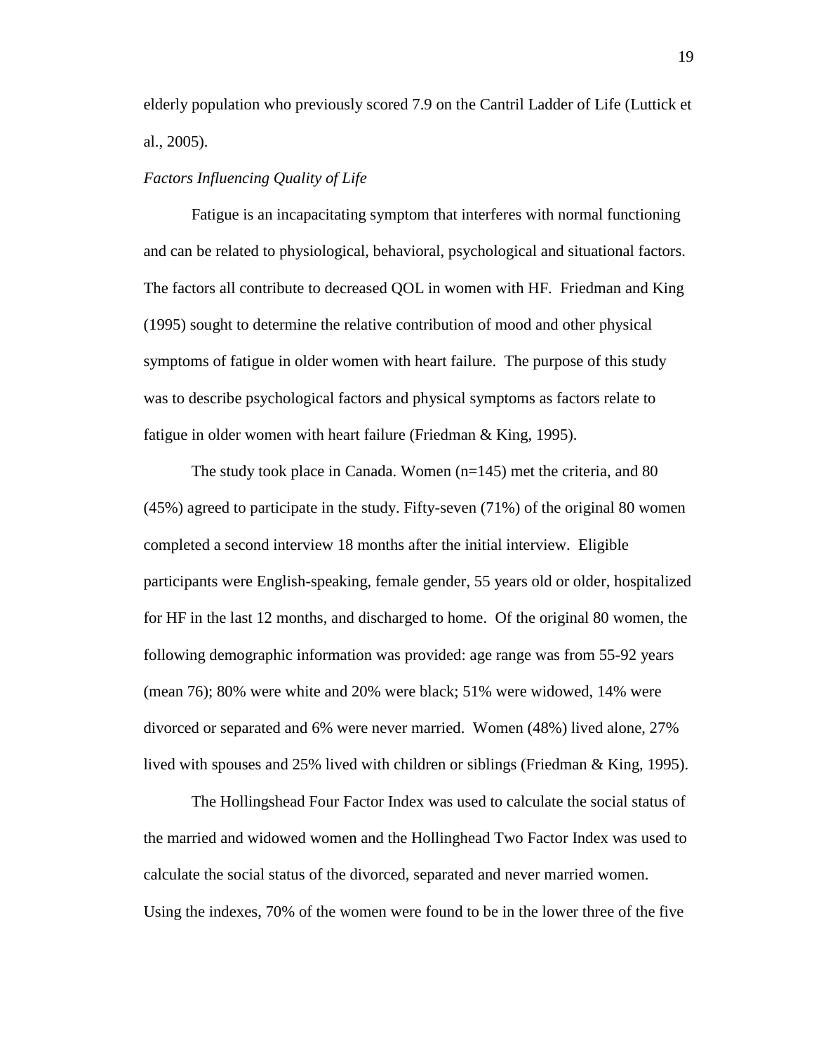elderly population who previously scored 7.9 on the Cantril Ladder of Life (Luttick et al., 2005).

*Factors Influencing Quality of Life*

Fatigue is an incapacitating symptom that interferes with normal functioning and can be related to physiological, behavioral, psychological and situational factors. The factors all contribute to decreased QOL in women with HF. Friedman and King (1995) sought to determine the relative contribution of mood and other physical symptoms of fatigue in older women with heart failure. The purpose of this study was to describe psychological factors and physical symptoms as factors relate to fatigue in older women with heart failure (Friedman & King, 1995).

The study took place in Canada. Women (n=145) met the criteria, and 80 (45%) agreed to participate in the study. Fifty-seven (71%) of the original 80 women completed a second interview 18 months after the initial interview. Eligible participants were English-speaking, female gender, 55 years old or older, hospitalized for HF in the last 12 months, and discharged to home. Of the original 80 women, the following demographic information was provided: age range was from 55-92 years (mean 76); 80% were white and 20% were black; 51% were widowed, 14% were divorced or separated and 6% were never married. Women (48%) lived alone, 27% lived with spouses and 25% lived with children or siblings (Friedman & King, 1995).

The Hollingshead Four Factor Index was used to calculate the social status of the married and widowed women and the Hollinghead Two Factor Index was used to calculate the social status of the divorced, separated and never married women. Using the indexes, 70% of the women were found to be in the lower three of the five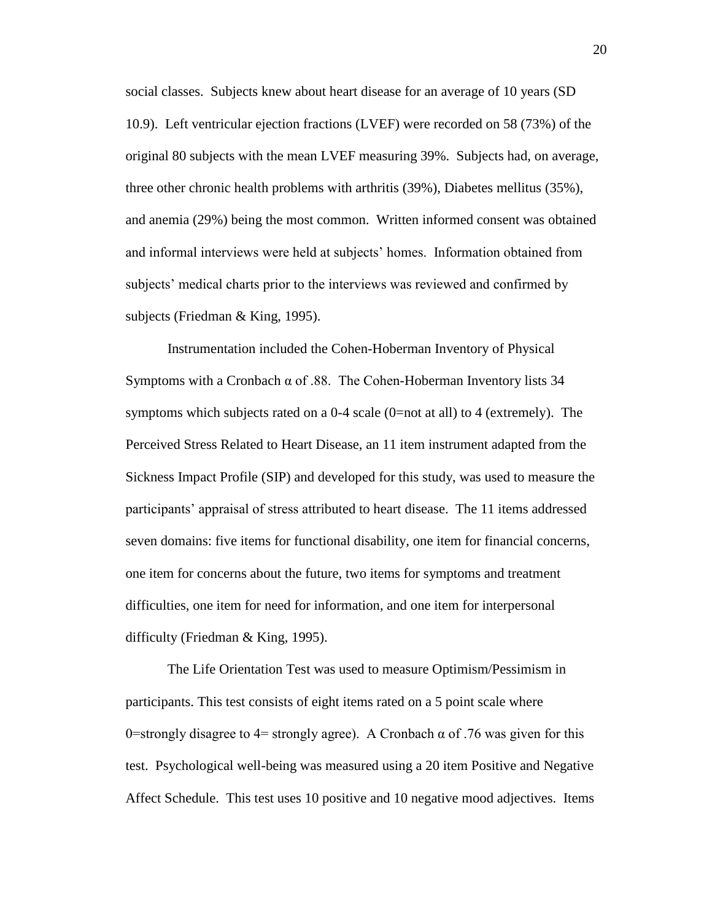social classes. Subjects knew about heart disease for an average of 10 years (SD 10.9). Left ventricular ejection fractions (LVEF) were recorded on 58 (73%) of the original 80 subjects with the mean LVEF measuring 39%. Subjects had, on average, three other chronic health problems with arthritis (39%), Diabetes mellitus (35%), and anemia (29%) being the most common. Written informed consent was obtained and informal interviews were held at subjects' homes. Information obtained from subjects' medical charts prior to the interviews was reviewed and confirmed by subjects (Friedman & King, 1995).

Instrumentation included the Cohen-Hoberman Inventory of Physical Symptoms with a Cronbach α of .88. The Cohen-Hoberman Inventory lists 34 symptoms which subjects rated on a 0-4 scale (0=not at all) to 4 (extremely). The Perceived Stress Related to Heart Disease, an 11 item instrument adapted from the Sickness Impact Profile (SIP) and developed for this study, was used to measure the participants' appraisal of stress attributed to heart disease. The 11 items addressed seven domains: five items for functional disability, one item for financial concerns, one item for concerns about the future, two items for symptoms and treatment difficulties, one item for need for information, and one item for interpersonal difficulty (Friedman & King, 1995).

The Life Orientation Test was used to measure Optimism/Pessimism in participants. This test consists of eight items rated on a 5 point scale where 0=strongly disagree to 4= strongly agree). A Cronbach α of .76 was given for this test. Psychological well-being was measured using a 20 item Positive and Negative Affect Schedule. This test uses 10 positive and 10 negative mood adjectives. Items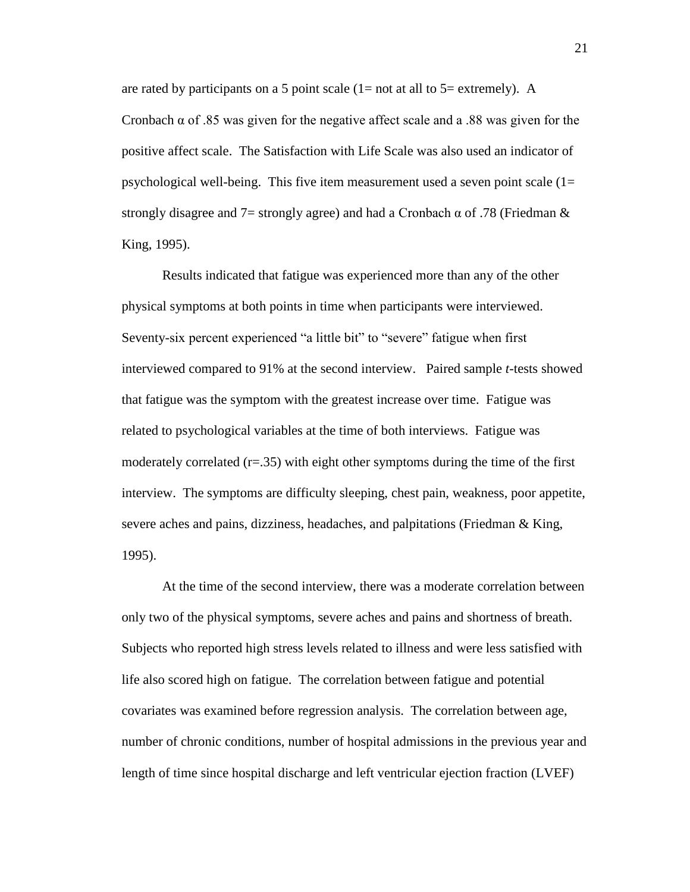are rated by participants on a 5 point scale (1= not at all to 5= extremely). A Cronbach α of .85 was given for the negative affect scale and a .88 was given for the positive affect scale. The Satisfaction with Life Scale was also used an indicator of psychological well-being. This five item measurement used a seven point scale (1= strongly disagree and 7= strongly agree) and had a Cronbach α of .78 (Friedman & King, 1995).

Results indicated that fatigue was experienced more than any of the other physical symptoms at both points in time when participants were interviewed. Seventy-six percent experienced "a little bit" to "severe" fatigue when first interviewed compared to 91% at the second interview. Paired sample *t*-tests showed that fatigue was the symptom with the greatest increase over time. Fatigue was related to psychological variables at the time of both interviews. Fatigue was moderately correlated (r=.35) with eight other symptoms during the time of the first interview. The symptoms are difficulty sleeping, chest pain, weakness, poor appetite, severe aches and pains, dizziness, headaches, and palpitations (Friedman & King, 1995).

At the time of the second interview, there was a moderate correlation between only two of the physical symptoms, severe aches and pains and shortness of breath. Subjects who reported high stress levels related to illness and were less satisfied with life also scored high on fatigue. The correlation between fatigue and potential covariates was examined before regression analysis. The correlation between age, number of chronic conditions, number of hospital admissions in the previous year and length of time since hospital discharge and left ventricular ejection fraction (LVEF)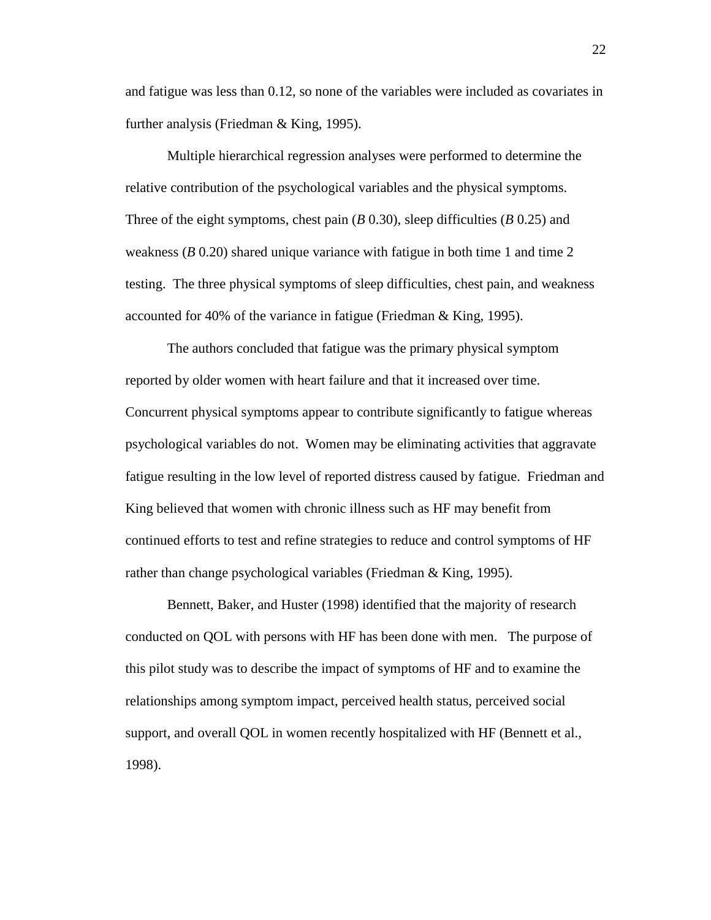and fatigue was less than 0.12, so none of the variables were included as covariates in further analysis (Friedman & King, 1995).

Multiple hierarchical regression analyses were performed to determine the relative contribution of the psychological variables and the physical symptoms. Three of the eight symptoms, chest pain (*B* 0.30), sleep difficulties (*B* 0.25) and weakness (*B* 0.20) shared unique variance with fatigue in both time 1 and time 2 testing. The three physical symptoms of sleep difficulties, chest pain, and weakness accounted for 40% of the variance in fatigue (Friedman & King, 1995).

The authors concluded that fatigue was the primary physical symptom reported by older women with heart failure and that it increased over time. Concurrent physical symptoms appear to contribute significantly to fatigue whereas psychological variables do not. Women may be eliminating activities that aggravate fatigue resulting in the low level of reported distress caused by fatigue. Friedman and King believed that women with chronic illness such as HF may benefit from continued efforts to test and refine strategies to reduce and control symptoms of HF rather than change psychological variables (Friedman & King, 1995).

Bennett, Baker, and Huster (1998) identified that the majority of research conducted on QOL with persons with HF has been done with men. The purpose of this pilot study was to describe the impact of symptoms of HF and to examine the relationships among symptom impact, perceived health status, perceived social support, and overall QOL in women recently hospitalized with HF (Bennett et al., 1998).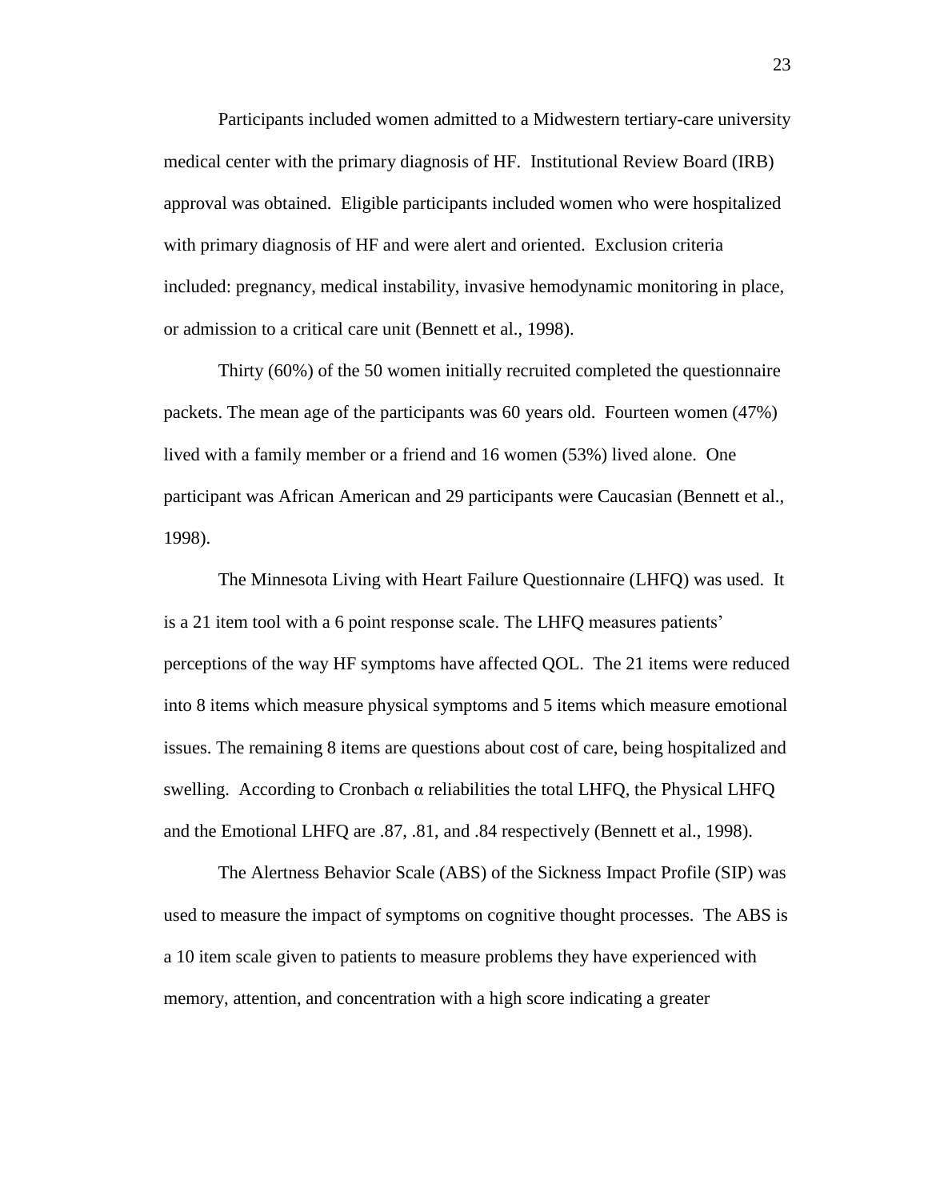Participants included women admitted to a Midwestern tertiary-care university medical center with the primary diagnosis of HF. Institutional Review Board (IRB) approval was obtained. Eligible participants included women who were hospitalized with primary diagnosis of HF and were alert and oriented. Exclusion criteria included: pregnancy, medical instability, invasive hemodynamic monitoring in place, or admission to a critical care unit (Bennett et al., 1998).

Thirty (60%) of the 50 women initially recruited completed the questionnaire packets. The mean age of the participants was 60 years old. Fourteen women (47%) lived with a family member or a friend and 16 women (53%) lived alone. One participant was African American and 29 participants were Caucasian (Bennett et al., 1998).

The Minnesota Living with Heart Failure Questionnaire (LHFQ) was used. It is a 21 item tool with a 6 point response scale. The LHFQ measures patients' perceptions of the way HF symptoms have affected QOL. The 21 items were reduced into 8 items which measure physical symptoms and 5 items which measure emotional issues. The remaining 8 items are questions about cost of care, being hospitalized and swelling. According to Cronbach α reliabilities the total LHFQ, the Physical LHFQ and the Emotional LHFQ are .87, .81, and .84 respectively (Bennett et al., 1998).

The Alertness Behavior Scale (ABS) of the Sickness Impact Profile (SIP) was used to measure the impact of symptoms on cognitive thought processes. The ABS is a 10 item scale given to patients to measure problems they have experienced with memory, attention, and concentration with a high score indicating a greater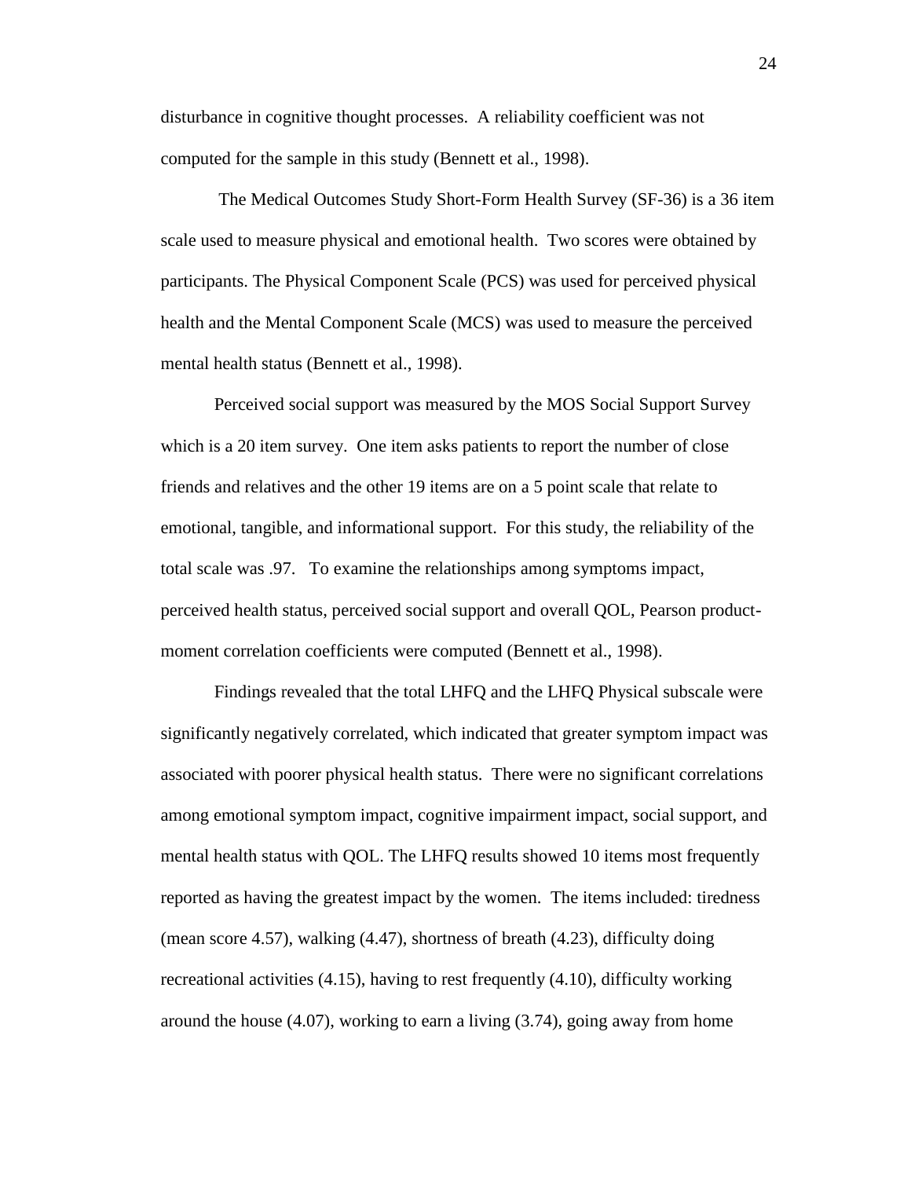disturbance in cognitive thought processes. A reliability coefficient was not computed for the sample in this study (Bennett et al., 1998).

The Medical Outcomes Study Short-Form Health Survey (SF-36) is a 36 item scale used to measure physical and emotional health. Two scores were obtained by participants. The Physical Component Scale (PCS) was used for perceived physical health and the Mental Component Scale (MCS) was used to measure the perceived mental health status (Bennett et al., 1998).

Perceived social support was measured by the MOS Social Support Survey which is a 20 item survey. One item asks patients to report the number of close friends and relatives and the other 19 items are on a 5 point scale that relate to emotional, tangible, and informational support. For this study, the reliability of the total scale was .97. To examine the relationships among symptoms impact, perceived health status, perceived social support and overall QOL, Pearson product-moment correlation coefficients were computed (Bennett et al., 1998).

Findings revealed that the total LHFQ and the LHFQ Physical subscale were significantly negatively correlated, which indicated that greater symptom impact was associated with poorer physical health status. There were no significant correlations among emotional symptom impact, cognitive impairment impact, social support, and mental health status with QOL. The LHFQ results showed 10 items most frequently reported as having the greatest impact by the women. The items included: tiredness (mean score 4.57), walking (4.47), shortness of breath (4.23), difficulty doing recreational activities (4.15), having to rest frequently (4.10), difficulty working around the house (4.07), working to earn a living (3.74), going away from home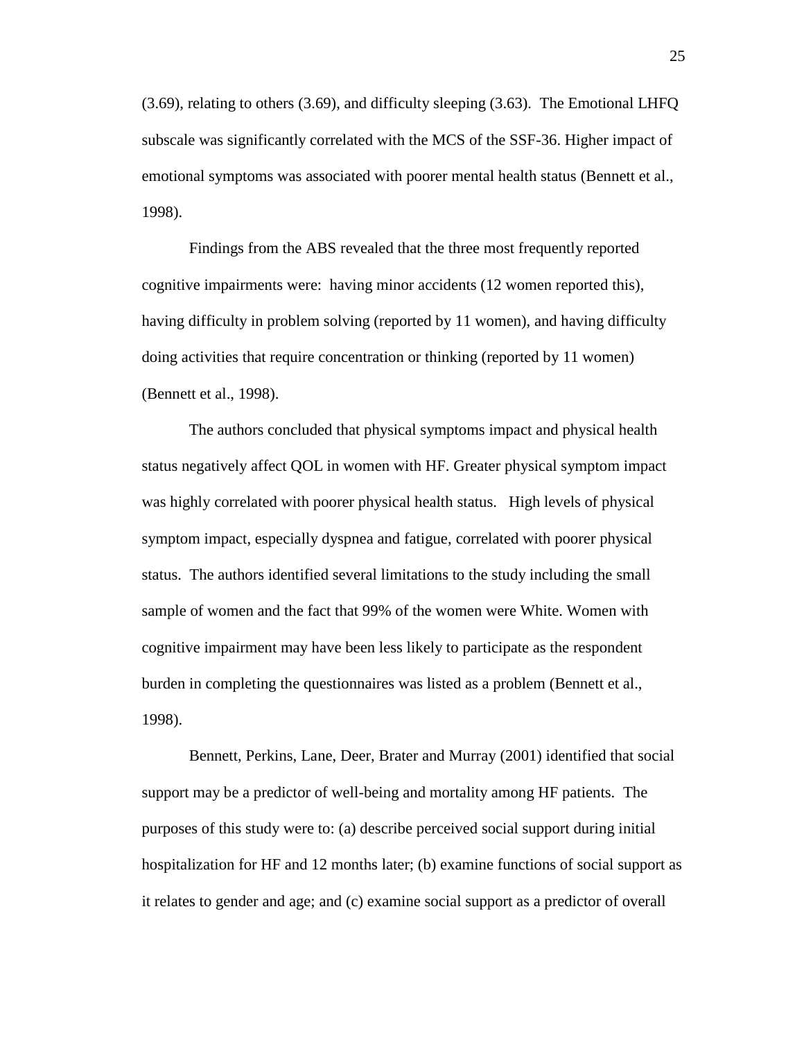(3.69), relating to others (3.69), and difficulty sleeping (3.63). The Emotional LHFQ subscale was significantly correlated with the MCS of the SSF-36. Higher impact of emotional symptoms was associated with poorer mental health status (Bennett et al., 1998).

Findings from the ABS revealed that the three most frequently reported cognitive impairments were: having minor accidents (12 women reported this), having difficulty in problem solving (reported by 11 women), and having difficulty doing activities that require concentration or thinking (reported by 11 women) (Bennett et al., 1998).

The authors concluded that physical symptoms impact and physical health status negatively affect QOL in women with HF. Greater physical symptom impact was highly correlated with poorer physical health status. High levels of physical symptom impact, especially dyspnea and fatigue, correlated with poorer physical status. The authors identified several limitations to the study including the small sample of women and the fact that 99% of the women were White. Women with cognitive impairment may have been less likely to participate as the respondent burden in completing the questionnaires was listed as a problem (Bennett et al., 1998).

Bennett, Perkins, Lane, Deer, Brater and Murray (2001) identified that social support may be a predictor of well-being and mortality among HF patients. The purposes of this study were to: (a) describe perceived social support during initial hospitalization for HF and 12 months later; (b) examine functions of social support as it relates to gender and age; and (c) examine social support as a predictor of overall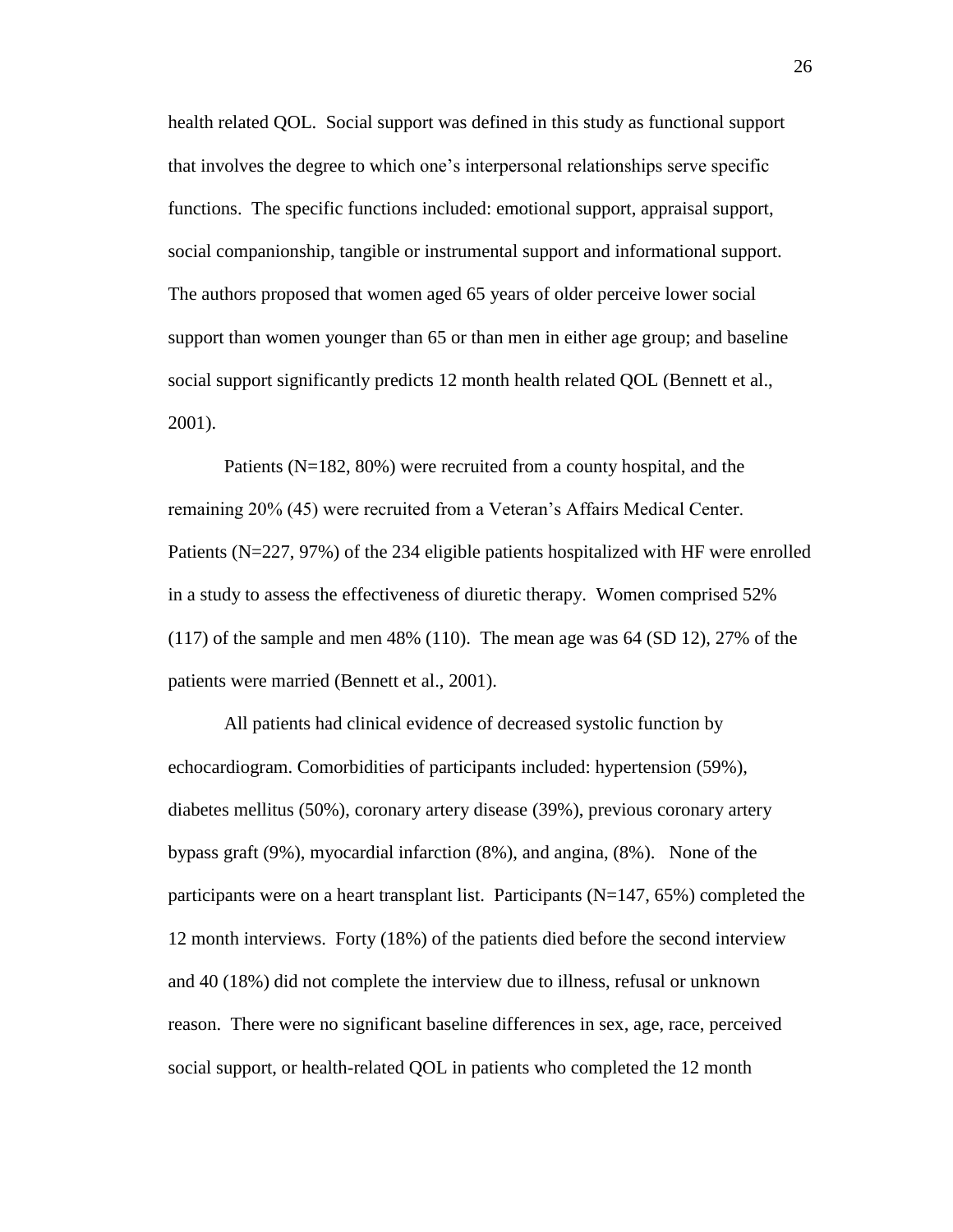health related QOL. Social support was defined in this study as functional support that involves the degree to which one's interpersonal relationships serve specific functions. The specific functions included: emotional support, appraisal support, social companionship, tangible or instrumental support and informational support. The authors proposed that women aged 65 years of older perceive lower social support than women younger than 65 or than men in either age group; and baseline social support significantly predicts 12 month health related QOL (Bennett et al., 2001).

Patients (N=182, 80%) were recruited from a county hospital, and the remaining 20% (45) were recruited from a Veteran's Affairs Medical Center. Patients (N=227, 97%) of the 234 eligible patients hospitalized with HF were enrolled in a study to assess the effectiveness of diuretic therapy. Women comprised 52% (117) of the sample and men 48% (110). The mean age was 64 (SD 12), 27% of the patients were married (Bennett et al., 2001).

All patients had clinical evidence of decreased systolic function by echocardiogram. Comorbidities of participants included: hypertension (59%), diabetes mellitus (50%), coronary artery disease (39%), previous coronary artery bypass graft (9%), myocardial infarction (8%), and angina, (8%). None of the participants were on a heart transplant list. Participants (N=147, 65%) completed the 12 month interviews. Forty (18%) of the patients died before the second interview and 40 (18%) did not complete the interview due to illness, refusal or unknown reason. There were no significant baseline differences in sex, age, race, perceived social support, or health-related QOL in patients who completed the 12 month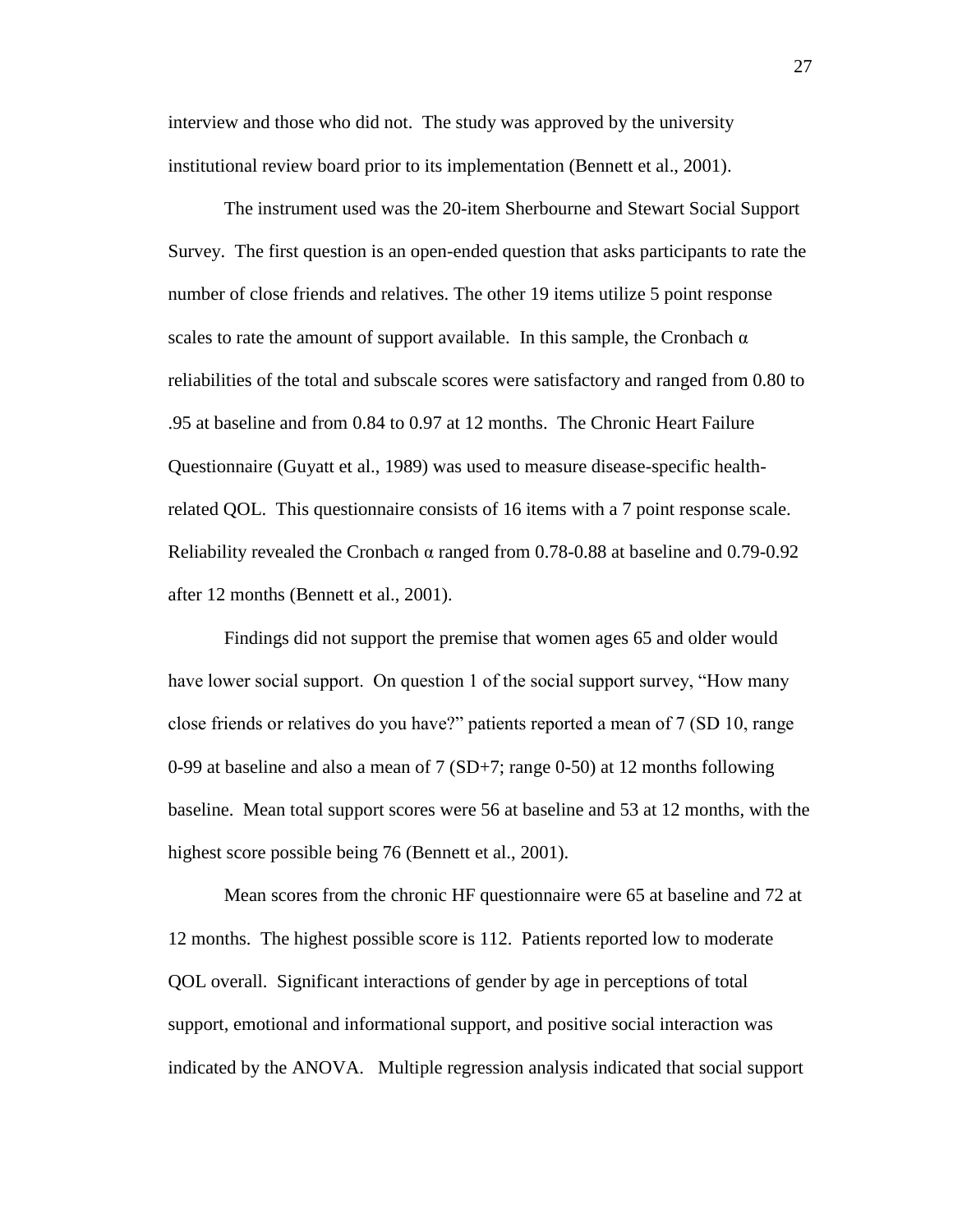interview and those who did not. The study was approved by the university institutional review board prior to its implementation (Bennett et al., 2001).

The instrument used was the 20-item Sherbourne and Stewart Social Support Survey. The first question is an open-ended question that asks participants to rate the number of close friends and relatives. The other 19 items utilize 5 point response scales to rate the amount of support available. In this sample, the Cronbach $\alpha$ reliabilities of the total and subscale scores were satisfactory and ranged from 0.80 to .95 at baseline and from 0.84 to 0.97 at 12 months. The Chronic Heart Failure Questionnaire (Guyatt et al., 1989) was used to measure disease-specific health-related QOL. This questionnaire consists of 16 items with a 7 point response scale. Reliability revealed the Cronbach $\alpha$ ranged from 0.78-0.88 at baseline and 0.79-0.92 after 12 months (Bennett et al., 2001).

Findings did not support the premise that women ages 65 and older would have lower social support. On question 1 of the social support survey, "How many close friends or relatives do you have?" patients reported a mean of 7 (SD 10, range 0-99 at baseline and also a mean of 7 (SD+7; range 0-50) at 12 months following baseline. Mean total support scores were 56 at baseline and 53 at 12 months, with the highest score possible being 76 (Bennett et al., 2001).

Mean scores from the chronic HF questionnaire were 65 at baseline and 72 at 12 months. The highest possible score is 112. Patients reported low to moderate QOL overall. Significant interactions of gender by age in perceptions of total support, emotional and informational support, and positive social interaction was indicated by the ANOVA. Multiple regression analysis indicated that social support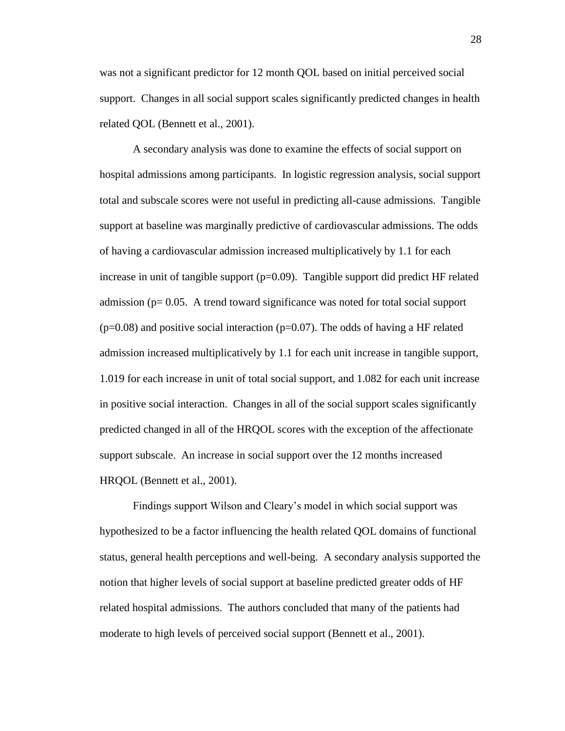was not a significant predictor for 12 month QOL based on initial perceived social support. Changes in all social support scales significantly predicted changes in health related QOL (Bennett et al., 2001).

A secondary analysis was done to examine the effects of social support on hospital admissions among participants. In logistic regression analysis, social support total and subscale scores were not useful in predicting all-cause admissions. Tangible support at baseline was marginally predictive of cardiovascular admissions. The odds of having a cardiovascular admission increased multiplicatively by 1.1 for each increase in unit of tangible support ($p=0.09$). Tangible support did predict HF related admission ($p= 0.05$. A trend toward significance was noted for total social support ($p=0.08$) and positive social interaction ($p=0.07$). The odds of having a HF related admission increased multiplicatively by 1.1 for each unit increase in tangible support, 1.019 for each increase in unit of total social support, and 1.082 for each unit increase in positive social interaction. Changes in all of the social support scales significantly predicted changed in all of the HRQOL scores with the exception of the affectionate support subscale. An increase in social support over the 12 months increased HRQOL (Bennett et al., 2001).

Findings support Wilson and Cleary's model in which social support was hypothesized to be a factor influencing the health related QOL domains of functional status, general health perceptions and well-being. A secondary analysis supported the notion that higher levels of social support at baseline predicted greater odds of HF related hospital admissions. The authors concluded that many of the patients had moderate to high levels of perceived social support (Bennett et al., 2001).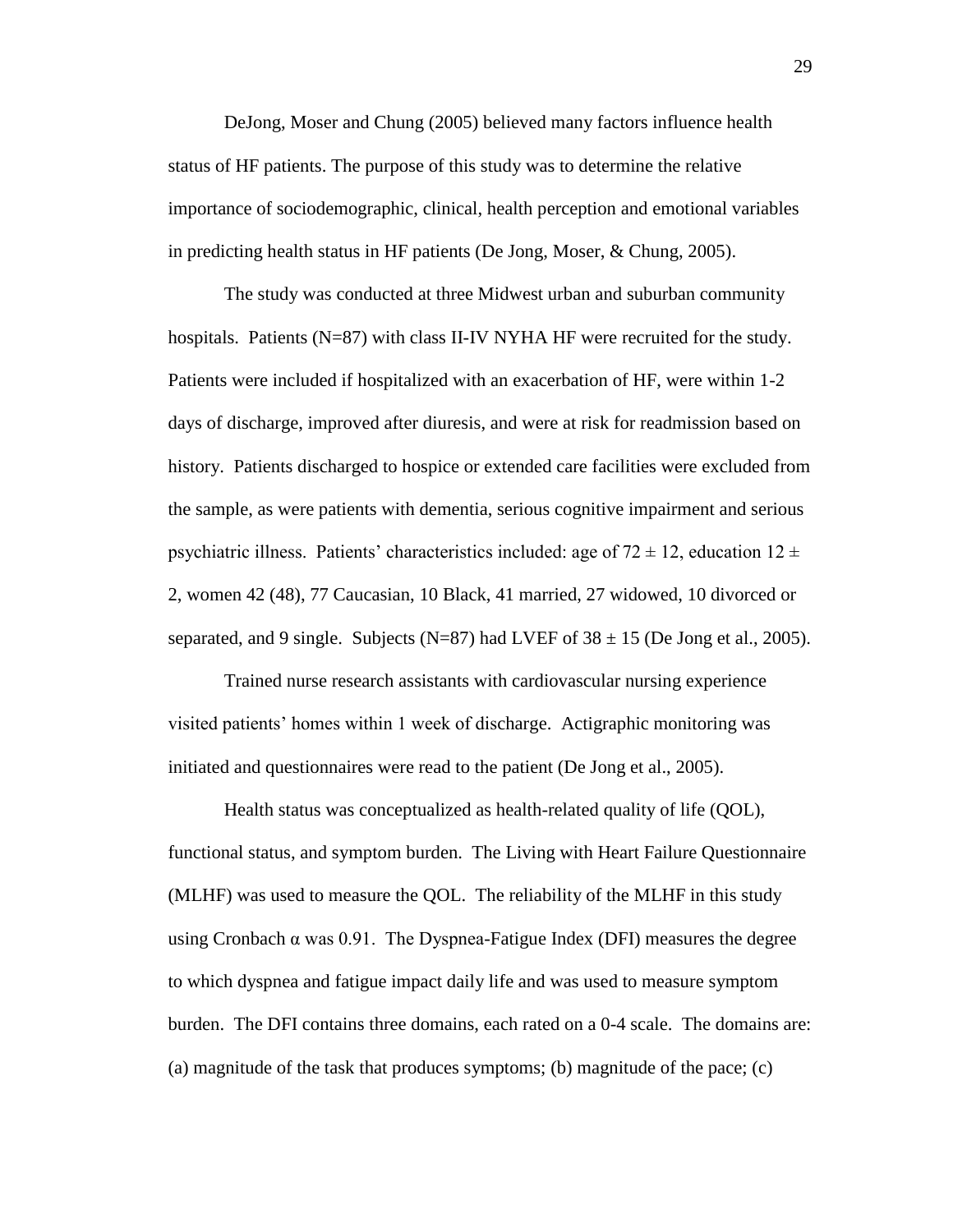DeJong, Moser and Chung (2005) believed many factors influence health status of HF patients. The purpose of this study was to determine the relative importance of sociodemographic, clinical, health perception and emotional variables in predicting health status in HF patients (De Jong, Moser, & Chung, 2005).

The study was conducted at three Midwest urban and suburban community hospitals. Patients (N=87) with class II-IV NYHA HF were recruited for the study. Patients were included if hospitalized with an exacerbation of HF, were within 1-2 days of discharge, improved after diuresis, and were at risk for readmission based on history. Patients discharged to hospice or extended care facilities were excluded from the sample, as were patients with dementia, serious cognitive impairment and serious psychiatric illness. Patients' characteristics included: age of $72 \pm 12$, education $12 \pm 2$, women 42 (48), 77 Caucasian, 10 Black, 41 married, 27 widowed, 10 divorced or separated, and 9 single. Subjects (N=87) had LVEF of $38 \pm 15$ (De Jong et al., 2005).

Trained nurse research assistants with cardiovascular nursing experience visited patients' homes within 1 week of discharge. Actigraphic monitoring was initiated and questionnaires were read to the patient (De Jong et al., 2005).

Health status was conceptualized as health-related quality of life (QOL), functional status, and symptom burden. The Living with Heart Failure Questionnaire (MLHF) was used to measure the QOL. The reliability of the MLHF in this study using Cronbach α was 0.91. The Dyspnea-Fatigue Index (DFI) measures the degree to which dyspnea and fatigue impact daily life and was used to measure symptom burden. The DFI contains three domains, each rated on a 0-4 scale. The domains are: (a) magnitude of the task that produces symptoms; (b) magnitude of the pace; (c)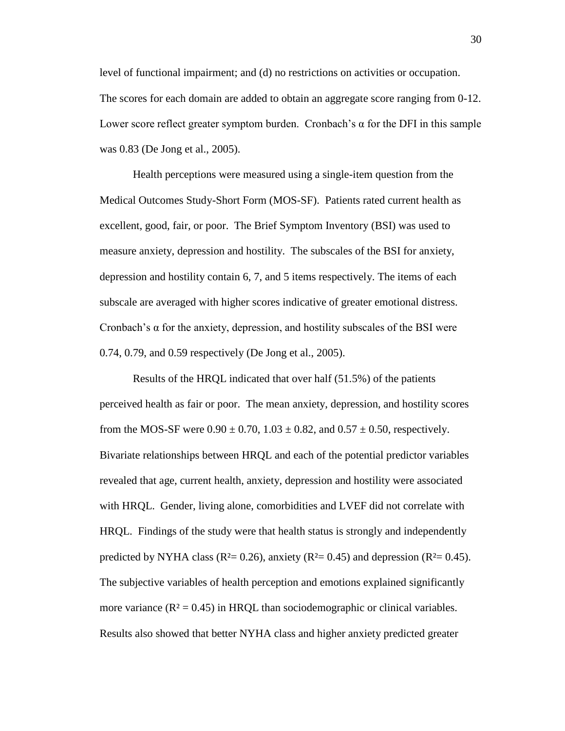level of functional impairment; and (d) no restrictions on activities or occupation. The scores for each domain are added to obtain an aggregate score ranging from 0-12. Lower score reflect greater symptom burden. Cronbach's α for the DFI in this sample was 0.83 (De Jong et al., 2005).

Health perceptions were measured using a single-item question from the Medical Outcomes Study-Short Form (MOS-SF). Patients rated current health as excellent, good, fair, or poor. The Brief Symptom Inventory (BSI) was used to measure anxiety, depression and hostility. The subscales of the BSI for anxiety, depression and hostility contain 6, 7, and 5 items respectively. The items of each subscale are averaged with higher scores indicative of greater emotional distress. Cronbach's α for the anxiety, depression, and hostility subscales of the BSI were 0.74, 0.79, and 0.59 respectively (De Jong et al., 2005).

Results of the HRQL indicated that over half (51.5%) of the patients perceived health as fair or poor. The mean anxiety, depression, and hostility scores from the MOS-SF were $0.90 \pm 0.70$, $1.03 \pm 0.82$, and $0.57 \pm 0.50$, respectively. Bivariate relationships between HRQL and each of the potential predictor variables revealed that age, current health, anxiety, depression and hostility were associated with HRQL. Gender, living alone, comorbidities and LVEF did not correlate with HRQL. Findings of the study were that health status is strongly and independently predicted by NYHA class ($R^2 = 0.26$), anxiety ($R^2 = 0.45$) and depression ($R^2 = 0.45$). The subjective variables of health perception and emotions explained significantly more variance ($R^2 = 0.45$) in HRQL than sociodemographic or clinical variables. Results also showed that better NYHA class and higher anxiety predicted greater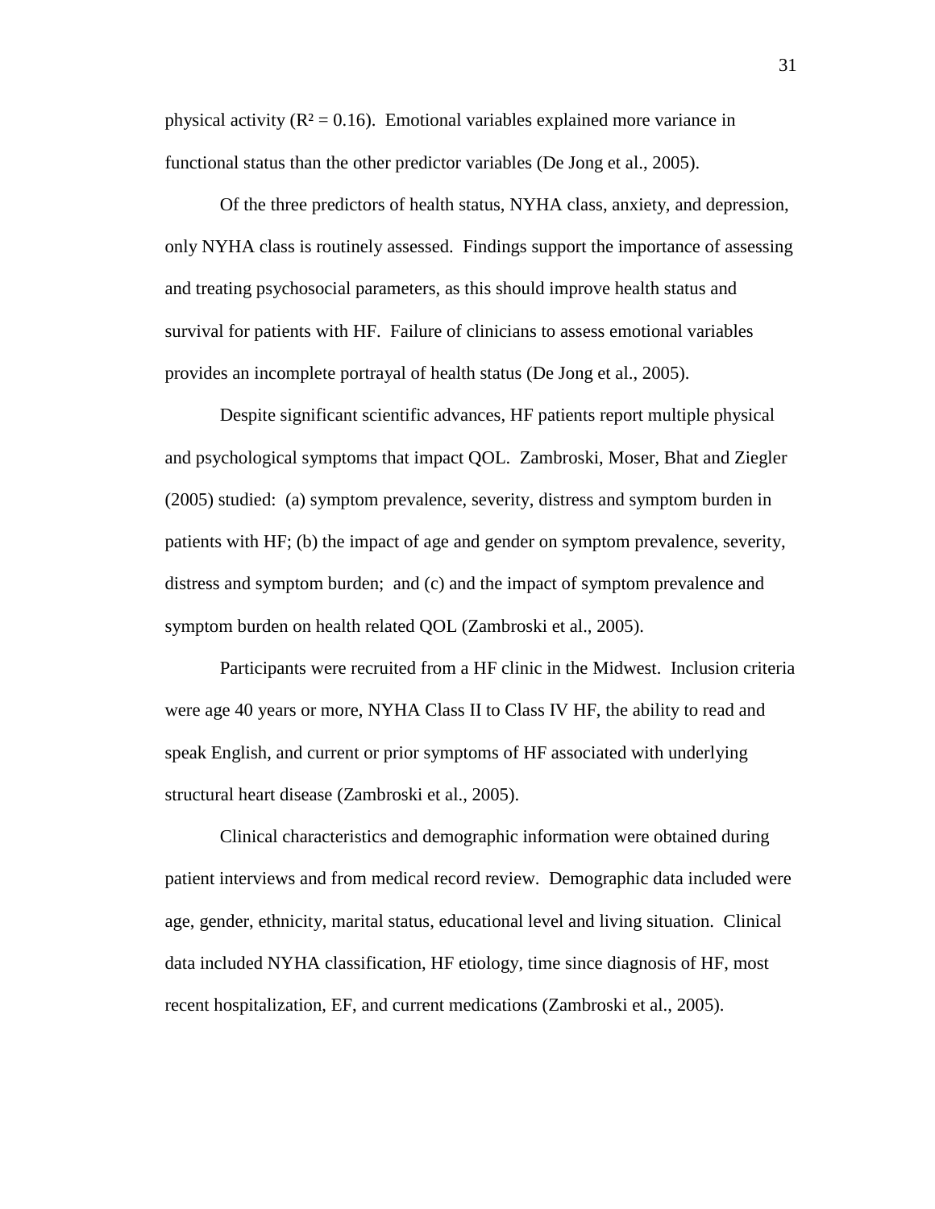physical activity ($R^2 = 0.16$). Emotional variables explained more variance in functional status than the other predictor variables (De Jong et al., 2005).

Of the three predictors of health status, NYHA class, anxiety, and depression, only NYHA class is routinely assessed. Findings support the importance of assessing and treating psychosocial parameters, as this should improve health status and survival for patients with HF. Failure of clinicians to assess emotional variables provides an incomplete portrayal of health status (De Jong et al., 2005).

Despite significant scientific advances, HF patients report multiple physical and psychological symptoms that impact QOL. Zambroski, Moser, Bhat and Ziegler (2005) studied: (a) symptom prevalence, severity, distress and symptom burden in patients with HF; (b) the impact of age and gender on symptom prevalence, severity, distress and symptom burden; and (c) and the impact of symptom prevalence and symptom burden on health related QOL (Zambroski et al., 2005).

Participants were recruited from a HF clinic in the Midwest. Inclusion criteria were age 40 years or more, NYHA Class II to Class IV HF, the ability to read and speak English, and current or prior symptoms of HF associated with underlying structural heart disease (Zambroski et al., 2005).

Clinical characteristics and demographic information were obtained during patient interviews and from medical record review. Demographic data included were age, gender, ethnicity, marital status, educational level and living situation. Clinical data included NYHA classification, HF etiology, time since diagnosis of HF, most recent hospitalization, EF, and current medications (Zambroski et al., 2005).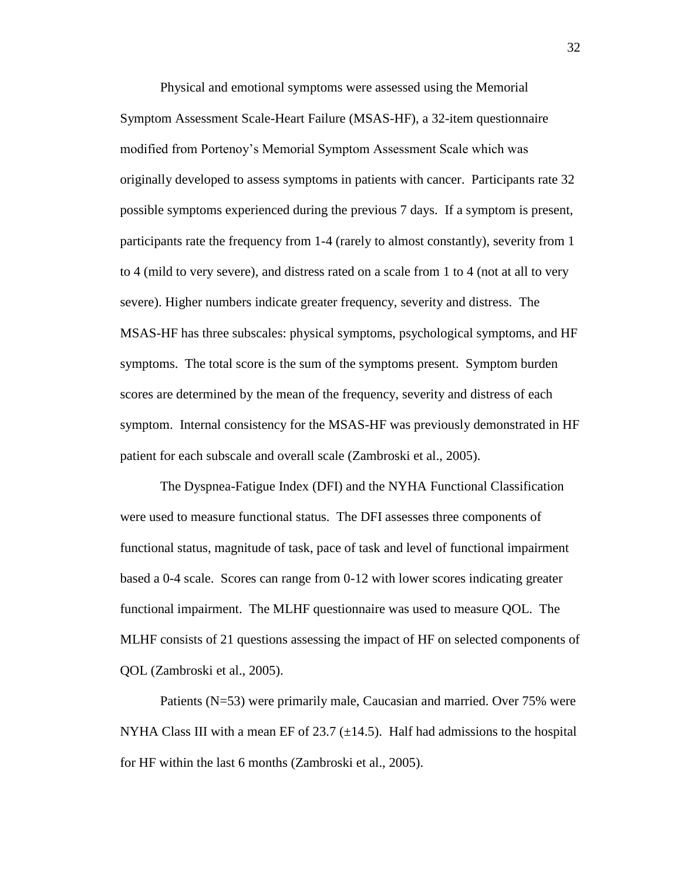Physical and emotional symptoms were assessed using the Memorial Symptom Assessment Scale-Heart Failure (MSAS-HF), a 32-item questionnaire modified from Portenoy's Memorial Symptom Assessment Scale which was originally developed to assess symptoms in patients with cancer. Participants rate 32 possible symptoms experienced during the previous 7 days. If a symptom is present, participants rate the frequency from 1-4 (rarely to almost constantly), severity from 1 to 4 (mild to very severe), and distress rated on a scale from 1 to 4 (not at all to very severe). Higher numbers indicate greater frequency, severity and distress. The MSAS-HF has three subscales: physical symptoms, psychological symptoms, and HF symptoms. The total score is the sum of the symptoms present. Symptom burden scores are determined by the mean of the frequency, severity and distress of each symptom. Internal consistency for the MSAS-HF was previously demonstrated in HF patient for each subscale and overall scale (Zambroski et al., 2005).

The Dyspnea-Fatigue Index (DFI) and the NYHA Functional Classification were used to measure functional status. The DFI assesses three components of functional status, magnitude of task, pace of task and level of functional impairment based a 0-4 scale. Scores can range from 0-12 with lower scores indicating greater functional impairment. The MLHF questionnaire was used to measure QOL. The MLHF consists of 21 questions assessing the impact of HF on selected components of QOL (Zambroski et al., 2005).

Patients (N=53) were primarily male, Caucasian and married. Over 75% were NYHA Class III with a mean EF of 23.7 (±14.5). Half had admissions to the hospital for HF within the last 6 months (Zambroski et al., 2005).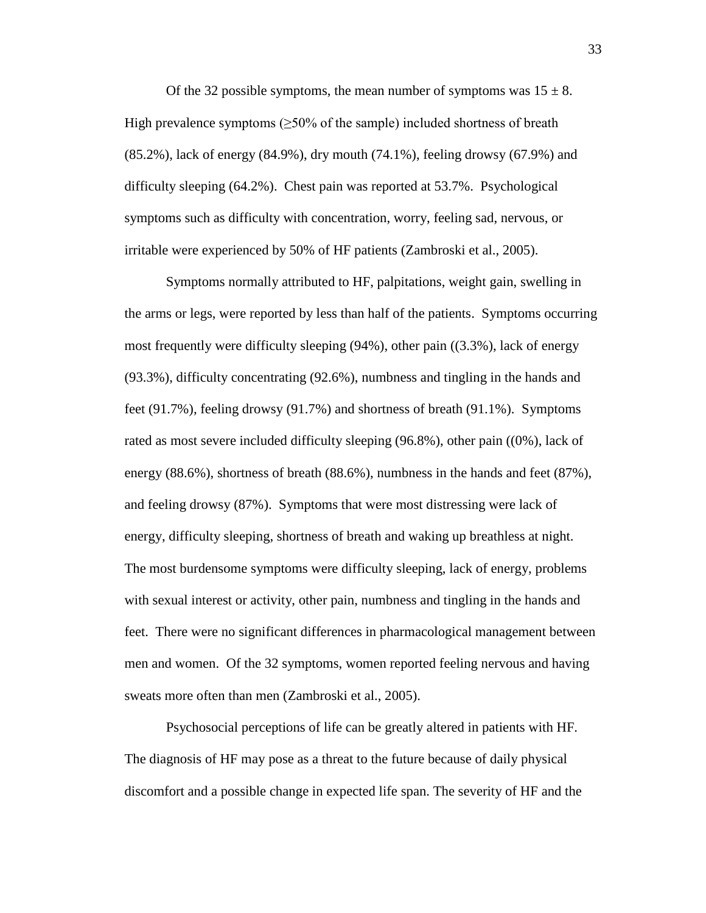Of the 32 possible symptoms, the mean number of symptoms was $15 \pm 8$. High prevalence symptoms ($\geq$50% of the sample) included shortness of breath (85.2%), lack of energy (84.9%), dry mouth (74.1%), feeling drowsy (67.9%) and difficulty sleeping (64.2%). Chest pain was reported at 53.7%. Psychological symptoms such as difficulty with concentration, worry, feeling sad, nervous, or irritable were experienced by 50% of HF patients (Zambroski et al., 2005).

Symptoms normally attributed to HF, palpitations, weight gain, swelling in the arms or legs, were reported by less than half of the patients. Symptoms occurring most frequently were difficulty sleeping (94%), other pain ((3.3%), lack of energy (93.3%), difficulty concentrating (92.6%), numbness and tingling in the hands and feet (91.7%), feeling drowsy (91.7%) and shortness of breath (91.1%). Symptoms rated as most severe included difficulty sleeping (96.8%), other pain ((0%), lack of energy (88.6%), shortness of breath (88.6%), numbness in the hands and feet (87%), and feeling drowsy (87%). Symptoms that were most distressing were lack of energy, difficulty sleeping, shortness of breath and waking up breathless at night. The most burdensome symptoms were difficulty sleeping, lack of energy, problems with sexual interest or activity, other pain, numbness and tingling in the hands and feet. There were no significant differences in pharmacological management between men and women. Of the 32 symptoms, women reported feeling nervous and having sweats more often than men (Zambroski et al., 2005).

Psychosocial perceptions of life can be greatly altered in patients with HF. The diagnosis of HF may pose as a threat to the future because of daily physical discomfort and a possible change in expected life span. The severity of HF and the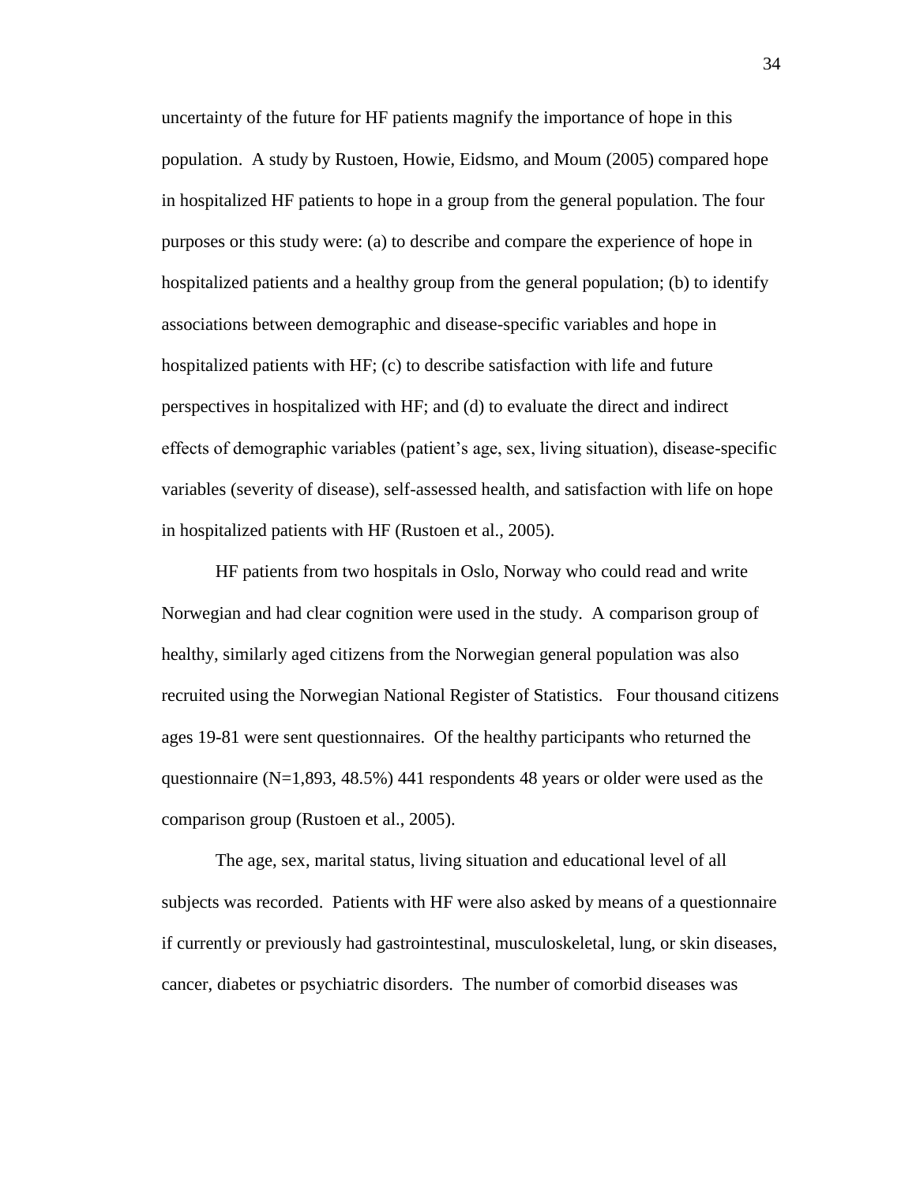uncertainty of the future for HF patients magnify the importance of hope in this population. A study by Rustoen, Howie, Eidsmo, and Moum (2005) compared hope in hospitalized HF patients to hope in a group from the general population. The four purposes or this study were: (a) to describe and compare the experience of hope in hospitalized patients and a healthy group from the general population; (b) to identify associations between demographic and disease-specific variables and hope in hospitalized patients with HF; (c) to describe satisfaction with life and future perspectives in hospitalized with HF; and (d) to evaluate the direct and indirect effects of demographic variables (patient's age, sex, living situation), disease-specific variables (severity of disease), self-assessed health, and satisfaction with life on hope in hospitalized patients with HF (Rustoen et al., 2005).

HF patients from two hospitals in Oslo, Norway who could read and write Norwegian and had clear cognition were used in the study. A comparison group of healthy, similarly aged citizens from the Norwegian general population was also recruited using the Norwegian National Register of Statistics. Four thousand citizens ages 19-81 were sent questionnaires. Of the healthy participants who returned the questionnaire (N=1,893, 48.5%) 441 respondents 48 years or older were used as the comparison group (Rustoen et al., 2005).

The age, sex, marital status, living situation and educational level of all subjects was recorded. Patients with HF were also asked by means of a questionnaire if currently or previously had gastrointestinal, musculoskeletal, lung, or skin diseases, cancer, diabetes or psychiatric disorders. The number of comorbid diseases was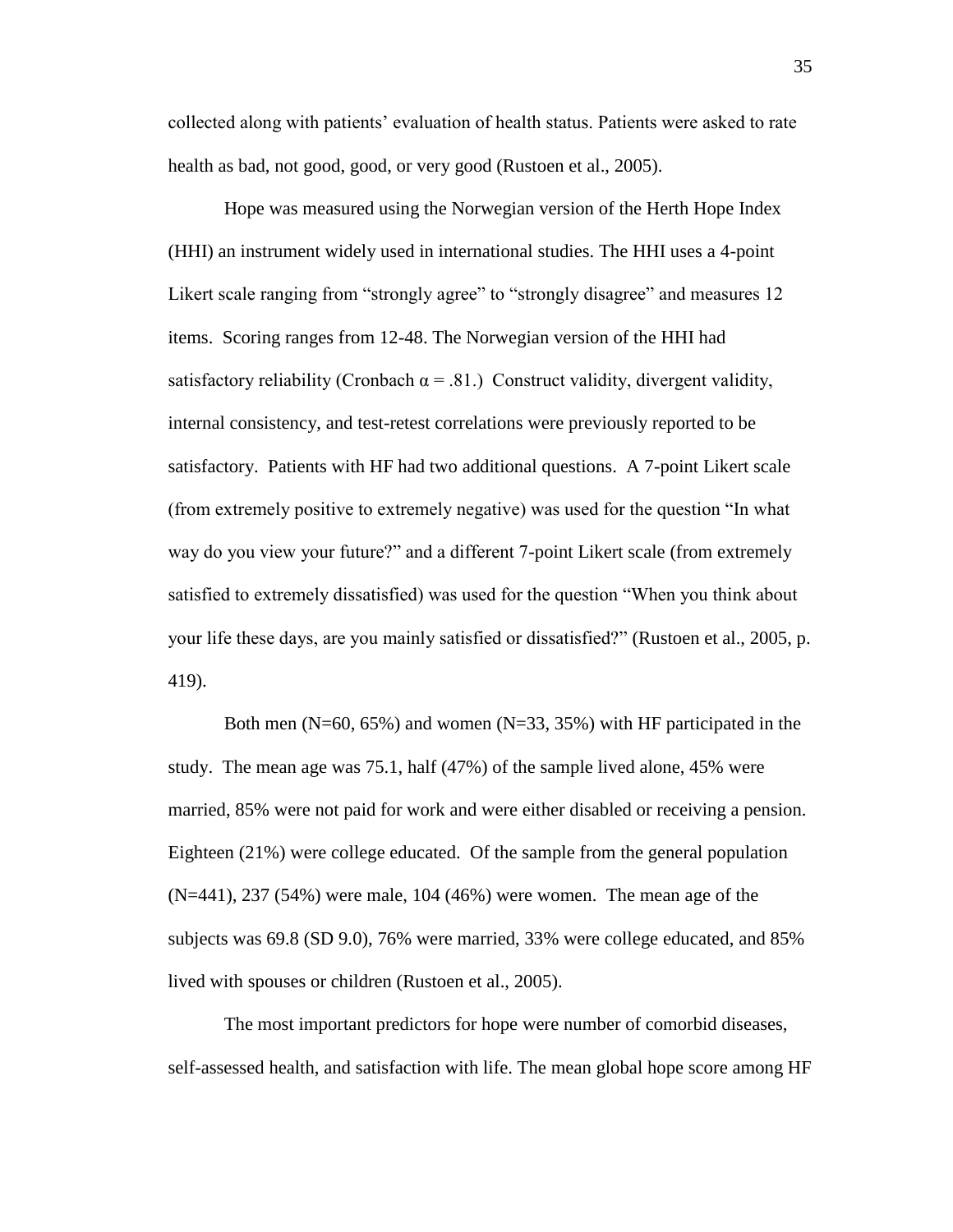collected along with patients' evaluation of health status. Patients were asked to rate health as bad, not good, good, or very good (Rustoen et al., 2005).

Hope was measured using the Norwegian version of the Herth Hope Index (HHI) an instrument widely used in international studies. The HHI uses a 4-point Likert scale ranging from "strongly agree" to "strongly disagree" and measures 12 items. Scoring ranges from 12-48. The Norwegian version of the HHI had satisfactory reliability (Cronbach $\alpha = .81$.) Construct validity, divergent validity, internal consistency, and test-retest correlations were previously reported to be satisfactory. Patients with HF had two additional questions. A 7-point Likert scale (from extremely positive to extremely negative) was used for the question "In what way do you view your future?" and a different 7-point Likert scale (from extremely satisfied to extremely dissatisfied) was used for the question "When you think about your life these days, are you mainly satisfied or dissatisfied?" (Rustoen et al., 2005, p. 419).

Both men (N=60, 65%) and women (N=33, 35%) with HF participated in the study. The mean age was 75.1, half (47%) of the sample lived alone, 45% were married, 85% were not paid for work and were either disabled or receiving a pension. Eighteen (21%) were college educated. Of the sample from the general population (N=441), 237 (54%) were male, 104 (46%) were women. The mean age of the subjects was 69.8 (SD 9.0), 76% were married, 33% were college educated, and 85% lived with spouses or children (Rustoen et al., 2005).

The most important predictors for hope were number of comorbid diseases, self-assessed health, and satisfaction with life. The mean global hope score among HF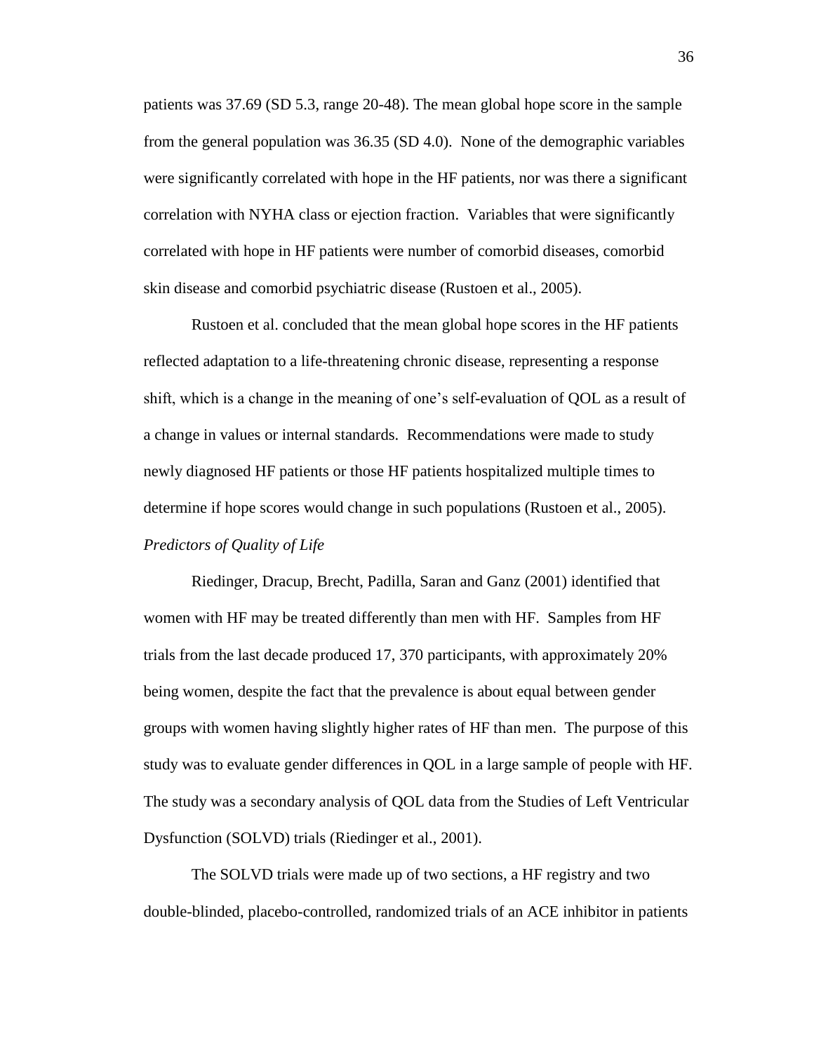patients was 37.69 (SD 5.3, range 20-48). The mean global hope score in the sample from the general population was 36.35 (SD 4.0). None of the demographic variables were significantly correlated with hope in the HF patients, nor was there a significant correlation with NYHA class or ejection fraction. Variables that were significantly correlated with hope in HF patients were number of comorbid diseases, comorbid skin disease and comorbid psychiatric disease (Rustoen et al., 2005).

Rustoen et al. concluded that the mean global hope scores in the HF patients reflected adaptation to a life-threatening chronic disease, representing a response shift, which is a change in the meaning of one's self-evaluation of QOL as a result of a change in values or internal standards. Recommendations were made to study newly diagnosed HF patients or those HF patients hospitalized multiple times to determine if hope scores would change in such populations (Rustoen et al., 2005).

*Predictors of Quality of Life*

Riedinger, Dracup, Brecht, Padilla, Saran and Ganz (2001) identified that women with HF may be treated differently than men with HF. Samples from HF trials from the last decade produced 17, 370 participants, with approximately 20% being women, despite the fact that the prevalence is about equal between gender groups with women having slightly higher rates of HF than men. The purpose of this study was to evaluate gender differences in QOL in a large sample of people with HF. The study was a secondary analysis of QOL data from the Studies of Left Ventricular Dysfunction (SOLVD) trials (Riedinger et al., 2001).

The SOLVD trials were made up of two sections, a HF registry and two double-blinded, placebo-controlled, randomized trials of an ACE inhibitor in patients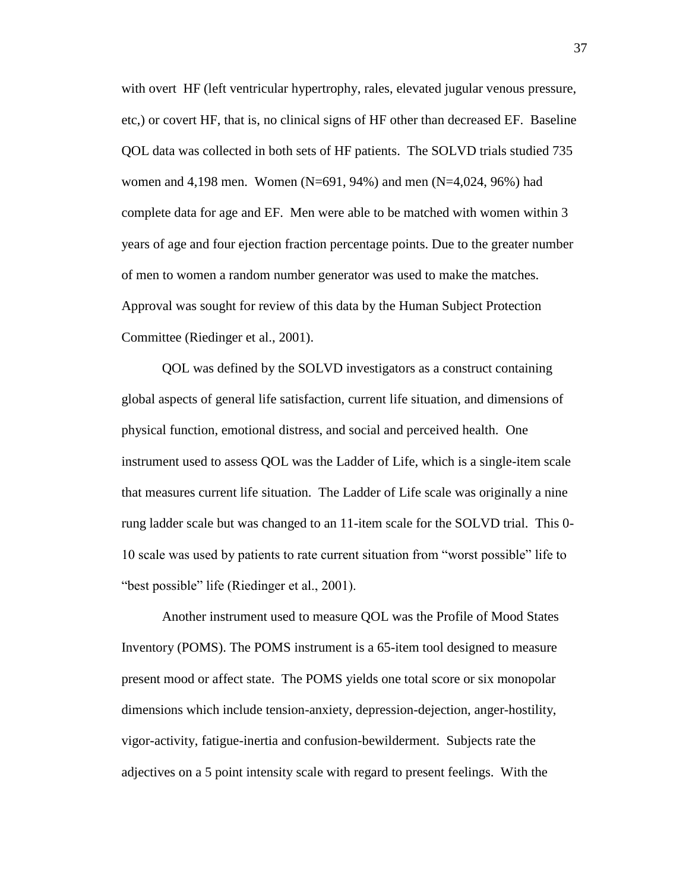with overt HF (left ventricular hypertrophy, rales, elevated jugular venous pressure, etc,) or covert HF, that is, no clinical signs of HF other than decreased EF. Baseline QOL data was collected in both sets of HF patients. The SOLVD trials studied 735 women and 4,198 men. Women (N=691, 94%) and men (N=4,024, 96%) had complete data for age and EF. Men were able to be matched with women within 3 years of age and four ejection fraction percentage points. Due to the greater number of men to women a random number generator was used to make the matches. Approval was sought for review of this data by the Human Subject Protection Committee (Riedinger et al., 2001).

QOL was defined by the SOLVD investigators as a construct containing global aspects of general life satisfaction, current life situation, and dimensions of physical function, emotional distress, and social and perceived health. One instrument used to assess QOL was the Ladder of Life, which is a single-item scale that measures current life situation. The Ladder of Life scale was originally a nine rung ladder scale but was changed to an 11-item scale for the SOLVD trial. This 0-10 scale was used by patients to rate current situation from "worst possible" life to "best possible" life (Riedinger et al., 2001).

Another instrument used to measure QOL was the Profile of Mood States Inventory (POMS). The POMS instrument is a 65-item tool designed to measure present mood or affect state. The POMS yields one total score or six monopolar dimensions which include tension-anxiety, depression-dejection, anger-hostility, vigor-activity, fatigue-inertia and confusion-bewilderment. Subjects rate the adjectives on a 5 point intensity scale with regard to present feelings. With the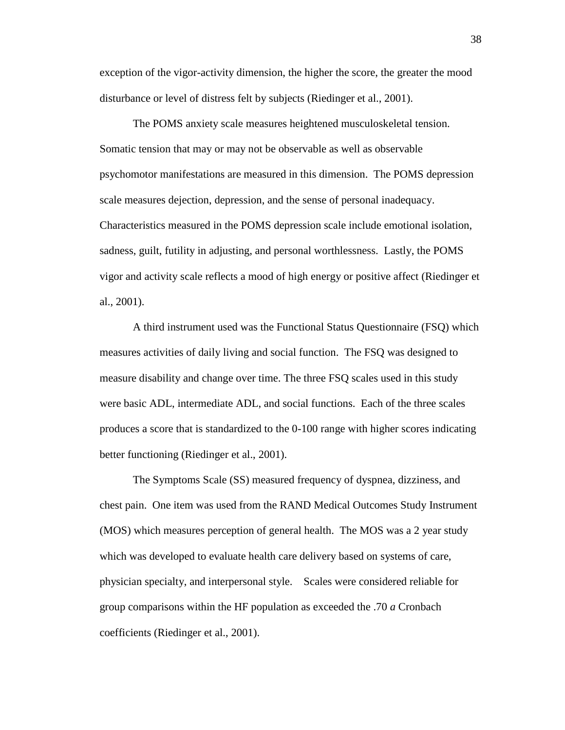exception of the vigor-activity dimension, the higher the score, the greater the mood disturbance or level of distress felt by subjects (Riedinger et al., 2001).

The POMS anxiety scale measures heightened musculoskeletal tension. Somatic tension that may or may not be observable as well as observable psychomotor manifestations are measured in this dimension. The POMS depression scale measures dejection, depression, and the sense of personal inadequacy. Characteristics measured in the POMS depression scale include emotional isolation, sadness, guilt, futility in adjusting, and personal worthlessness. Lastly, the POMS vigor and activity scale reflects a mood of high energy or positive affect (Riedinger et al., 2001).

A third instrument used was the Functional Status Questionnaire (FSQ) which measures activities of daily living and social function. The FSQ was designed to measure disability and change over time. The three FSQ scales used in this study were basic ADL, intermediate ADL, and social functions. Each of the three scales produces a score that is standardized to the 0-100 range with higher scores indicating better functioning (Riedinger et al., 2001).

The Symptoms Scale (SS) measured frequency of dyspnea, dizziness, and chest pain. One item was used from the RAND Medical Outcomes Study Instrument (MOS) which measures perception of general health. The MOS was a 2 year study which was developed to evaluate health care delivery based on systems of care, physician specialty, and interpersonal style. Scales were considered reliable for group comparisons within the HF population as exceeded the .70 *a* Cronbach coefficients (Riedinger et al., 2001).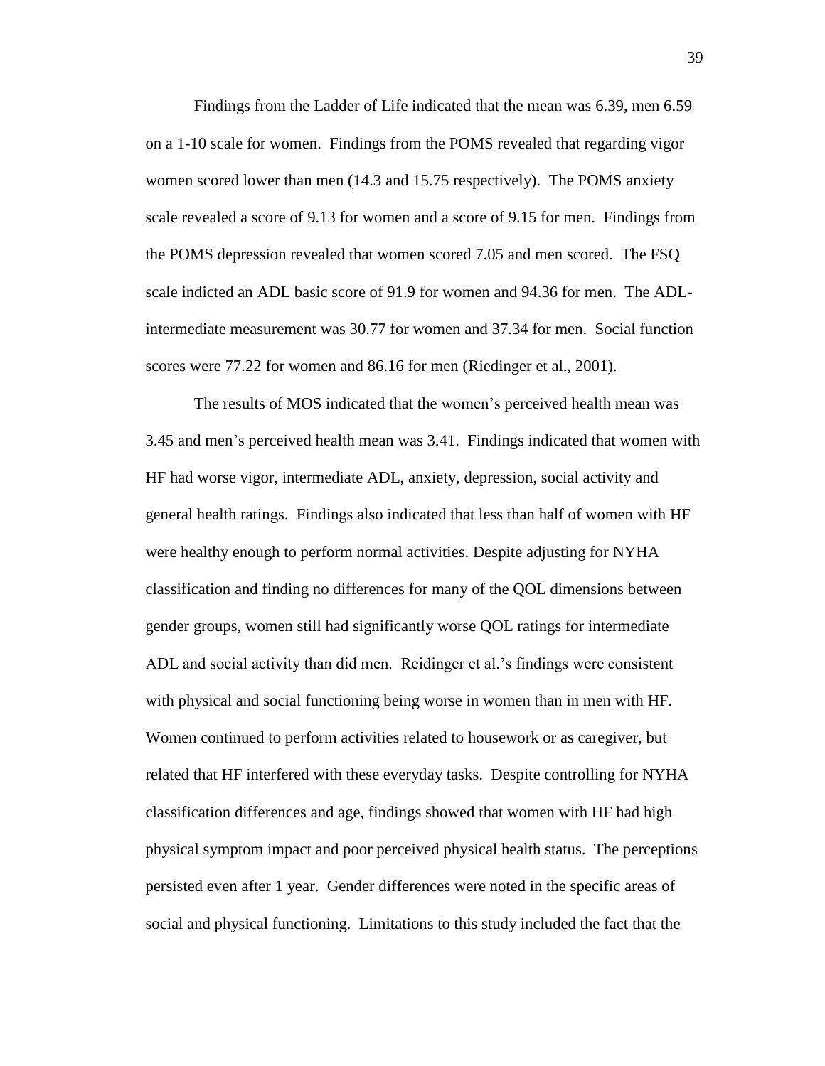Findings from the Ladder of Life indicated that the mean was 6.39, men 6.59 on a 1-10 scale for women. Findings from the POMS revealed that regarding vigor women scored lower than men (14.3 and 15.75 respectively). The POMS anxiety scale revealed a score of 9.13 for women and a score of 9.15 for men. Findings from the POMS depression revealed that women scored 7.05 and men scored. The FSQ scale indicted an ADL basic score of 91.9 for women and 94.36 for men. The ADL-intermediate measurement was 30.77 for women and 37.34 for men. Social function scores were 77.22 for women and 86.16 for men (Riedinger et al., 2001).

The results of MOS indicated that the women's perceived health mean was 3.45 and men's perceived health mean was 3.41. Findings indicated that women with HF had worse vigor, intermediate ADL, anxiety, depression, social activity and general health ratings. Findings also indicated that less than half of women with HF were healthy enough to perform normal activities. Despite adjusting for NYHA classification and finding no differences for many of the QOL dimensions between gender groups, women still had significantly worse QOL ratings for intermediate ADL and social activity than did men. Reidinger et al.'s findings were consistent with physical and social functioning being worse in women than in men with HF. Women continued to perform activities related to housework or as caregiver, but related that HF interfered with these everyday tasks. Despite controlling for NYHA classification differences and age, findings showed that women with HF had high physical symptom impact and poor perceived physical health status. The perceptions persisted even after 1 year. Gender differences were noted in the specific areas of social and physical functioning. Limitations to this study included the fact that the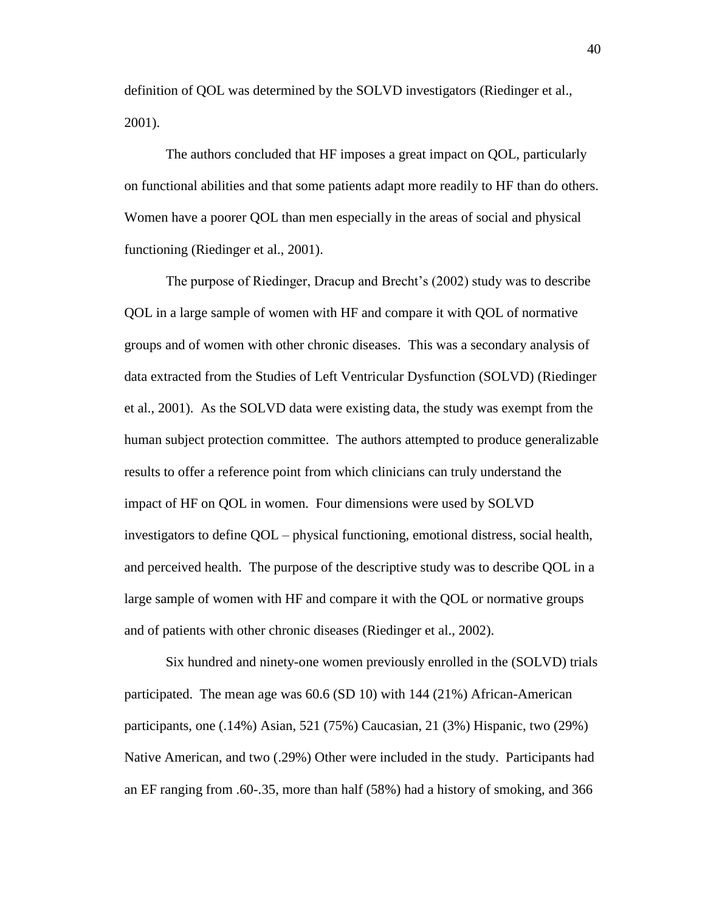definition of QOL was determined by the SOLVD investigators (Riedinger et al., 2001).

The authors concluded that HF imposes a great impact on QOL, particularly on functional abilities and that some patients adapt more readily to HF than do others. Women have a poorer QOL than men especially in the areas of social and physical functioning (Riedinger et al., 2001).

The purpose of Riedinger, Dracup and Brecht's (2002) study was to describe QOL in a large sample of women with HF and compare it with QOL of normative groups and of women with other chronic diseases. This was a secondary analysis of data extracted from the Studies of Left Ventricular Dysfunction (SOLVD) (Riedinger et al., 2001). As the SOLVD data were existing data, the study was exempt from the human subject protection committee. The authors attempted to produce generalizable results to offer a reference point from which clinicians can truly understand the impact of HF on QOL in women. Four dimensions were used by SOLVD investigators to define QOL – physical functioning, emotional distress, social health, and perceived health. The purpose of the descriptive study was to describe QOL in a large sample of women with HF and compare it with the QOL or normative groups and of patients with other chronic diseases (Riedinger et al., 2002).

Six hundred and ninety-one women previously enrolled in the (SOLVD) trials participated. The mean age was 60.6 (SD 10) with 144 (21%) African-American participants, one (.14%) Asian, 521 (75%) Caucasian, 21 (3%) Hispanic, two (29%) Native American, and two (.29%) Other were included in the study. Participants had an EF ranging from .60-.35, more than half (58%) had a history of smoking, and 366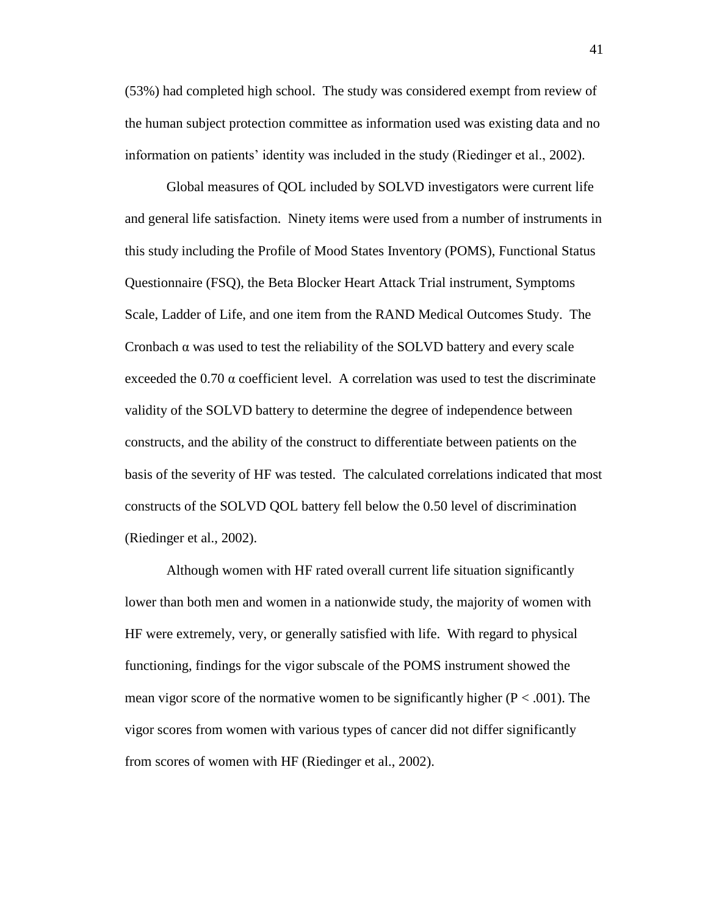(53%) had completed high school. The study was considered exempt from review of the human subject protection committee as information used was existing data and no information on patients' identity was included in the study (Riedinger et al., 2002).

Global measures of QOL included by SOLVD investigators were current life and general life satisfaction. Ninety items were used from a number of instruments in this study including the Profile of Mood States Inventory (POMS), Functional Status Questionnaire (FSQ), the Beta Blocker Heart Attack Trial instrument, Symptoms Scale, Ladder of Life, and one item from the RAND Medical Outcomes Study. The Cronbach $\alpha$ was used to test the reliability of the SOLVD battery and every scale exceeded the 0.70 $\alpha$ coefficient level. A correlation was used to test the discriminate validity of the SOLVD battery to determine the degree of independence between constructs, and the ability of the construct to differentiate between patients on the basis of the severity of HF was tested. The calculated correlations indicated that most constructs of the SOLVD QOL battery fell below the 0.50 level of discrimination (Riedinger et al., 2002).

Although women with HF rated overall current life situation significantly lower than both men and women in a nationwide study, the majority of women with HF were extremely, very, or generally satisfied with life. With regard to physical functioning, findings for the vigor subscale of the POMS instrument showed the mean vigor score of the normative women to be significantly higher ($P < .001$). The vigor scores from women with various types of cancer did not differ significantly from scores of women with HF (Riedinger et al., 2002).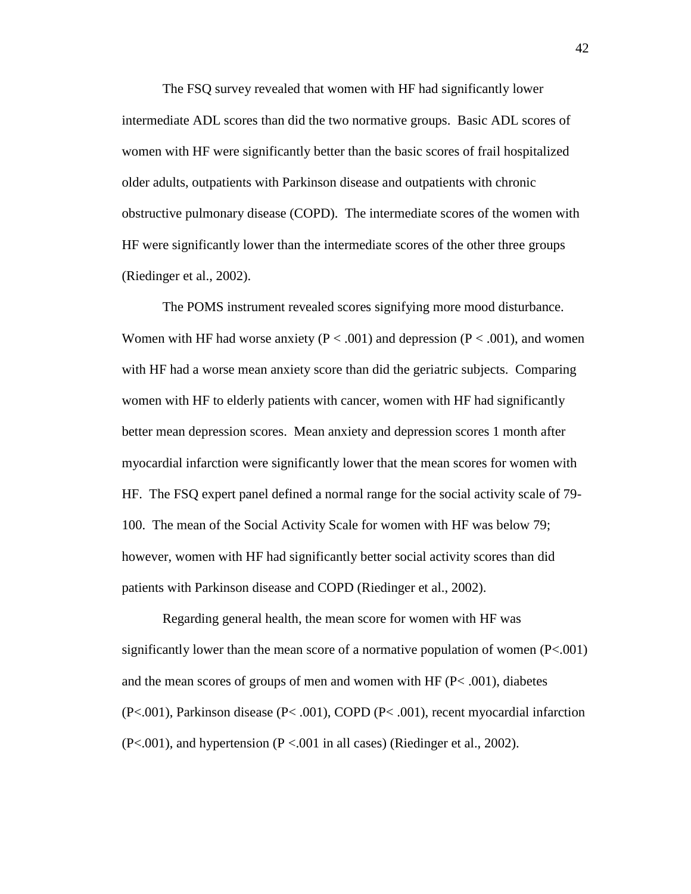The FSQ survey revealed that women with HF had significantly lower intermediate ADL scores than did the two normative groups. Basic ADL scores of women with HF were significantly better than the basic scores of frail hospitalized older adults, outpatients with Parkinson disease and outpatients with chronic obstructive pulmonary disease (COPD). The intermediate scores of the women with HF were significantly lower than the intermediate scores of the other three groups (Riedinger et al., 2002).

The POMS instrument revealed scores signifying more mood disturbance. Women with HF had worse anxiety ($P < .001$) and depression ($P < .001$), and women with HF had a worse mean anxiety score than did the geriatric subjects. Comparing women with HF to elderly patients with cancer, women with HF had significantly better mean depression scores. Mean anxiety and depression scores 1 month after myocardial infarction were significantly lower that the mean scores for women with HF. The FSQ expert panel defined a normal range for the social activity scale of 79-100. The mean of the Social Activity Scale for women with HF was below 79; however, women with HF had significantly better social activity scores than did patients with Parkinson disease and COPD (Riedinger et al., 2002).

Regarding general health, the mean score for women with HF was significantly lower than the mean score of a normative population of women ($P<.001$) and the mean scores of groups of men and women with HF ($P< .001$), diabetes ($P<.001$), Parkinson disease ($P< .001$), COPD ($P< .001$), recent myocardial infarction ($P<.001$), and hypertension ($P <.001$ in all cases) (Riedinger et al., 2002).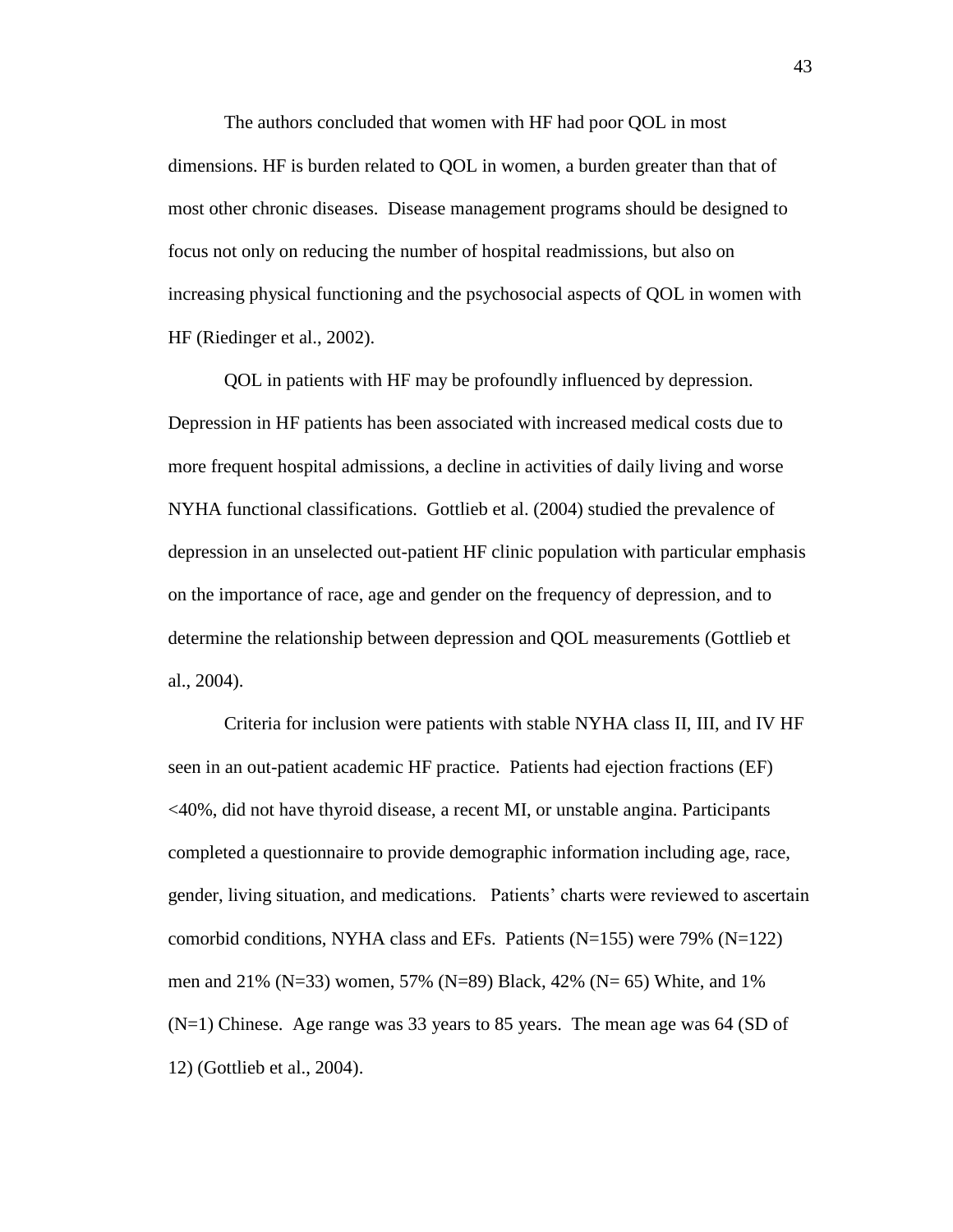The authors concluded that women with HF had poor QOL in most dimensions. HF is burden related to QOL in women, a burden greater than that of most other chronic diseases. Disease management programs should be designed to focus not only on reducing the number of hospital readmissions, but also on increasing physical functioning and the psychosocial aspects of QOL in women with HF (Riedinger et al., 2002).

QOL in patients with HF may be profoundly influenced by depression. Depression in HF patients has been associated with increased medical costs due to more frequent hospital admissions, a decline in activities of daily living and worse NYHA functional classifications. Gottlieb et al. (2004) studied the prevalence of depression in an unselected out-patient HF clinic population with particular emphasis on the importance of race, age and gender on the frequency of depression, and to determine the relationship between depression and QOL measurements (Gottlieb et al., 2004).

Criteria for inclusion were patients with stable NYHA class II, III, and IV HF seen in an out-patient academic HF practice. Patients had ejection fractions (EF) <40%, did not have thyroid disease, a recent MI, or unstable angina. Participants completed a questionnaire to provide demographic information including age, race, gender, living situation, and medications. Patients' charts were reviewed to ascertain comorbid conditions, NYHA class and EFs. Patients (N=155) were 79% (N=122) men and 21% (N=33) women, 57% (N=89) Black, 42% (N= 65) White, and 1% (N=1) Chinese. Age range was 33 years to 85 years. The mean age was 64 (SD of 12) (Gottlieb et al., 2004).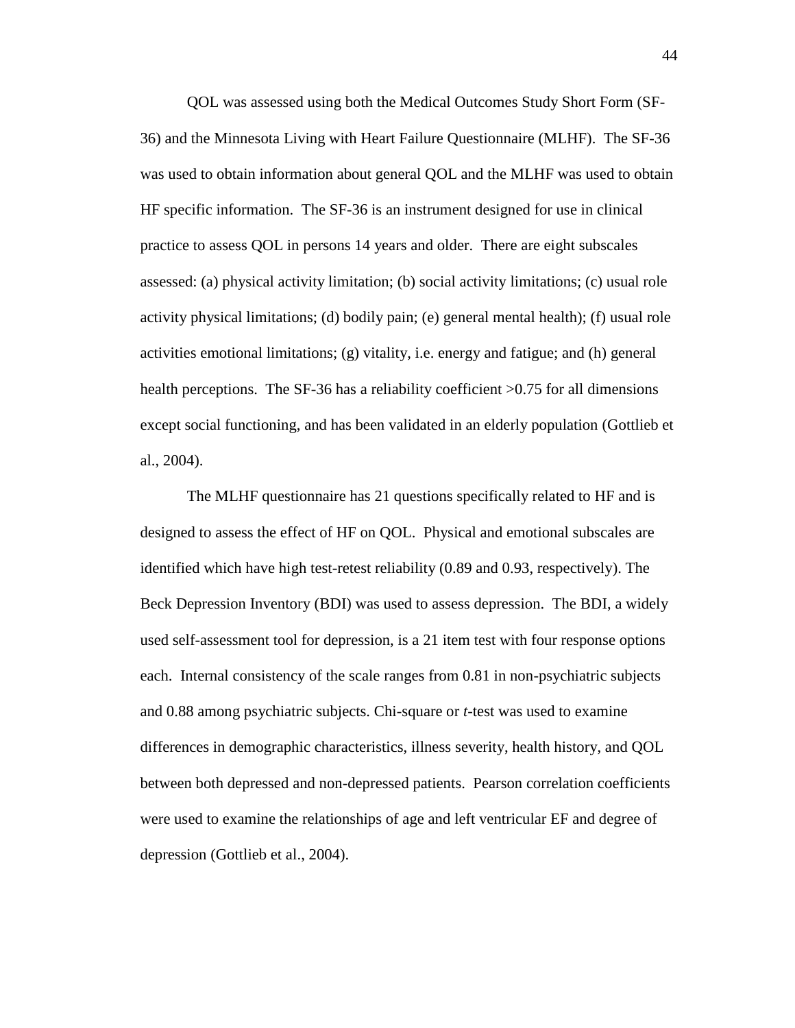QOL was assessed using both the Medical Outcomes Study Short Form (SF-36) and the Minnesota Living with Heart Failure Questionnaire (MLHF). The SF-36 was used to obtain information about general QOL and the MLHF was used to obtain HF specific information. The SF-36 is an instrument designed for use in clinical practice to assess QOL in persons 14 years and older. There are eight subscales assessed: (a) physical activity limitation; (b) social activity limitations; (c) usual role activity physical limitations; (d) bodily pain; (e) general mental health); (f) usual role activities emotional limitations; (g) vitality, i.e. energy and fatigue; and (h) general health perceptions. The SF-36 has a reliability coefficient >0.75 for all dimensions except social functioning, and has been validated in an elderly population (Gottlieb et al., 2004).

The MLHF questionnaire has 21 questions specifically related to HF and is designed to assess the effect of HF on QOL. Physical and emotional subscales are identified which have high test-retest reliability (0.89 and 0.93, respectively). The Beck Depression Inventory (BDI) was used to assess depression. The BDI, a widely used self-assessment tool for depression, is a 21 item test with four response options each. Internal consistency of the scale ranges from 0.81 in non-psychiatric subjects and 0.88 among psychiatric subjects. Chi-square or *t*-test was used to examine differences in demographic characteristics, illness severity, health history, and QOL between both depressed and non-depressed patients. Pearson correlation coefficients were used to examine the relationships of age and left ventricular EF and degree of depression (Gottlieb et al., 2004).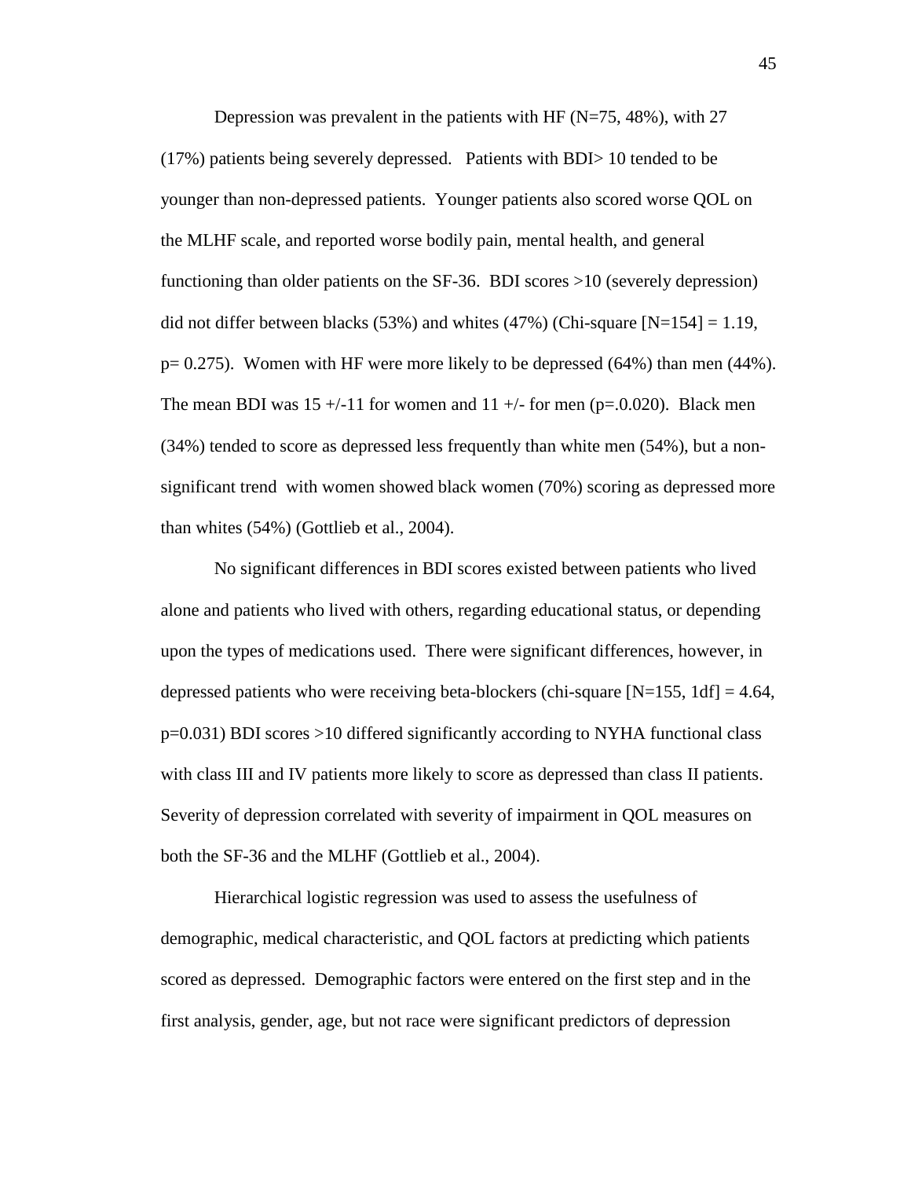Depression was prevalent in the patients with HF (N=75, 48%), with 27 (17%) patients being severely depressed. Patients with BDI> 10 tended to be younger than non-depressed patients. Younger patients also scored worse QOL on the MLHF scale, and reported worse bodily pain, mental health, and general functioning than older patients on the SF-36. BDI scores >10 (severely depression) did not differ between blacks (53%) and whites (47%) (Chi-square [N=154] = 1.19, p= 0.275). Women with HF were more likely to be depressed (64%) than men (44%). The mean BDI was 15 +/-11 for women and 11 +/- for men (p=.0.020). Black men (34%) tended to score as depressed less frequently than white men (54%), but a non-significant trend with women showed black women (70%) scoring as depressed more than whites (54%) (Gottlieb et al., 2004).

No significant differences in BDI scores existed between patients who lived alone and patients who lived with others, regarding educational status, or depending upon the types of medications used. There were significant differences, however, in depressed patients who were receiving beta-blockers (chi-square [N=155, 1df] = 4.64, p=0.031) BDI scores >10 differed significantly according to NYHA functional class with class III and IV patients more likely to score as depressed than class II patients. Severity of depression correlated with severity of impairment in QOL measures on both the SF-36 and the MLHF (Gottlieb et al., 2004).

Hierarchical logistic regression was used to assess the usefulness of demographic, medical characteristic, and QOL factors at predicting which patients scored as depressed. Demographic factors were entered on the first step and in the first analysis, gender, age, but not race were significant predictors of depression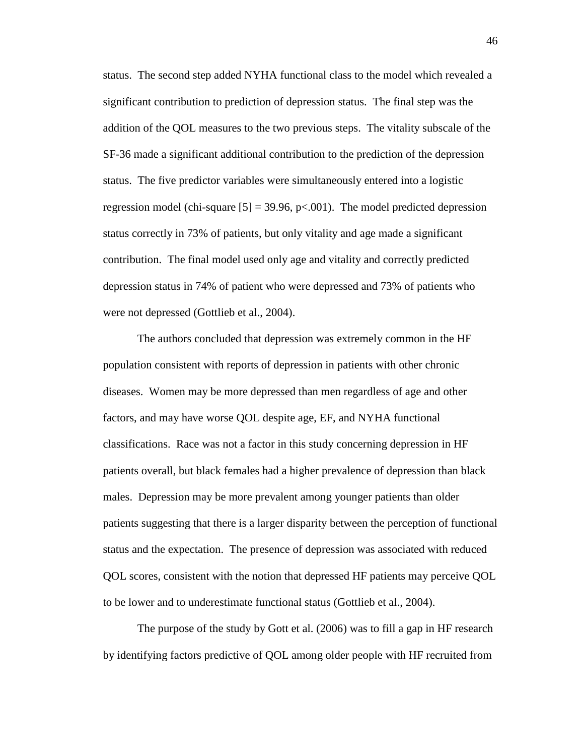status. The second step added NYHA functional class to the model which revealed a significant contribution to prediction of depression status. The final step was the addition of the QOL measures to the two previous steps. The vitality subscale of the SF-36 made a significant additional contribution to the prediction of the depression status. The five predictor variables were simultaneously entered into a logistic regression model (chi-square [5] = 39.96, $p<.001$). The model predicted depression status correctly in 73% of patients, but only vitality and age made a significant contribution. The final model used only age and vitality and correctly predicted depression status in 74% of patient who were depressed and 73% of patients who were not depressed (Gottlieb et al., 2004).

The authors concluded that depression was extremely common in the HF population consistent with reports of depression in patients with other chronic diseases. Women may be more depressed than men regardless of age and other factors, and may have worse QOL despite age, EF, and NYHA functional classifications. Race was not a factor in this study concerning depression in HF patients overall, but black females had a higher prevalence of depression than black males. Depression may be more prevalent among younger patients than older patients suggesting that there is a larger disparity between the perception of functional status and the expectation. The presence of depression was associated with reduced QOL scores, consistent with the notion that depressed HF patients may perceive QOL to be lower and to underestimate functional status (Gottlieb et al., 2004).

The purpose of the study by Gott et al. (2006) was to fill a gap in HF research by identifying factors predictive of QOL among older people with HF recruited from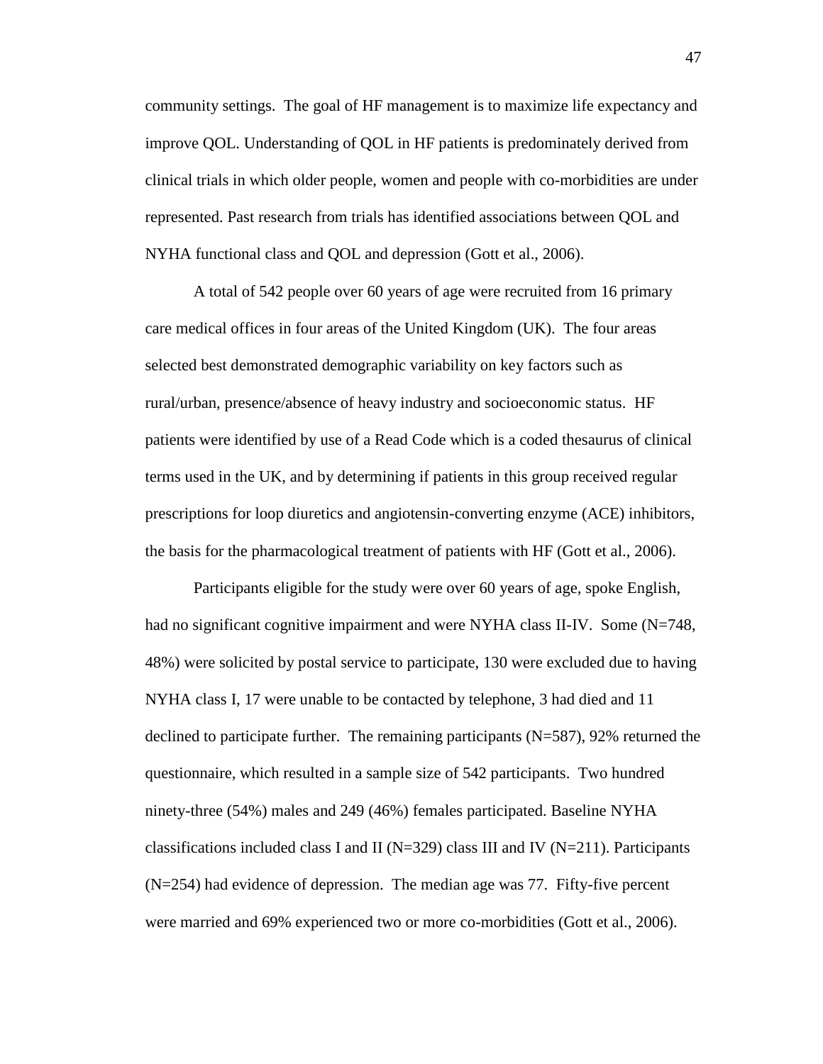community settings. The goal of HF management is to maximize life expectancy and improve QOL. Understanding of QOL in HF patients is predominately derived from clinical trials in which older people, women and people with co-morbidities are under represented. Past research from trials has identified associations between QOL and NYHA functional class and QOL and depression (Gott et al., 2006).

A total of 542 people over 60 years of age were recruited from 16 primary care medical offices in four areas of the United Kingdom (UK). The four areas selected best demonstrated demographic variability on key factors such as rural/urban, presence/absence of heavy industry and socioeconomic status. HF patients were identified by use of a Read Code which is a coded thesaurus of clinical terms used in the UK, and by determining if patients in this group received regular prescriptions for loop diuretics and angiotensin-converting enzyme (ACE) inhibitors, the basis for the pharmacological treatment of patients with HF (Gott et al., 2006).

Participants eligible for the study were over 60 years of age, spoke English, had no significant cognitive impairment and were NYHA class II-IV. Some (N=748, 48%) were solicited by postal service to participate, 130 were excluded due to having NYHA class I, 17 were unable to be contacted by telephone, 3 had died and 11 declined to participate further. The remaining participants (N=587), 92% returned the questionnaire, which resulted in a sample size of 542 participants. Two hundred ninety-three (54%) males and 249 (46%) females participated. Baseline NYHA classifications included class I and II (N=329) class III and IV (N=211). Participants (N=254) had evidence of depression. The median age was 77. Fifty-five percent were married and 69% experienced two or more co-morbidities (Gott et al., 2006).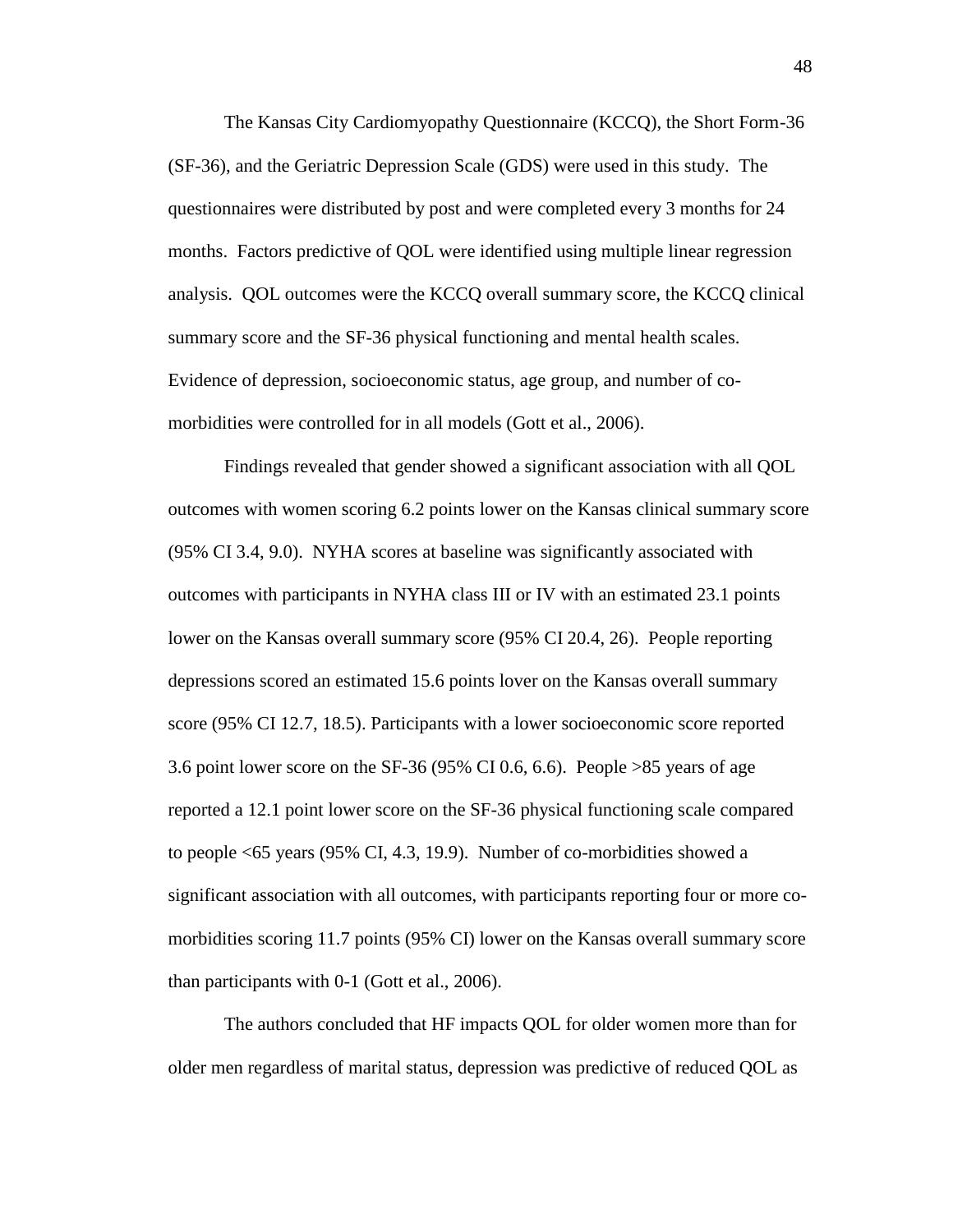The Kansas City Cardiomyopathy Questionnaire (KCCQ), the Short Form-36 (SF-36), and the Geriatric Depression Scale (GDS) were used in this study. The questionnaires were distributed by post and were completed every 3 months for 24 months. Factors predictive of QOL were identified using multiple linear regression analysis. QOL outcomes were the KCCQ overall summary score, the KCCQ clinical summary score and the SF-36 physical functioning and mental health scales. Evidence of depression, socioeconomic status, age group, and number of co-morbidities were controlled for in all models (Gott et al., 2006).

Findings revealed that gender showed a significant association with all QOL outcomes with women scoring 6.2 points lower on the Kansas clinical summary score (95% CI 3.4, 9.0). NYHA scores at baseline was significantly associated with outcomes with participants in NYHA class III or IV with an estimated 23.1 points lower on the Kansas overall summary score (95% CI 20.4, 26). People reporting depressions scored an estimated 15.6 points lover on the Kansas overall summary score (95% CI 12.7, 18.5). Participants with a lower socioeconomic score reported 3.6 point lower score on the SF-36 (95% CI 0.6, 6.6). People >85 years of age reported a 12.1 point lower score on the SF-36 physical functioning scale compared to people <65 years (95% CI, 4.3, 19.9). Number of co-morbidities showed a significant association with all outcomes, with participants reporting four or more co-morbidities scoring 11.7 points (95% CI) lower on the Kansas overall summary score than participants with 0-1 (Gott et al., 2006).

The authors concluded that HF impacts QOL for older women more than for older men regardless of marital status, depression was predictive of reduced QOL as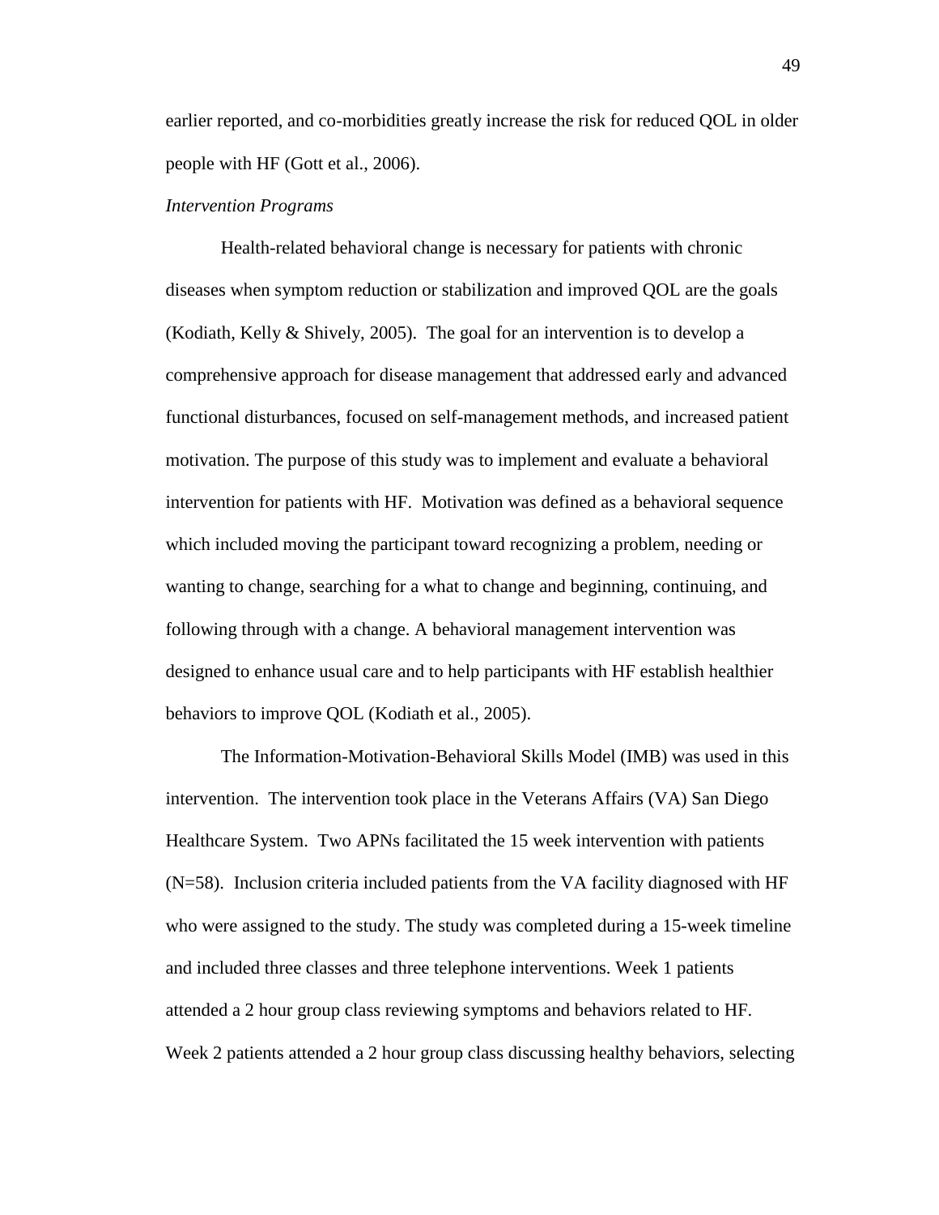earlier reported, and co-morbidities greatly increase the risk for reduced QOL in older people with HF (Gott et al., 2006).

*Intervention Programs*

Health-related behavioral change is necessary for patients with chronic diseases when symptom reduction or stabilization and improved QOL are the goals (Kodiath, Kelly & Shively, 2005). The goal for an intervention is to develop a comprehensive approach for disease management that addressed early and advanced functional disturbances, focused on self-management methods, and increased patient motivation. The purpose of this study was to implement and evaluate a behavioral intervention for patients with HF. Motivation was defined as a behavioral sequence which included moving the participant toward recognizing a problem, needing or wanting to change, searching for a what to change and beginning, continuing, and following through with a change. A behavioral management intervention was designed to enhance usual care and to help participants with HF establish healthier behaviors to improve QOL (Kodiath et al., 2005).

The Information-Motivation-Behavioral Skills Model (IMB) was used in this intervention. The intervention took place in the Veterans Affairs (VA) San Diego Healthcare System. Two APNs facilitated the 15 week intervention with patients (N=58). Inclusion criteria included patients from the VA facility diagnosed with HF who were assigned to the study. The study was completed during a 15-week timeline and included three classes and three telephone interventions. Week 1 patients attended a 2 hour group class reviewing symptoms and behaviors related to HF. Week 2 patients attended a 2 hour group class discussing healthy behaviors, selecting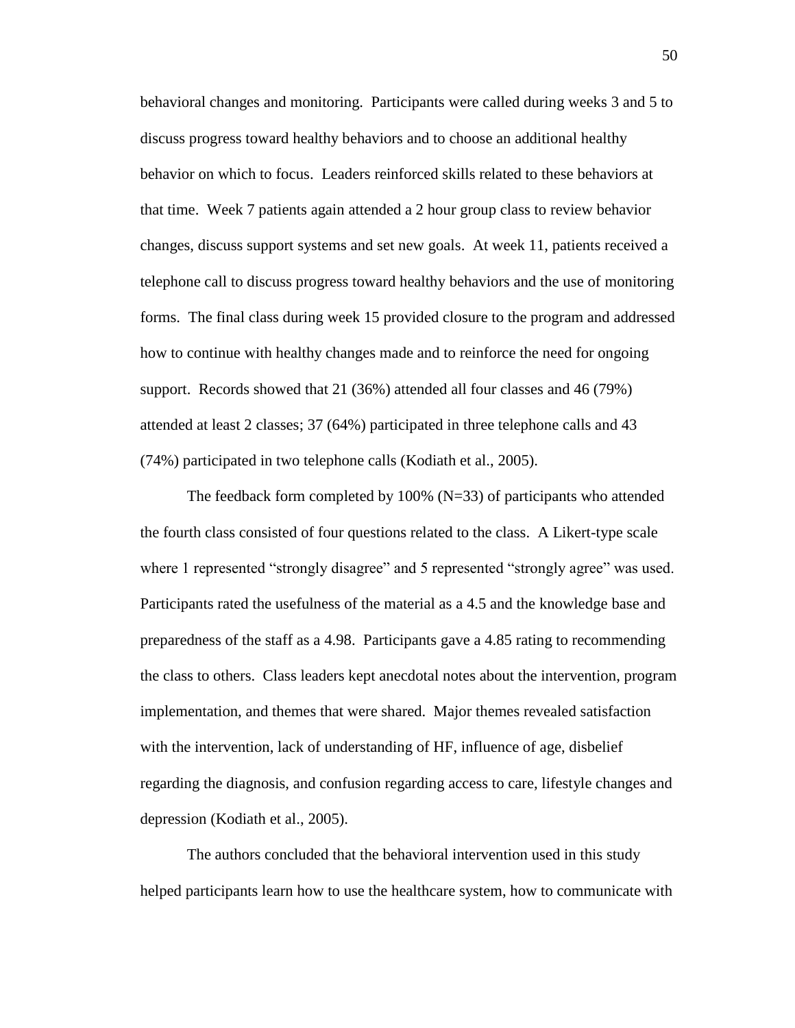behavioral changes and monitoring. Participants were called during weeks 3 and 5 to discuss progress toward healthy behaviors and to choose an additional healthy behavior on which to focus. Leaders reinforced skills related to these behaviors at that time. Week 7 patients again attended a 2 hour group class to review behavior changes, discuss support systems and set new goals. At week 11, patients received a telephone call to discuss progress toward healthy behaviors and the use of monitoring forms. The final class during week 15 provided closure to the program and addressed how to continue with healthy changes made and to reinforce the need for ongoing support. Records showed that 21 (36%) attended all four classes and 46 (79%) attended at least 2 classes; 37 (64%) participated in three telephone calls and 43 (74%) participated in two telephone calls (Kodiath et al., 2005).

The feedback form completed by 100% (N=33) of participants who attended the fourth class consisted of four questions related to the class. A Likert-type scale where 1 represented "strongly disagree" and 5 represented "strongly agree" was used. Participants rated the usefulness of the material as a 4.5 and the knowledge base and preparedness of the staff as a 4.98. Participants gave a 4.85 rating to recommending the class to others. Class leaders kept anecdotal notes about the intervention, program implementation, and themes that were shared. Major themes revealed satisfaction with the intervention, lack of understanding of HF, influence of age, disbelief regarding the diagnosis, and confusion regarding access to care, lifestyle changes and depression (Kodiath et al., 2005).

The authors concluded that the behavioral intervention used in this study helped participants learn how to use the healthcare system, how to communicate with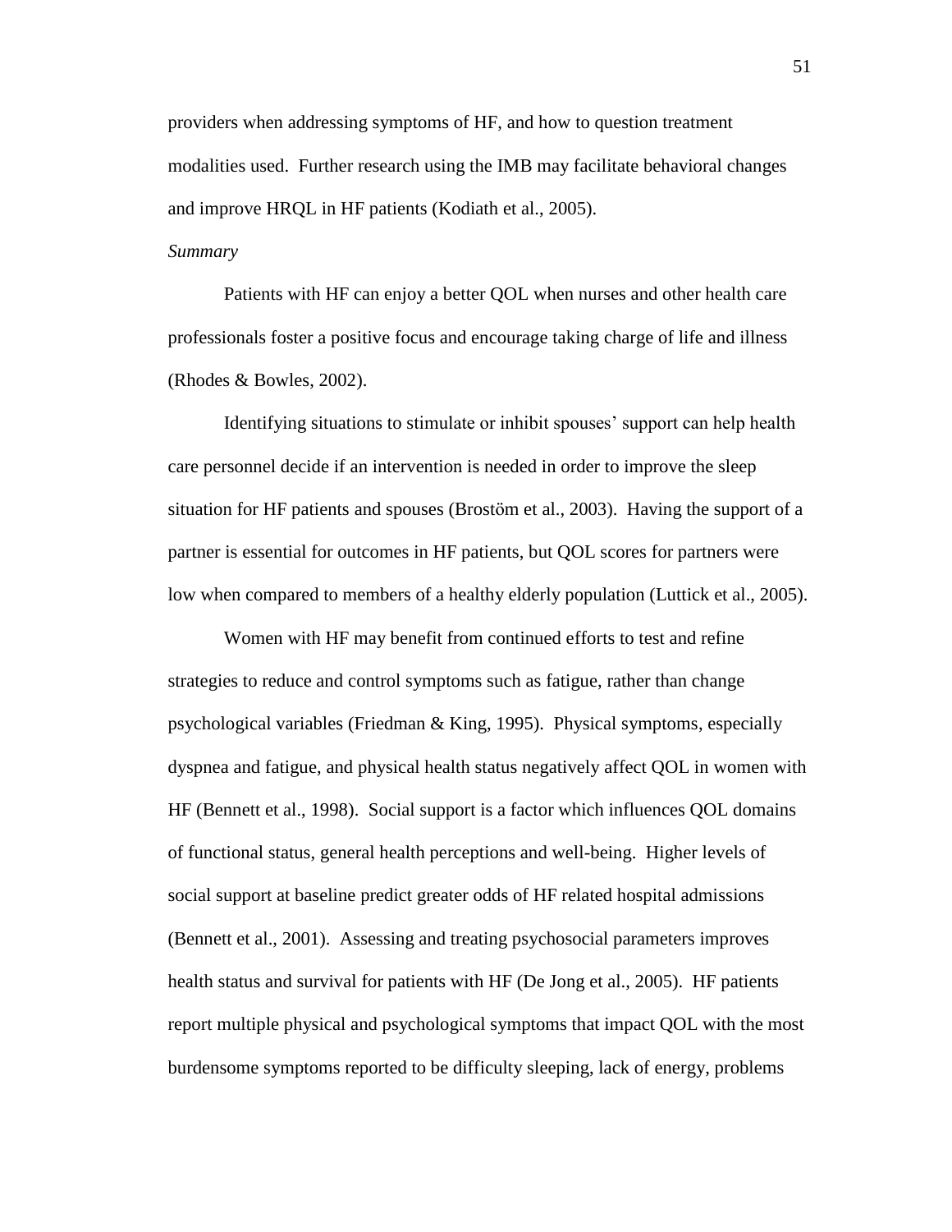providers when addressing symptoms of HF, and how to question treatment modalities used. Further research using the IMB may facilitate behavioral changes and improve HRQL in HF patients (Kodiath et al., 2005).

*Summary*

Patients with HF can enjoy a better QOL when nurses and other health care professionals foster a positive focus and encourage taking charge of life and illness (Rhodes & Bowles, 2002).

Identifying situations to stimulate or inhibit spouses' support can help health care personnel decide if an intervention is needed in order to improve the sleep situation for HF patients and spouses (Brostöm et al., 2003). Having the support of a partner is essential for outcomes in HF patients, but QOL scores for partners were low when compared to members of a healthy elderly population (Luttick et al., 2005).

Women with HF may benefit from continued efforts to test and refine strategies to reduce and control symptoms such as fatigue, rather than change psychological variables (Friedman & King, 1995). Physical symptoms, especially dyspnea and fatigue, and physical health status negatively affect QOL in women with HF (Bennett et al., 1998). Social support is a factor which influences QOL domains of functional status, general health perceptions and well-being. Higher levels of social support at baseline predict greater odds of HF related hospital admissions (Bennett et al., 2001). Assessing and treating psychosocial parameters improves health status and survival for patients with HF (De Jong et al., 2005). HF patients report multiple physical and psychological symptoms that impact QOL with the most burdensome symptoms reported to be difficulty sleeping, lack of energy, problems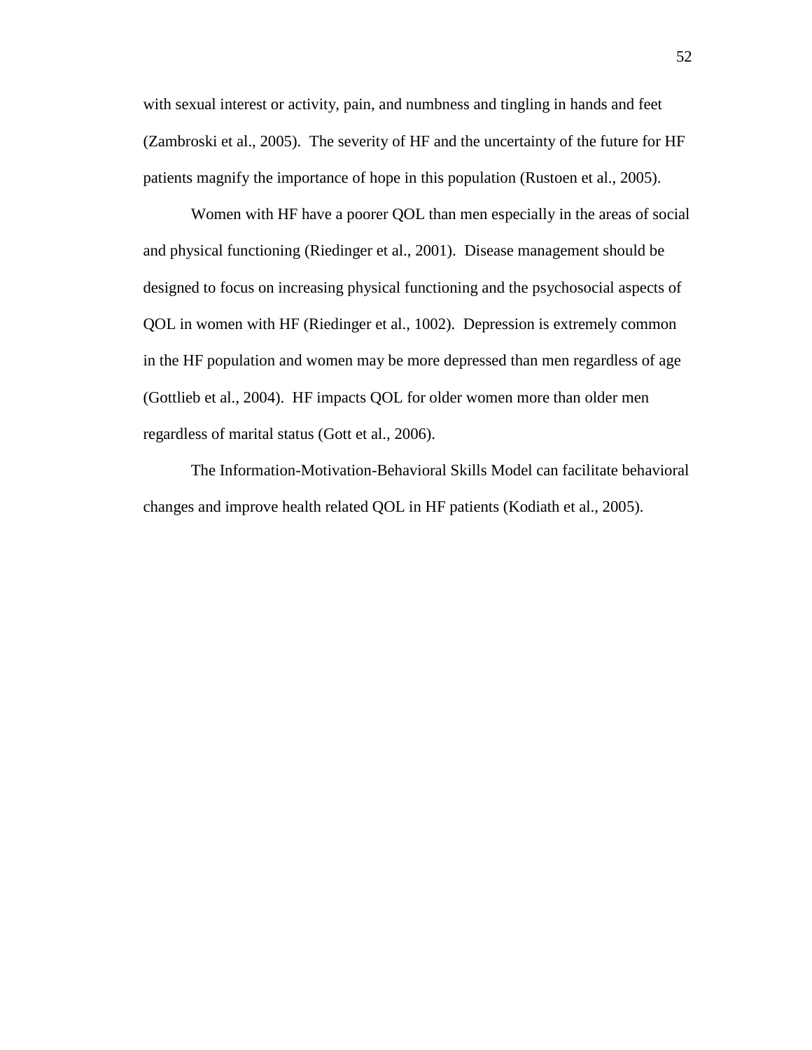with sexual interest or activity, pain, and numbness and tingling in hands and feet (Zambroski et al., 2005). The severity of HF and the uncertainty of the future for HF patients magnify the importance of hope in this population (Rustoen et al., 2005).

Women with HF have a poorer QOL than men especially in the areas of social and physical functioning (Riedinger et al., 2001). Disease management should be designed to focus on increasing physical functioning and the psychosocial aspects of QOL in women with HF (Riedinger et al., 1002). Depression is extremely common in the HF population and women may be more depressed than men regardless of age (Gottlieb et al., 2004). HF impacts QOL for older women more than older men regardless of marital status (Gott et al., 2006).

The Information-Motivation-Behavioral Skills Model can facilitate behavioral changes and improve health related QOL in HF patients (Kodiath et al., 2005).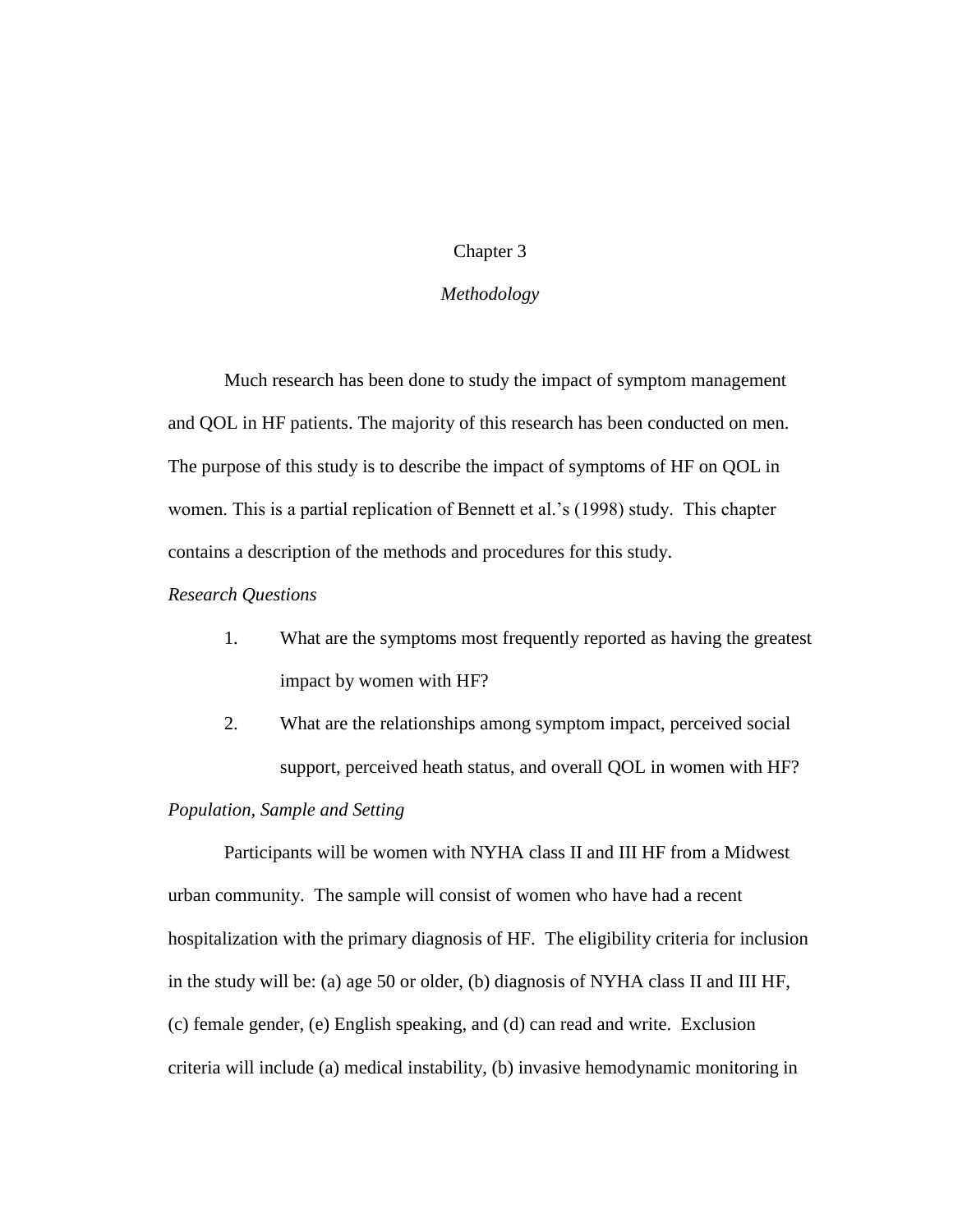# Chapter 3

## *Methodology*

Much research has been done to study the impact of symptom management and QOL in HF patients. The majority of this research has been conducted on men. The purpose of this study is to describe the impact of symptoms of HF on QOL in women. This is a partial replication of Bennett et al.'s (1998) study. This chapter contains a description of the methods and procedures for this study.

### *Research Questions*

1. What are the symptoms most frequently reported as having the greatest impact by women with HF?
2. What are the relationships among symptom impact, perceived social support, perceived heath status, and overall QOL in women with HF?

### *Population, Sample and Setting*

Participants will be women with NYHA class II and III HF from a Midwest urban community. The sample will consist of women who have had a recent hospitalization with the primary diagnosis of HF. The eligibility criteria for inclusion in the study will be: (a) age 50 or older, (b) diagnosis of NYHA class II and III HF, (c) female gender, (e) English speaking, and (d) can read and write. Exclusion criteria will include (a) medical instability, (b) invasive hemodynamic monitoring in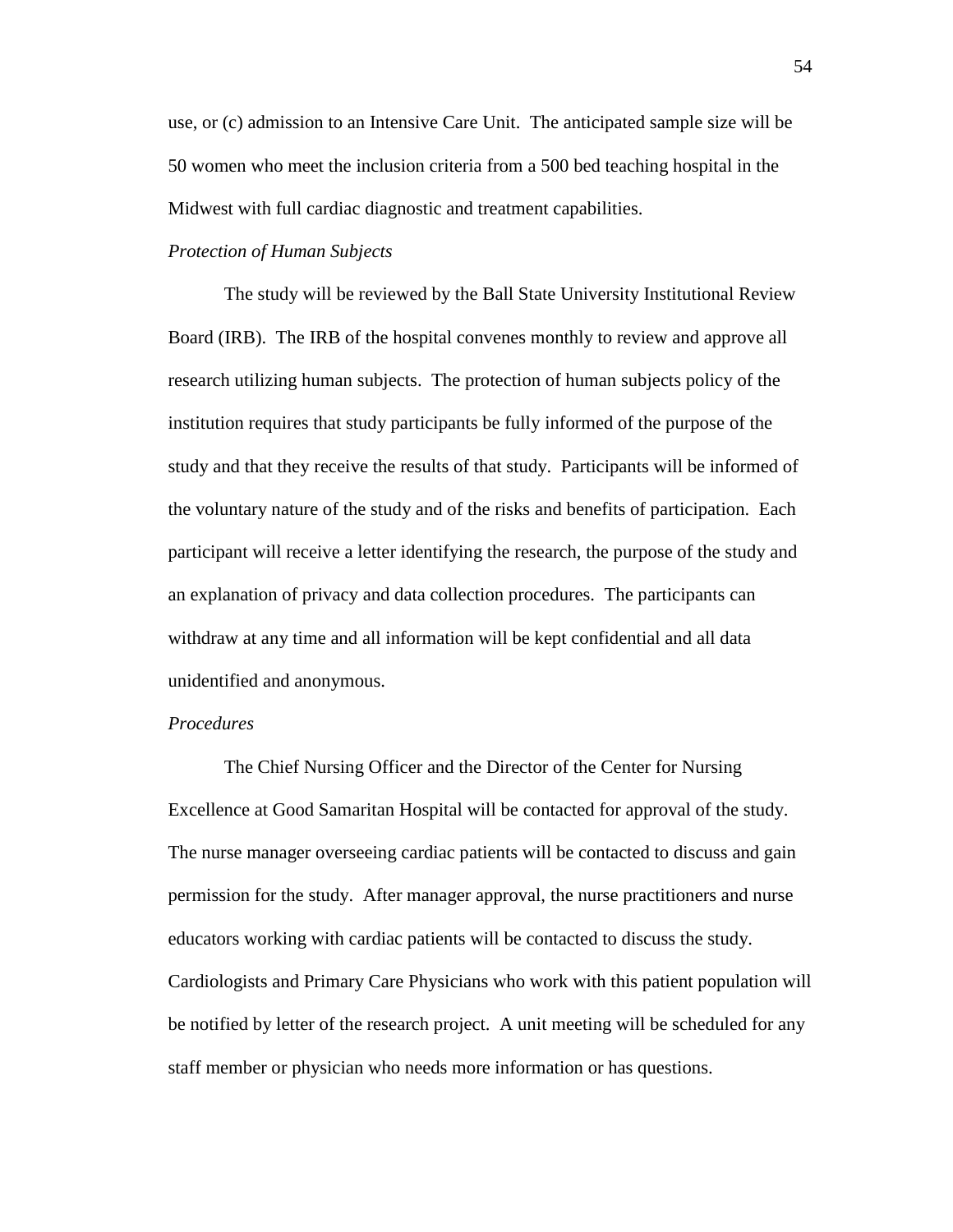use, or (c) admission to an Intensive Care Unit. The anticipated sample size will be 50 women who meet the inclusion criteria from a 500 bed teaching hospital in the Midwest with full cardiac diagnostic and treatment capabilities.

*Protection of Human Subjects*

The study will be reviewed by the Ball State University Institutional Review Board (IRB). The IRB of the hospital convenes monthly to review and approve all research utilizing human subjects. The protection of human subjects policy of the institution requires that study participants be fully informed of the purpose of the study and that they receive the results of that study. Participants will be informed of the voluntary nature of the study and of the risks and benefits of participation. Each participant will receive a letter identifying the research, the purpose of the study and an explanation of privacy and data collection procedures. The participants can withdraw at any time and all information will be kept confidential and all data unidentified and anonymous.

*Procedures*

The Chief Nursing Officer and the Director of the Center for Nursing Excellence at Good Samaritan Hospital will be contacted for approval of the study. The nurse manager overseeing cardiac patients will be contacted to discuss and gain permission for the study. After manager approval, the nurse practitioners and nurse educators working with cardiac patients will be contacted to discuss the study. Cardiologists and Primary Care Physicians who work with this patient population will be notified by letter of the research project. A unit meeting will be scheduled for any staff member or physician who needs more information or has questions.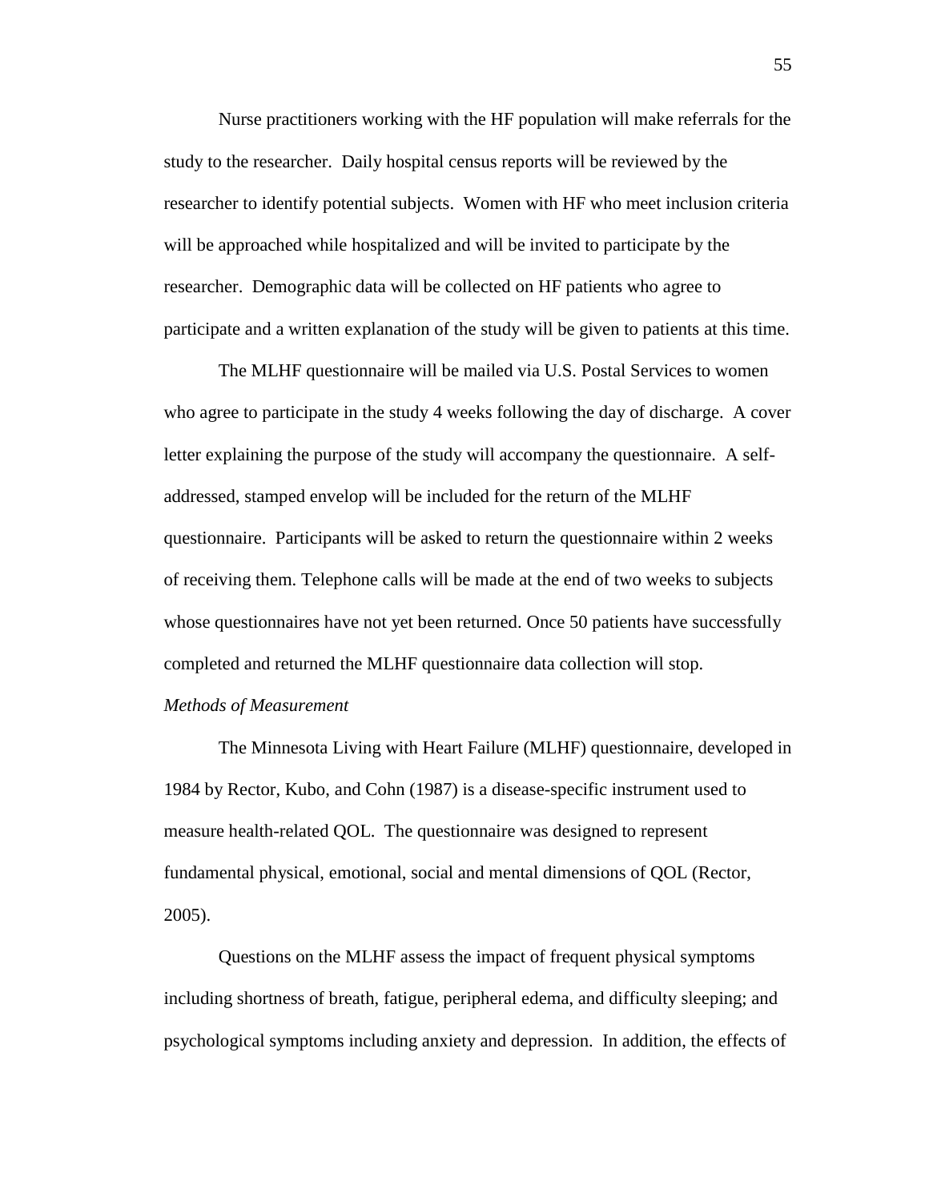Nurse practitioners working with the HF population will make referrals for the study to the researcher. Daily hospital census reports will be reviewed by the researcher to identify potential subjects. Women with HF who meet inclusion criteria will be approached while hospitalized and will be invited to participate by the researcher. Demographic data will be collected on HF patients who agree to participate and a written explanation of the study will be given to patients at this time.

The MLHF questionnaire will be mailed via U.S. Postal Services to women who agree to participate in the study 4 weeks following the day of discharge. A cover letter explaining the purpose of the study will accompany the questionnaire. A self-addressed, stamped envelop will be included for the return of the MLHF questionnaire. Participants will be asked to return the questionnaire within 2 weeks of receiving them. Telephone calls will be made at the end of two weeks to subjects whose questionnaires have not yet been returned. Once 50 patients have successfully completed and returned the MLHF questionnaire data collection will stop.

*Methods of Measurement*

The Minnesota Living with Heart Failure (MLHF) questionnaire, developed in 1984 by Rector, Kubo, and Cohn (1987) is a disease-specific instrument used to measure health-related QOL. The questionnaire was designed to represent fundamental physical, emotional, social and mental dimensions of QOL (Rector, 2005).

Questions on the MLHF assess the impact of frequent physical symptoms including shortness of breath, fatigue, peripheral edema, and difficulty sleeping; and psychological symptoms including anxiety and depression. In addition, the effects of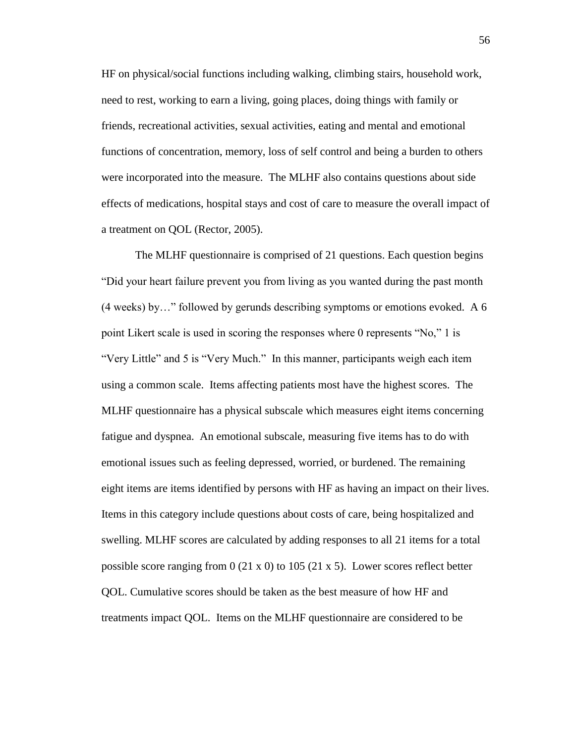HF on physical/social functions including walking, climbing stairs, household work, need to rest, working to earn a living, going places, doing things with family or friends, recreational activities, sexual activities, eating and mental and emotional functions of concentration, memory, loss of self control and being a burden to others were incorporated into the measure. The MLHF also contains questions about side effects of medications, hospital stays and cost of care to measure the overall impact of a treatment on QOL (Rector, 2005).

The MLHF questionnaire is comprised of 21 questions. Each question begins "Did your heart failure prevent you from living as you wanted during the past month (4 weeks) by…" followed by gerunds describing symptoms or emotions evoked. A 6 point Likert scale is used in scoring the responses where 0 represents "No," 1 is "Very Little" and 5 is "Very Much." In this manner, participants weigh each item using a common scale. Items affecting patients most have the highest scores. The MLHF questionnaire has a physical subscale which measures eight items concerning fatigue and dyspnea. An emotional subscale, measuring five items has to do with emotional issues such as feeling depressed, worried, or burdened. The remaining eight items are items identified by persons with HF as having an impact on their lives. Items in this category include questions about costs of care, being hospitalized and swelling. MLHF scores are calculated by adding responses to all 21 items for a total possible score ranging from 0 (21 x 0) to 105 (21 x 5). Lower scores reflect better QOL. Cumulative scores should be taken as the best measure of how HF and treatments impact QOL. Items on the MLHF questionnaire are considered to be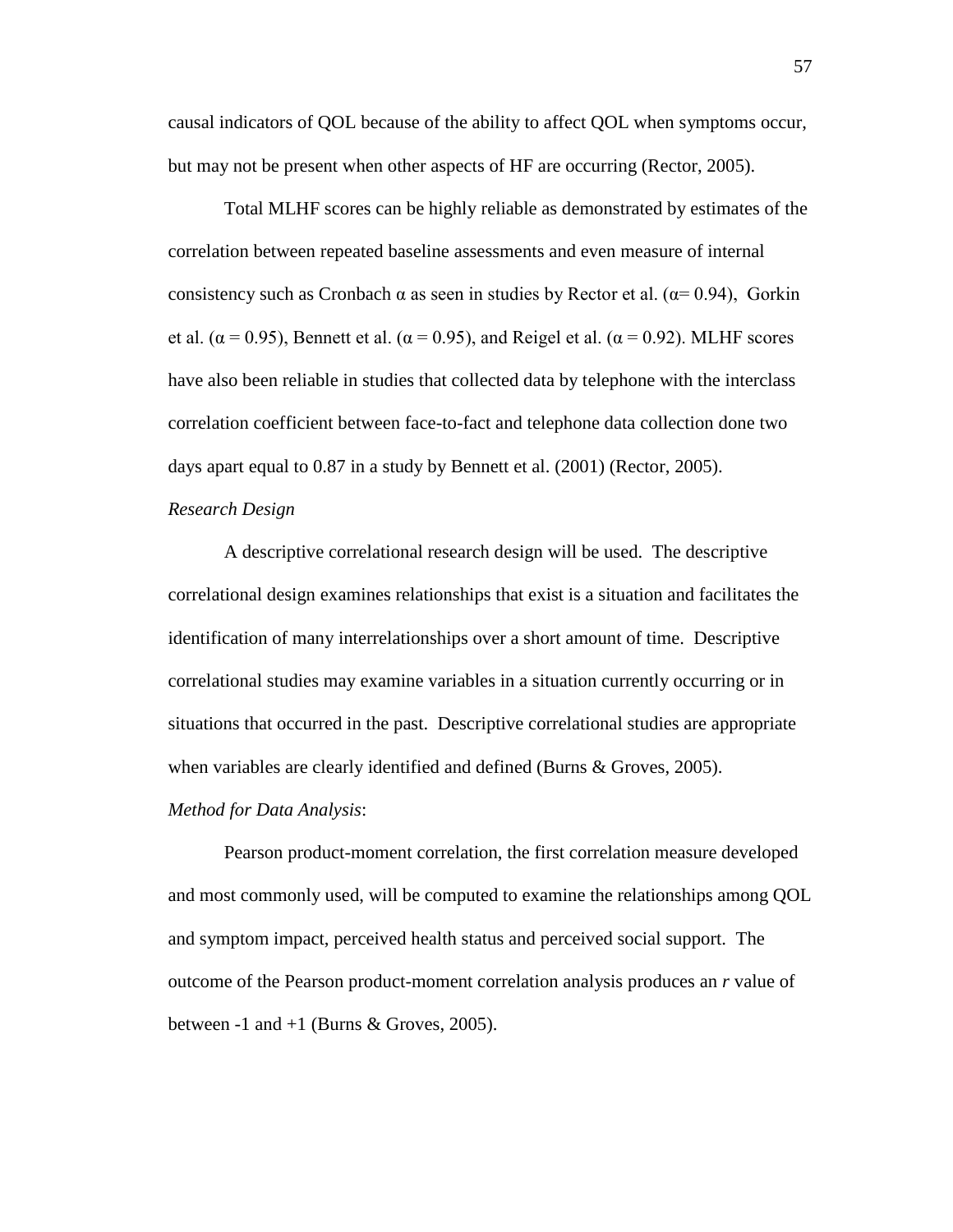causal indicators of QOL because of the ability to affect QOL when symptoms occur, but may not be present when other aspects of HF are occurring (Rector, 2005).

Total MLHF scores can be highly reliable as demonstrated by estimates of the correlation between repeated baseline assessments and even measure of internal consistency such as Cronbach $\alpha$ as seen in studies by Rector et al. ($\alpha$= 0.94), Gorkin et al. ($\alpha$ = 0.95), Bennett et al. ($\alpha$ = 0.95), and Reigel et al. ($\alpha$ = 0.92). MLHF scores have also been reliable in studies that collected data by telephone with the interclass correlation coefficient between face-to-fact and telephone data collection done two days apart equal to 0.87 in a study by Bennett et al. (2001) (Rector, 2005).

*Research Design*

A descriptive correlational research design will be used. The descriptive correlational design examines relationships that exist is a situation and facilitates the identification of many interrelationships over a short amount of time. Descriptive correlational studies may examine variables in a situation currently occurring or in situations that occurred in the past. Descriptive correlational studies are appropriate when variables are clearly identified and defined (Burns & Groves, 2005).

*Method for Data Analysis*:

Pearson product-moment correlation, the first correlation measure developed and most commonly used, will be computed to examine the relationships among QOL and symptom impact, perceived health status and perceived social support. The outcome of the Pearson product-moment correlation analysis produces an *r* value of between -1 and +1 (Burns & Groves, 2005).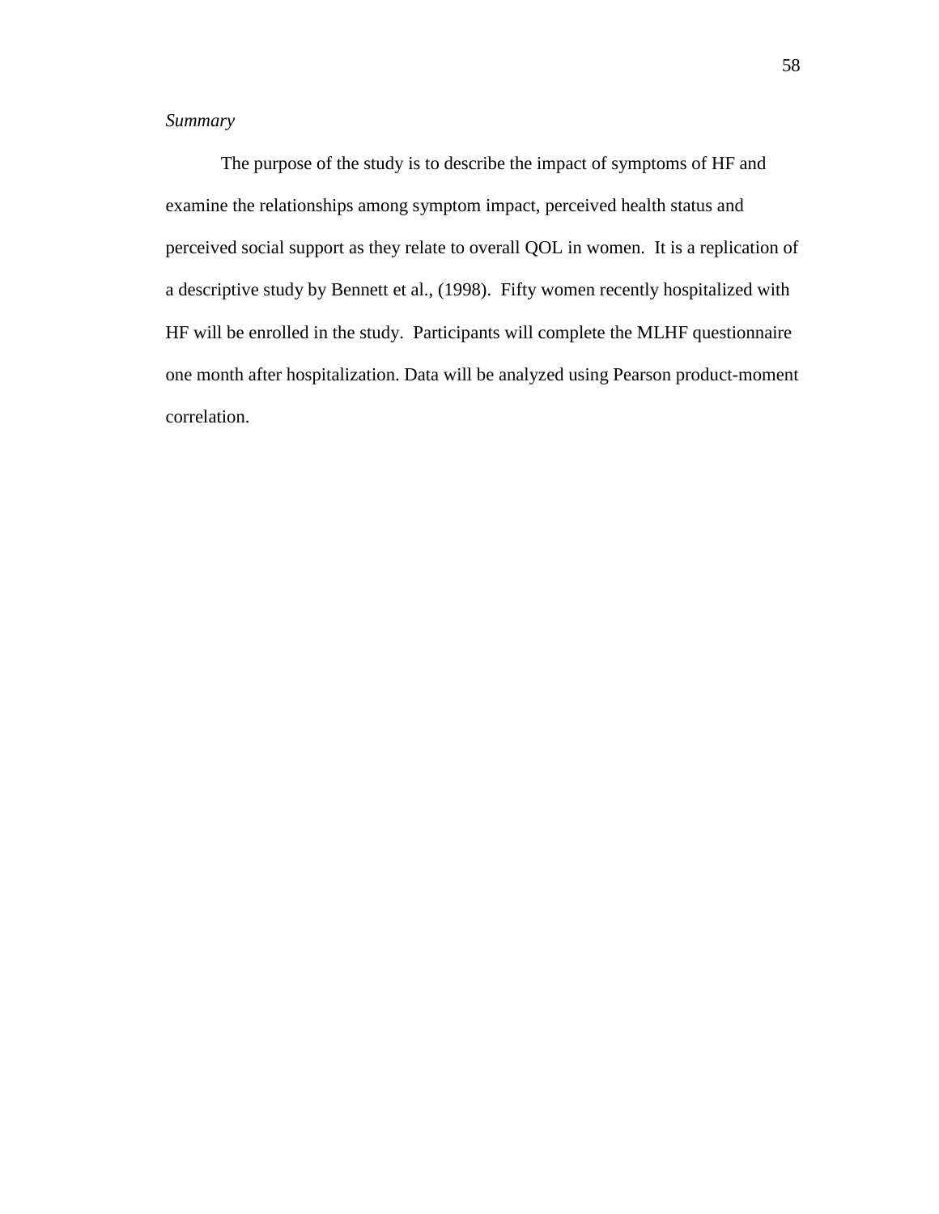*Summary*

The purpose of the study is to describe the impact of symptoms of HF and examine the relationships among symptom impact, perceived health status and perceived social support as they relate to overall QOL in women. It is a replication of a descriptive study by Bennett et al., (1998). Fifty women recently hospitalized with HF will be enrolled in the study. Participants will complete the MLHF questionnaire one month after hospitalization. Data will be analyzed using Pearson product-moment correlation.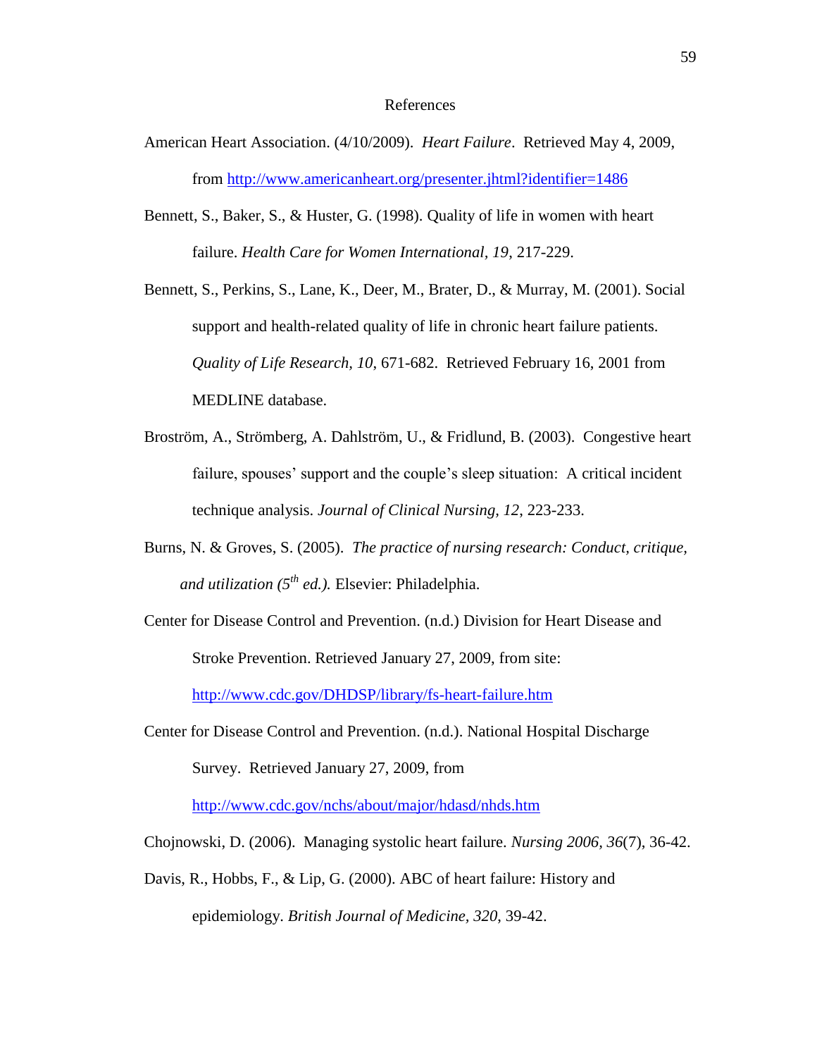# References

American Heart Association. (4/10/2009). *Heart Failure*. Retrieved May 4, 2009, from http://www.americanheart.org/presenter.jhtml?identifier=1486

Bennett, S., Baker, S., & Huster, G. (1998). Quality of life in women with heart failure. *Health Care for Women International, 19*, 217-229.

Bennett, S., Perkins, S., Lane, K., Deer, M., Brater, D., & Murray, M. (2001). Social support and health-related quality of life in chronic heart failure patients. *Quality of Life Research, 10*, 671-682. Retrieved February 16, 2001 from MEDLINE database.

Broström, A., Strömberg, A. Dahlström, U., & Fridlund, B. (2003). Congestive heart failure, spouses' support and the couple's sleep situation: A critical incident technique analysis. *Journal of Clinical Nursing, 12*, 223-233.

Burns, N. & Groves, S. (2005). *The practice of nursing research: Conduct, critique, and utilization (5th ed.).* Elsevier: Philadelphia.

Center for Disease Control and Prevention. (n.d.) Division for Heart Disease and Stroke Prevention. Retrieved January 27, 2009, from site: http://www.cdc.gov/DHDSP/library/fs-heart-failure.htm

Center for Disease Control and Prevention. (n.d.). National Hospital Discharge Survey. Retrieved January 27, 2009, from http://www.cdc.gov/nchs/about/major/hdasd/nhds.htm

Chojnowski, D. (2006). Managing systolic heart failure. *Nursing 2006, 36*(7), 36-42.

Davis, R., Hobbs, F., & Lip, G. (2000). ABC of heart failure: History and epidemiology. *British Journal of Medicine, 320*, 39-42.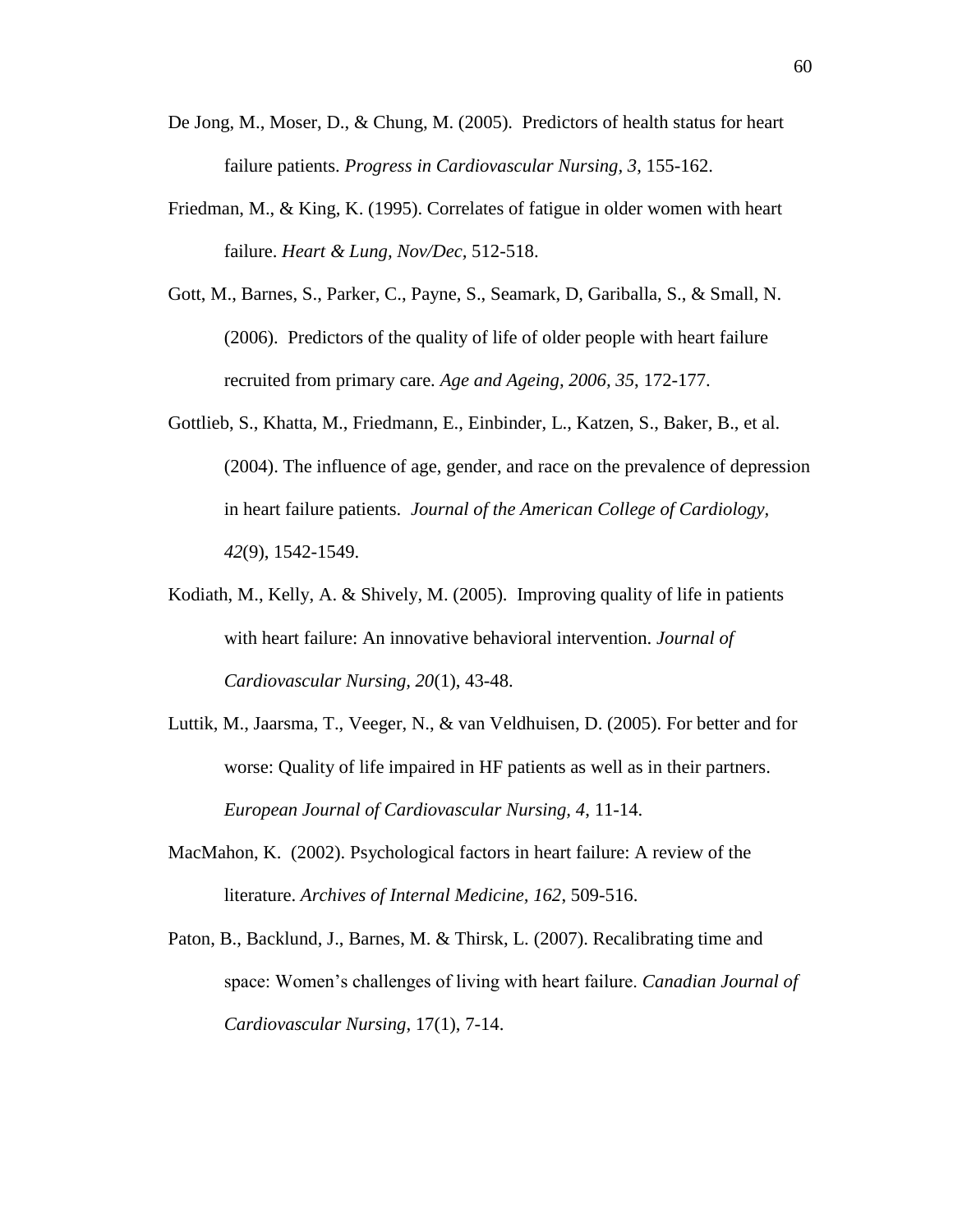De Jong, M., Moser, D., & Chung, M. (2005). Predictors of health status for heart failure patients. *Progress in Cardiovascular Nursing, 3*, 155-162.

Friedman, M., & King, K. (1995). Correlates of fatigue in older women with heart failure. *Heart & Lung, Nov/Dec,* 512-518.

Gott, M., Barnes, S., Parker, C., Payne, S., Seamark, D, Gariballa, S., & Small, N. (2006). Predictors of the quality of life of older people with heart failure recruited from primary care. *Age and Ageing, 2006, 35*, 172-177.

Gottlieb, S., Khatta, M., Friedmann, E., Einbinder, L., Katzen, S., Baker, B., et al. (2004). The influence of age, gender, and race on the prevalence of depression in heart failure patients. *Journal of the American College of Cardiology, 42*(9), 1542-1549.

Kodiath, M., Kelly, A. & Shively, M. (2005). Improving quality of life in patients with heart failure: An innovative behavioral intervention. *Journal of Cardiovascular Nursing, 20*(1), 43-48.

Luttik, M., Jaarsma, T., Veeger, N., & van Veldhuisen, D. (2005). For better and for worse: Quality of life impaired in HF patients as well as in their partners. *European Journal of Cardiovascular Nursing, 4*, 11-14.

MacMahon, K. (2002). Psychological factors in heart failure: A review of the literature. *Archives of Internal Medicine, 162*, 509-516.

Paton, B., Backlund, J., Barnes, M. & Thirsk, L. (2007). Recalibrating time and space: Women's challenges of living with heart failure. *Canadian Journal of Cardiovascular Nursing*, 17(1), 7-14.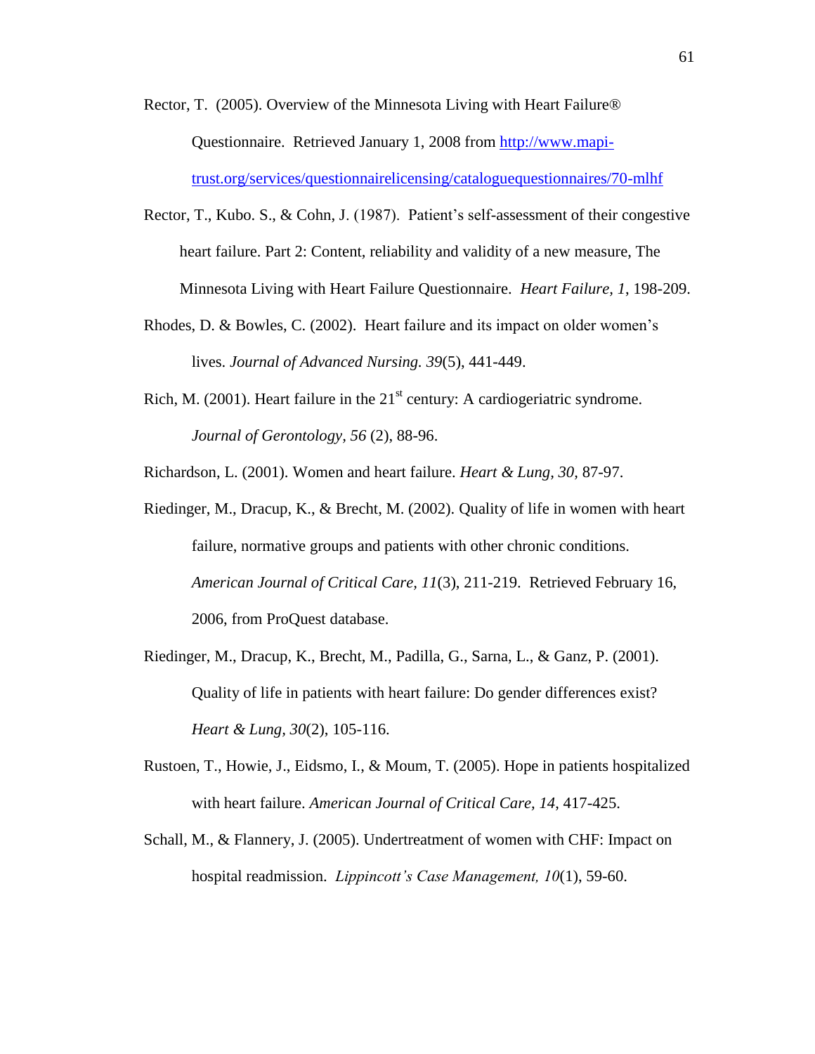Rector, T. (2005). Overview of the Minnesota Living with Heart Failure® Questionnaire. Retrieved January 1, 2008 from http://www.mapi-trust.org/services/questionnairelicensing/cataloguequestionnaires/70-mlhf

Rector, T., Kubo. S., & Cohn, J. (1987). Patient's self-assessment of their congestive heart failure. Part 2: Content, reliability and validity of a new measure, The Minnesota Living with Heart Failure Questionnaire. *Heart Failure, 1*, 198-209.

Rhodes, D. & Bowles, C. (2002). Heart failure and its impact on older women's lives. *Journal of Advanced Nursing. 39*(5), 441-449.

Rich, M. (2001). Heart failure in the 21st century: A cardiogeriatric syndrome. *Journal of Gerontology, 56* (2), 88-96.

Richardson, L. (2001). Women and heart failure. *Heart & Lung, 30*, 87-97.

Riedinger, M., Dracup, K., & Brecht, M. (2002). Quality of life in women with heart failure, normative groups and patients with other chronic conditions. *American Journal of Critical Care, 11*(3), 211-219. Retrieved February 16, 2006, from ProQuest database.

Riedinger, M., Dracup, K., Brecht, M., Padilla, G., Sarna, L., & Ganz, P. (2001). Quality of life in patients with heart failure: Do gender differences exist? *Heart & Lung, 30*(2), 105-116.

Rustoen, T., Howie, J., Eidsmo, I., & Moum, T. (2005). Hope in patients hospitalized with heart failure. *American Journal of Critical Care, 14*, 417-425.

Schall, M., & Flannery, J. (2005). Undertreatment of women with CHF: Impact on hospital readmission. *Lippincott's Case Management, 10*(1), 59-60.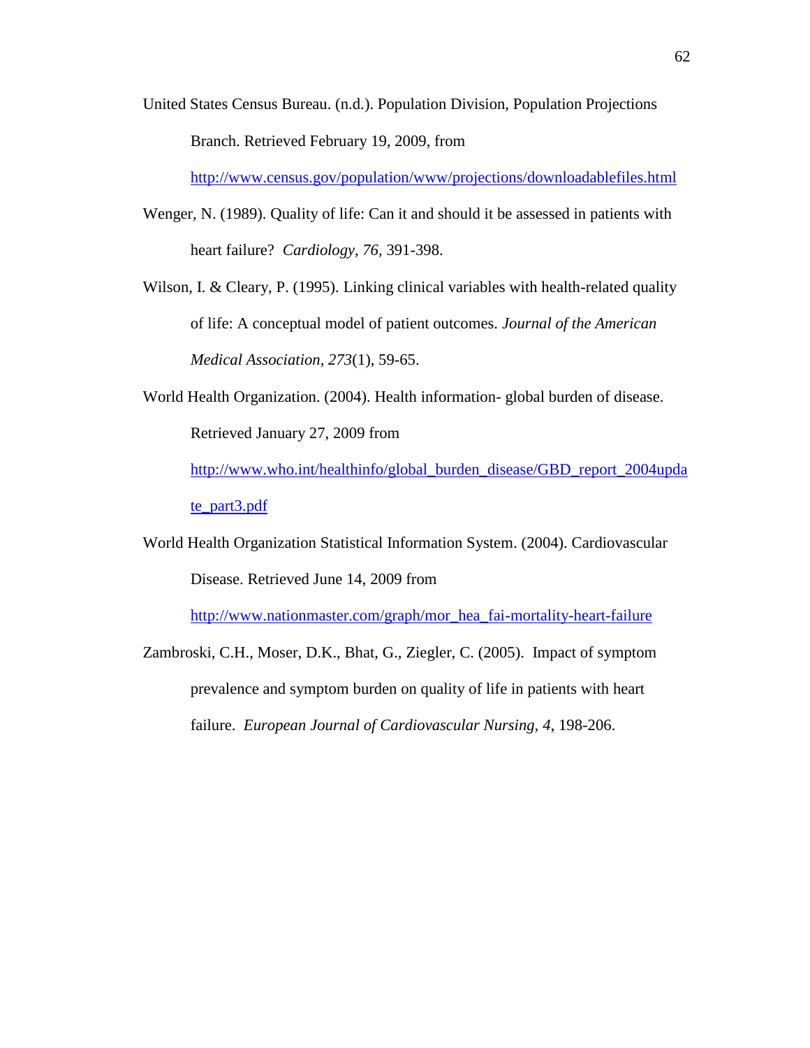United States Census Bureau. (n.d.). Population Division, Population Projections Branch. Retrieved February 19, 2009, from http://www.census.gov/population/www/projections/downloadablefiles.html

Wenger, N. (1989). Quality of life: Can it and should it be assessed in patients with heart failure? *Cardiology, 76,* 391-398.

Wilson, I. & Cleary, P. (1995). Linking clinical variables with health-related quality of life: A conceptual model of patient outcomes. *Journal of the American Medical Association, 273*(1), 59-65.

World Health Organization. (2004). Health information- global burden of disease. Retrieved January 27, 2009 from http://www.who.int/healthinfo/global_burden_disease/GBD_report_2004update_part3.pdf

World Health Organization Statistical Information System. (2004). Cardiovascular Disease. Retrieved June 14, 2009 from http://www.nationmaster.com/graph/mor_hea_fai-mortality-heart-failure

Zambroski, C.H., Moser, D.K., Bhat, G., Ziegler, C. (2005). Impact of symptom prevalence and symptom burden on quality of life in patients with heart failure. *European Journal of Cardiovascular Nursing, 4*, 198-206.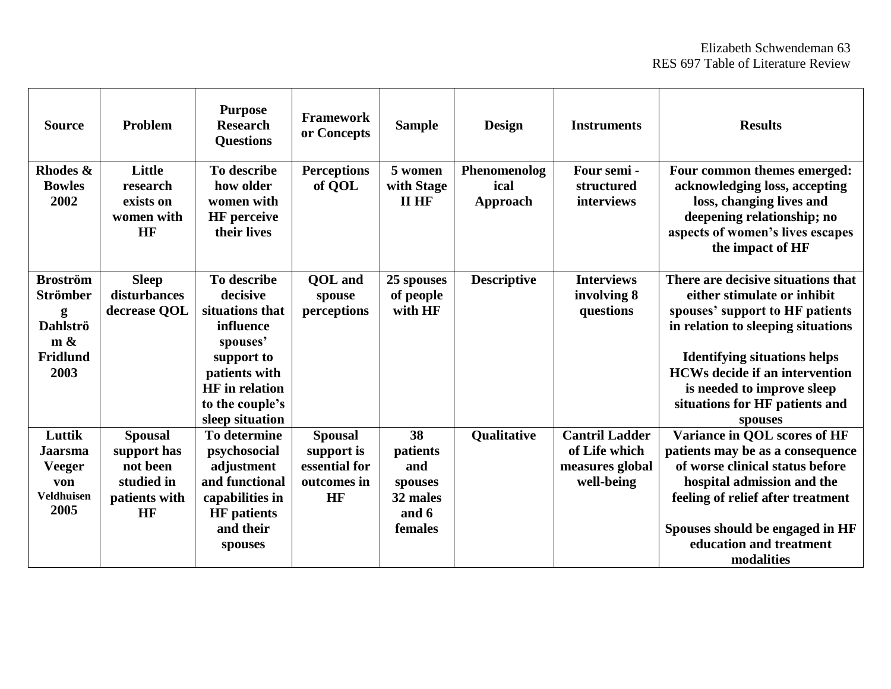| Source | Problem | Purpose Research Questions | Framework or Concepts | Sample | Design | Instruments | Results |
|---|---|---|---|---|---|---|---|
| **Rhodes & Bowles 2002** | **Little research exists on women with HF** | **To describe how older women with HF perceive their lives** | **Perceptions of QOL** | **5 women with Stage II HF** | **Phenomenological Approach** | **Four semi - structured interviews** | **Four common themes emerged: acknowledging loss, accepting loss, changing lives and deepening relationship; no aspects of women's lives escapes the impact of HF** |
| **Broström Strömberg Dahlström & Fridlund 2003** | **Sleep disturbances decrease QOL** | **To describe decisive situations that influence spouses' support to patients with HF in relation to the couple's sleep situation** | **QOL and spouse perceptions** | **25 spouses of people with HF** | **Descriptive** | **Interviews involving 8 questions** | **There are decisive situations that either stimulate or inhibit spouses' support to HF patients in relation to sleeping situations**<br><br>**Identifying situations helps HCWs decide if an intervention is needed to improve sleep situations for HF patients and spouses** |
| **Luttik Jaarsma Veeger von Veldhuisen 2005** | **Spousal support has not been studied in patients with HF** | **To determine psychosocial adjustment and functional capabilities in HF patients and their spouses** | **Spousal support is essential for outcomes in HF** | **38 patients and spouses 32 males and 6 females** | **Qualitative** | **Cantril Ladder of Life which measures global well-being** | **Variance in QOL scores of HF patients may be as a consequence of worse clinical status before hospital admission and the feeling of relief after treatment**<br><br>**Spouses should be engaged in HF education and treatment modalities** |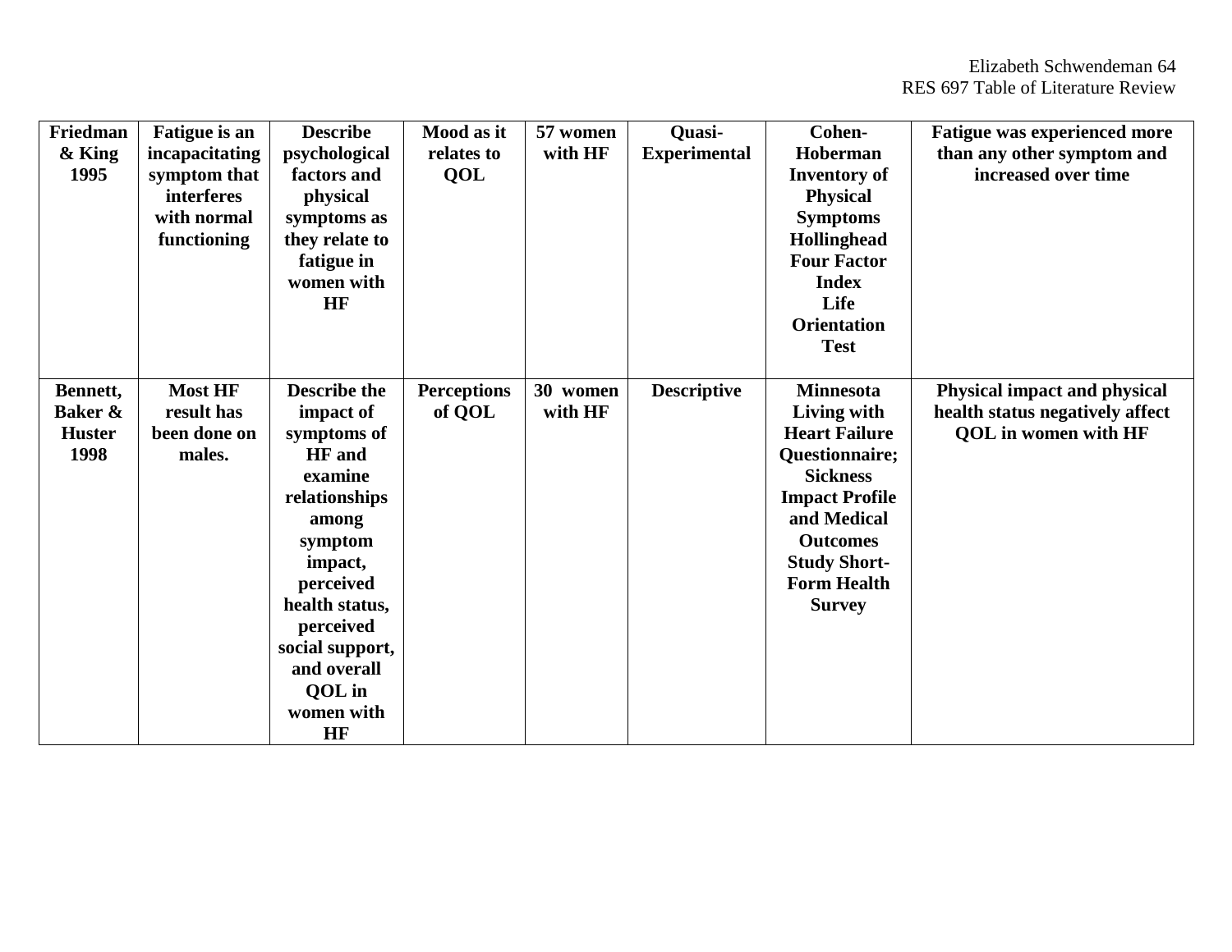| Friedman & King 1995 | Fatigue is an incapacitating symptom that interferes with normal functioning | Describe psychological factors and physical symptoms as they relate to fatigue in women with HF | Mood as it relates to QOL | 57 women with HF | Quasi-Experimental | Cohen-Hoberman Inventory of Physical Symptoms Hollinghead Four Factor Index Life Orientation Test | Fatigue was experienced more than any other symptom and increased over time |
|---|---|---|---|---|---|---|---|
| Bennett, Baker & Huster 1998 | Most HF result has been done on males. | Describe the impact of symptoms of HF and examine relationships among symptom impact, perceived health status, perceived social support, and overall QOL in women with HF | Perceptions of QOL | 30 women with HF | Descriptive | Minnesota Living with Heart Failure Questionnaire; Sickness Impact Profile and Medical Outcomes Study Short-Form Health Survey | Physical impact and physical health status negatively affect QOL in women with HF |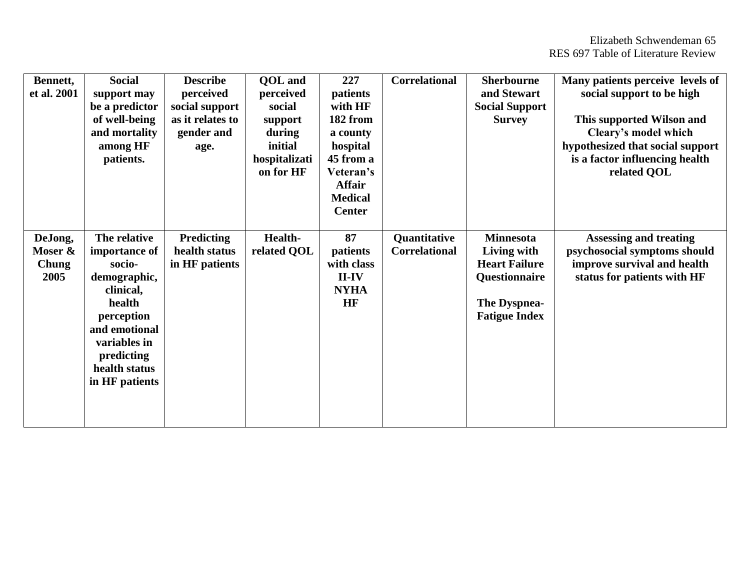| Bennett, et al. 2001 | Social support may be a predictor of well-being and mortality among HF patients. | Describe perceived social support as it relates to gender and age. | QOL and perceived social support during initial hospitalization for HF | 227 patients with HF 182 from a county hospital 45 from a Veteran's Affair Medical Center | Correlational | Sherbourne and Stewart Social Support Survey | Many patients perceive levels of social support to be high<br><br>This supported Wilson and Cleary's model which hypothesized that social support is a factor influencing health related QOL |
|---|---|---|---|---|---|---|---|
| DeJong, Moser & Chung 2005 | The relative importance of socio-demographic, clinical, health perception and emotional variables in predicting health status in HF patients | Predicting health status in HF patients | Health-related QOL | 87 patients with class II-IV NYHA HF | Quantitative Correlational | Minnesota Living with Heart Failure Questionnaire<br><br>The Dyspnea-Fatigue Index | Assessing and treating psychosocial symptoms should improve survival and health status for patients with HF |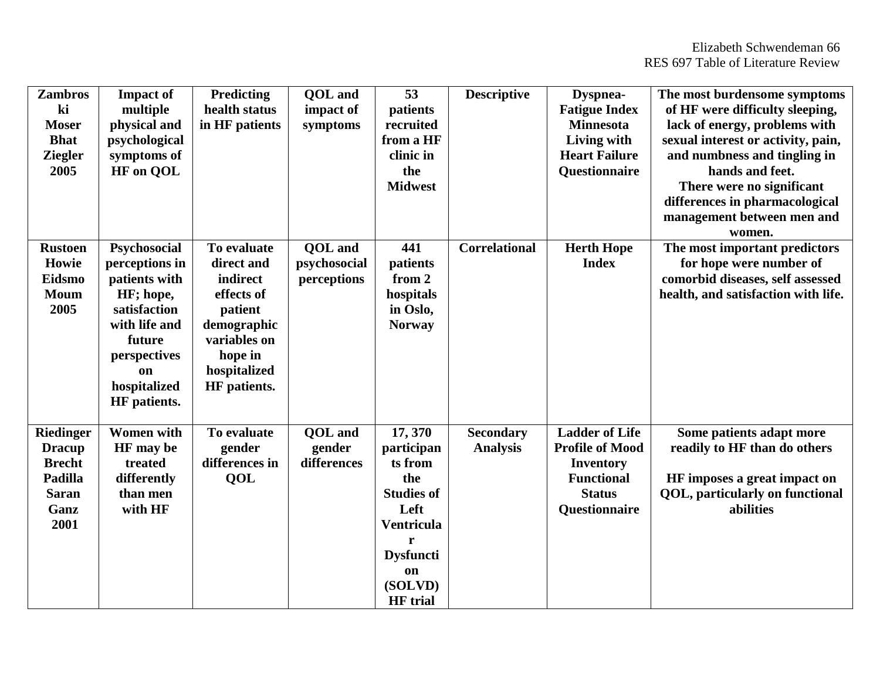| **Zambroski Moser Bhat Ziegler 2005** | **Impact of multiple physical and psychological symptoms of HF on QOL** | **Predicting health status in HF patients** | **QOL and impact of symptoms** | **53 patients recruited from a HF clinic in the Midwest** | **Descriptive** | **Dyspnea-Fatigue Index Minnesota Living with Heart Failure Questionnaire** | **The most burdensome symptoms of HF were difficulty sleeping, lack of energy, problems with sexual interest or activity, pain, and numbness and tingling in hands and feet. There were no significant differences in pharmacological management between men and women.** |
|---|---|---|---|---|---|---|---|
| **Rustoen Howie Eidsmo Moum 2005** | **Psychosocial perceptions in patients with HF; hope, satisfaction with life and future perspectives on hospitalized HF patients.** | **To evaluate direct and indirect effects of patient demographic variables on hope in hospitalized HF patients.** | **QOL and psychosocial perceptions** | **441 patients from 2 hospitals in Oslo, Norway** | **Correlational** | **Herth Hope Index** | **The most important predictors for hope were number of comorbid diseases, self assessed health, and satisfaction with life.** |
| **Riedinger Dracup Brecht Padilla Saran Ganz 2001** | **Women with HF may be treated differently than men with HF** | **To evaluate gender differences in QOL** | **QOL and gender differences** | **17, 370 participants from the Studies of Left Ventricular Dysfunction (SOLVD) HF trial** | **Secondary Analysis** | **Ladder of Life Profile of Mood Inventory Functional Status Questionnaire** | **Some patients adapt more readily to HF than do others<br><br>HF imposes a great impact on QOL, particularly on functional abilities** |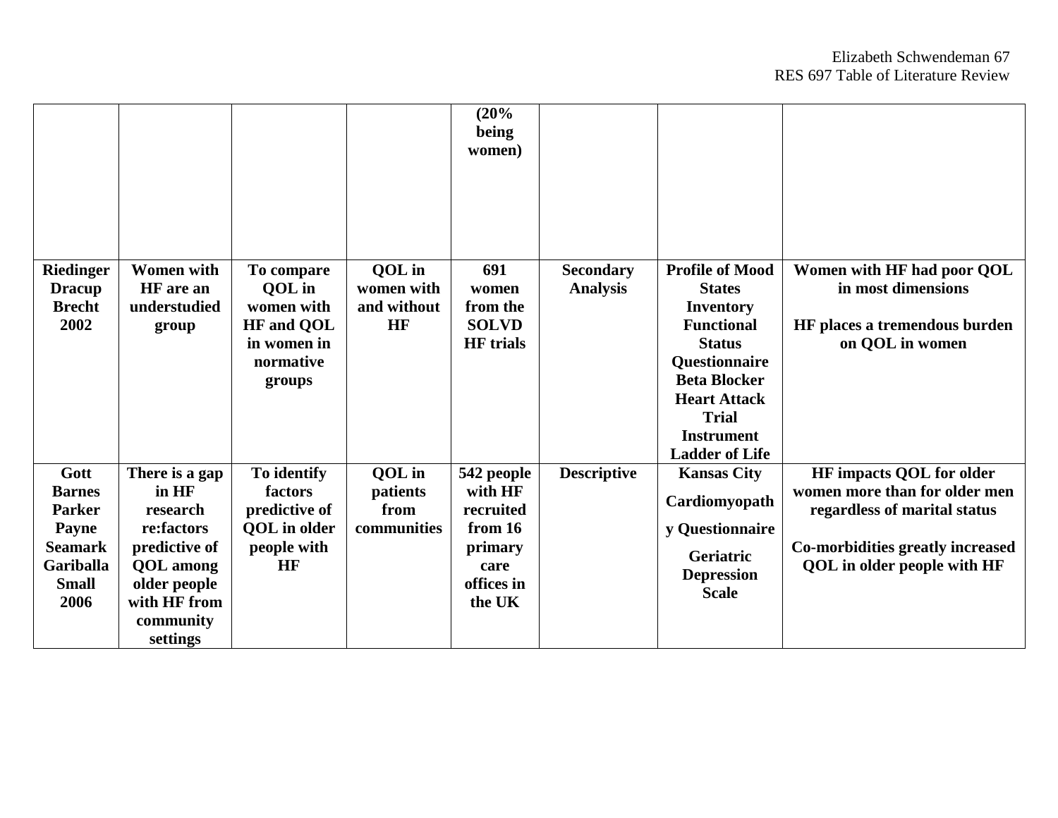| | | | | (20% being women) | | | |
|---|---|---|---|---|---|---|---|
| **Riedinger Dracup Brecht 2002** | **Women with HF are an understudied group** | **To compare QOL in women with HF and QOL in women in normative groups** | **QOL in women with and without HF** | **691 women from the SOLVD HF trials** | **Secondary Analysis** | **Profile of Mood States Inventory Functional Status Questionnaire Beta Blocker Heart Attack Trial Instrument Ladder of Life** | **Women with HF had poor QOL in most dimensions**<br><br>**HF places a tremendous burden on QOL in women** |
| **Gott Barnes Parker Payne Seamark Gariballa Small 2006** | **There is a gap in HF research re:factors predictive of QOL among older people with HF from community settings** | **To identify factors predictive of QOL in older people with HF** | **QOL in patients from communities** | **542 people with HF recruited from 16 primary care offices in the UK** | **Descriptive** | **Kansas City Cardiomyopathy Questionnaire**<br><br>**Geriatric Depression Scale** | **HF impacts QOL for older women more than for older men regardless of marital status**<br><br>**Co-morbidities greatly increased QOL in older people with HF** |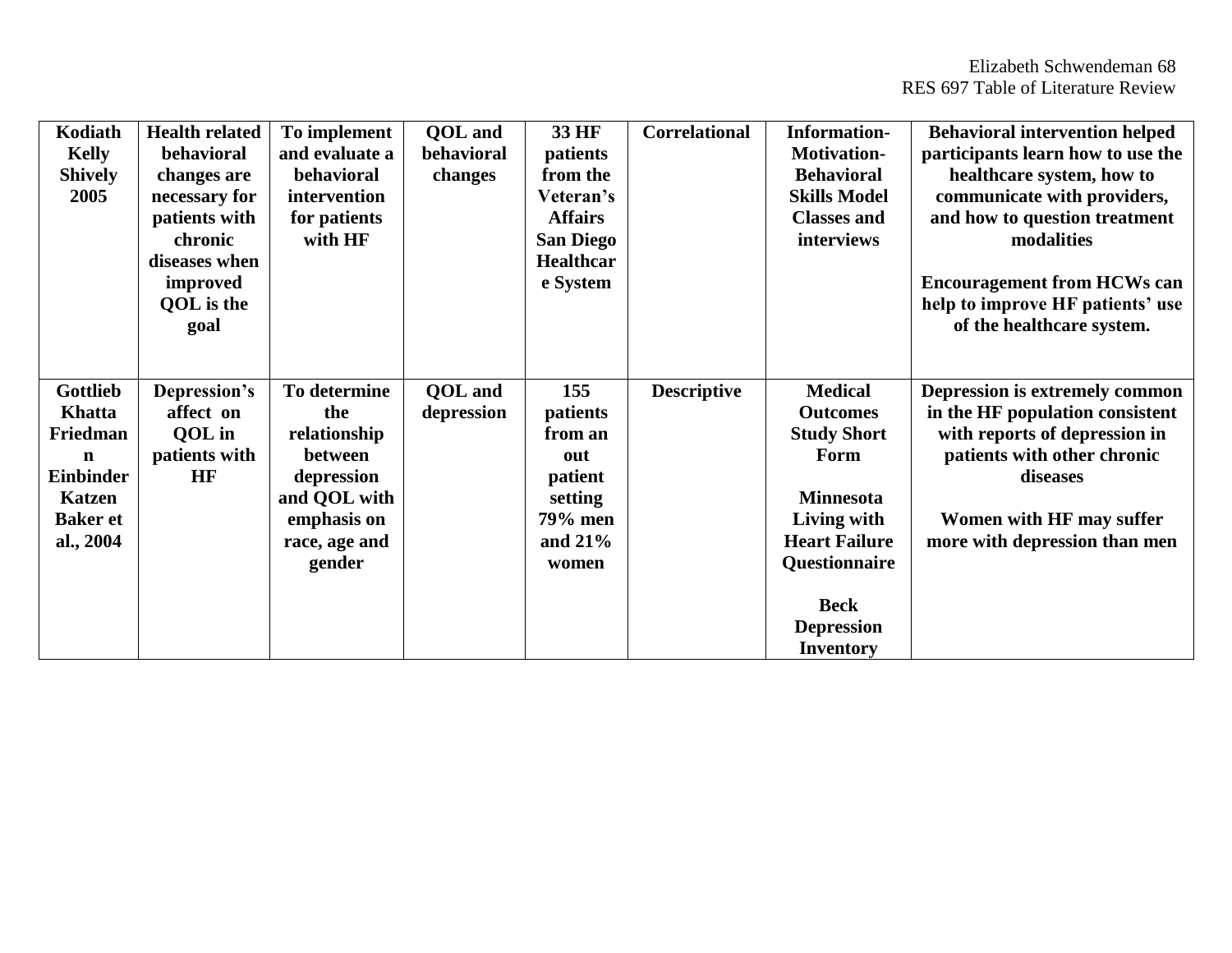| | | | | | | | |
|---|---|---|---|---|---|---|---|
| **Kodiath Kelly Shively 2005** | **Health related behavioral changes are necessary for patients with chronic diseases when improved QOL is the goal** | **To implement and evaluate a behavioral intervention for patients with HF** | **QOL and behavioral changes** | **33 HF patients from the Veteran's Affairs San Diego Healthcare System** | **Correlational** | **Information-Motivation-Behavioral Skills Model Classes and interviews** | **Behavioral intervention helped participants learn how to use the healthcare system, how to communicate with providers, and how to question treatment modalities**<br><br>**Encouragement from HCWs can help to improve HF patients' use of the healthcare system.** |
| **Gottlieb Khatta Friedmann Einbinder Katzen Baker et al., 2004** | **Depression's affect on QOL in patients with HF** | **To determine the relationship between depression and QOL with emphasis on race, age and gender** | **QOL and depression** | **155 patients from an out patient setting 79% men and 21% women** | **Descriptive** | **Medical Outcomes Study Short Form**<br><br>**Minnesota Living with Heart Failure Questionnaire**<br><br>**Beck Depression Inventory** | **Depression is extremely common in the HF population consistent with reports of depression in patients with other chronic diseases**<br><br>**Women with HF may suffer more with depression than men** |